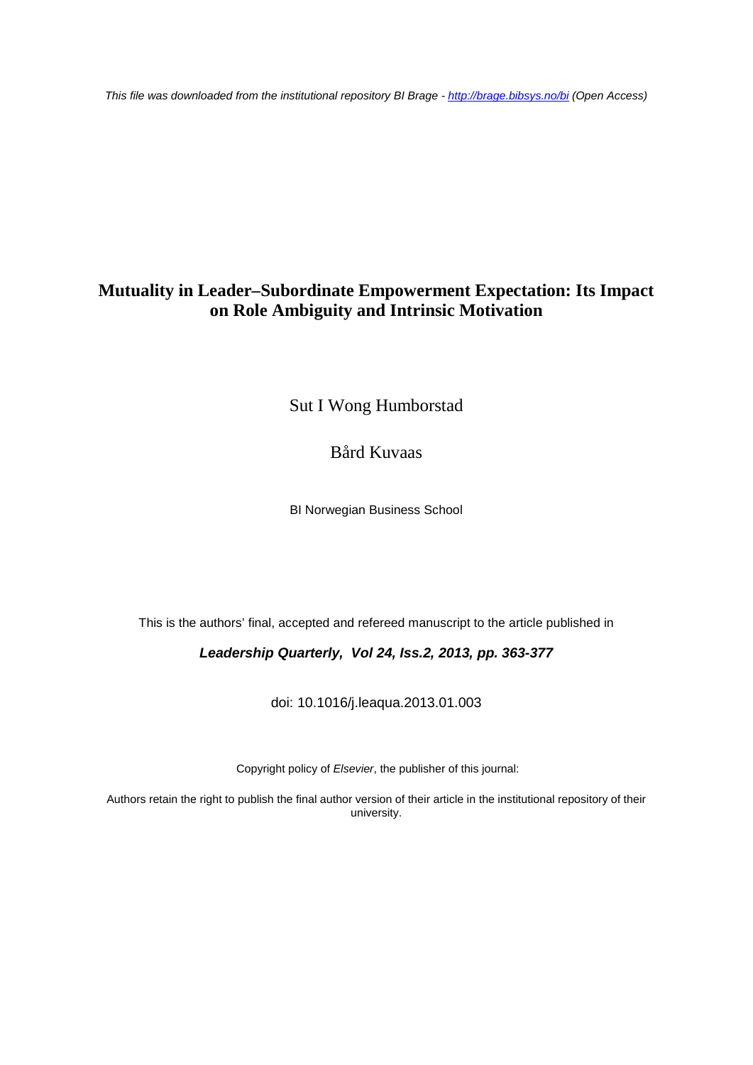*This file was downloaded from the institutional repository BI Brage - http://brage.bibsys.no/bi (Open Access)*

# Mutuality in Leader–Subordinate Empowerment Expectation: Its Impact on Role Ambiguity and Intrinsic Motivation

Sut I Wong Humborstad

Bård Kuvaas

BI Norwegian Business School

This is the authors' final, accepted and refereed manuscript to the article published in

***Leadership Quarterly, Vol 24, Iss.2, 2013, pp. 363-377***

doi: 10.1016/j.leaqua.2013.01.003

Copyright policy of *Elsevier*, the publisher of this journal:

Authors retain the right to publish the final author version of their article in the institutional repository of their university.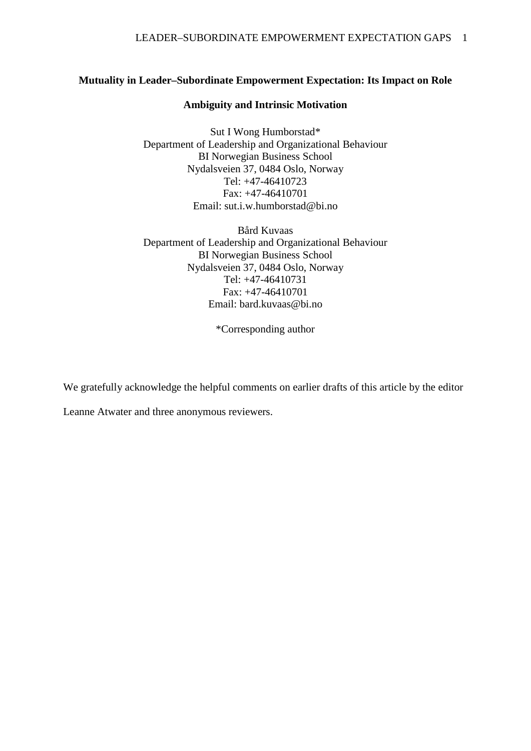# Mutuality in Leader–Subordinate Empowerment Expectation: Its Impact on Role Ambiguity and Intrinsic Motivation

Sut I Wong Humborstad*
Department of Leadership and Organizational Behaviour
BI Norwegian Business School
Nydalsveien 37, 0484 Oslo, Norway
Tel: +47-46410723
Fax: +47-46410701
Email: sut.i.w.humborstad@bi.no

Bård Kuvaas
Department of Leadership and Organizational Behaviour
BI Norwegian Business School
Nydalsveien 37, 0484 Oslo, Norway
Tel: +47-46410731
Fax: +47-46410701
Email: bard.kuvaas@bi.no

*Corresponding author

We gratefully acknowledge the helpful comments on earlier drafts of this article by the editor Leanne Atwater and three anonymous reviewers.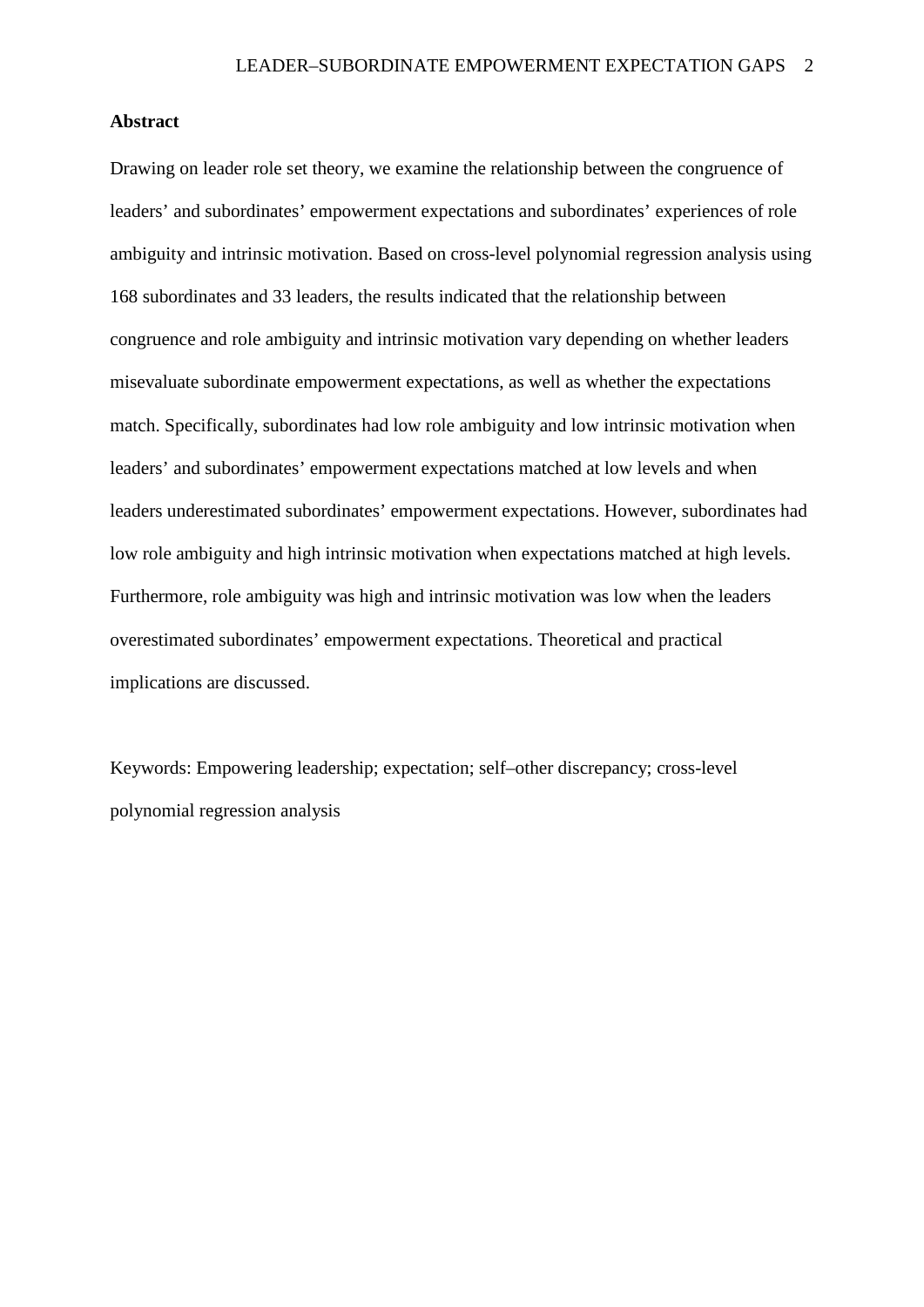**Abstract**

Drawing on leader role set theory, we examine the relationship between the congruence of leaders' and subordinates' empowerment expectations and subordinates' experiences of role ambiguity and intrinsic motivation. Based on cross-level polynomial regression analysis using 168 subordinates and 33 leaders, the results indicated that the relationship between congruence and role ambiguity and intrinsic motivation vary depending on whether leaders misevaluate subordinate empowerment expectations, as well as whether the expectations match. Specifically, subordinates had low role ambiguity and low intrinsic motivation when leaders' and subordinates' empowerment expectations matched at low levels and when leaders underestimated subordinates' empowerment expectations. However, subordinates had low role ambiguity and high intrinsic motivation when expectations matched at high levels. Furthermore, role ambiguity was high and intrinsic motivation was low when the leaders overestimated subordinates' empowerment expectations. Theoretical and practical implications are discussed.

Keywords: Empowering leadership; expectation; self–other discrepancy; cross-level polynomial regression analysis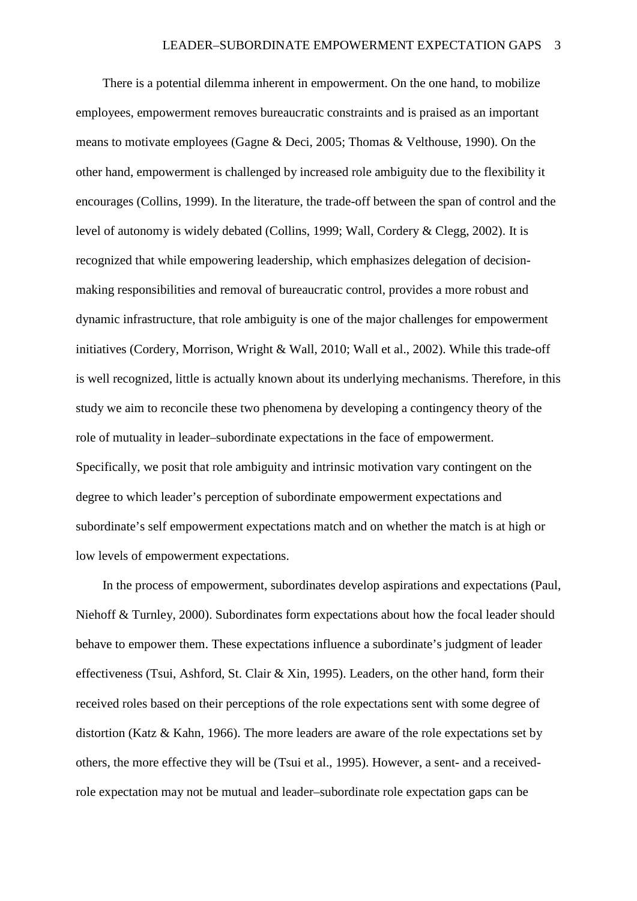There is a potential dilemma inherent in empowerment. On the one hand, to mobilize employees, empowerment removes bureaucratic constraints and is praised as an important means to motivate employees (Gagne & Deci, 2005; Thomas & Velthouse, 1990). On the other hand, empowerment is challenged by increased role ambiguity due to the flexibility it encourages (Collins, 1999). In the literature, the trade-off between the span of control and the level of autonomy is widely debated (Collins, 1999; Wall, Cordery & Clegg, 2002). It is recognized that while empowering leadership, which emphasizes delegation of decision-making responsibilities and removal of bureaucratic control, provides a more robust and dynamic infrastructure, that role ambiguity is one of the major challenges for empowerment initiatives (Cordery, Morrison, Wright & Wall, 2010; Wall et al., 2002). While this trade-off is well recognized, little is actually known about its underlying mechanisms. Therefore, in this study we aim to reconcile these two phenomena by developing a contingency theory of the role of mutuality in leader–subordinate expectations in the face of empowerment. Specifically, we posit that role ambiguity and intrinsic motivation vary contingent on the degree to which leader's perception of subordinate empowerment expectations and subordinate's self empowerment expectations match and on whether the match is at high or low levels of empowerment expectations.

In the process of empowerment, subordinates develop aspirations and expectations (Paul, Niehoff & Turnley, 2000). Subordinates form expectations about how the focal leader should behave to empower them. These expectations influence a subordinate's judgment of leader effectiveness (Tsui, Ashford, St. Clair & Xin, 1995). Leaders, on the other hand, form their received roles based on their perceptions of the role expectations sent with some degree of distortion (Katz & Kahn, 1966). The more leaders are aware of the role expectations set by others, the more effective they will be (Tsui et al., 1995). However, a sent- and a received-role expectation may not be mutual and leader–subordinate role expectation gaps can be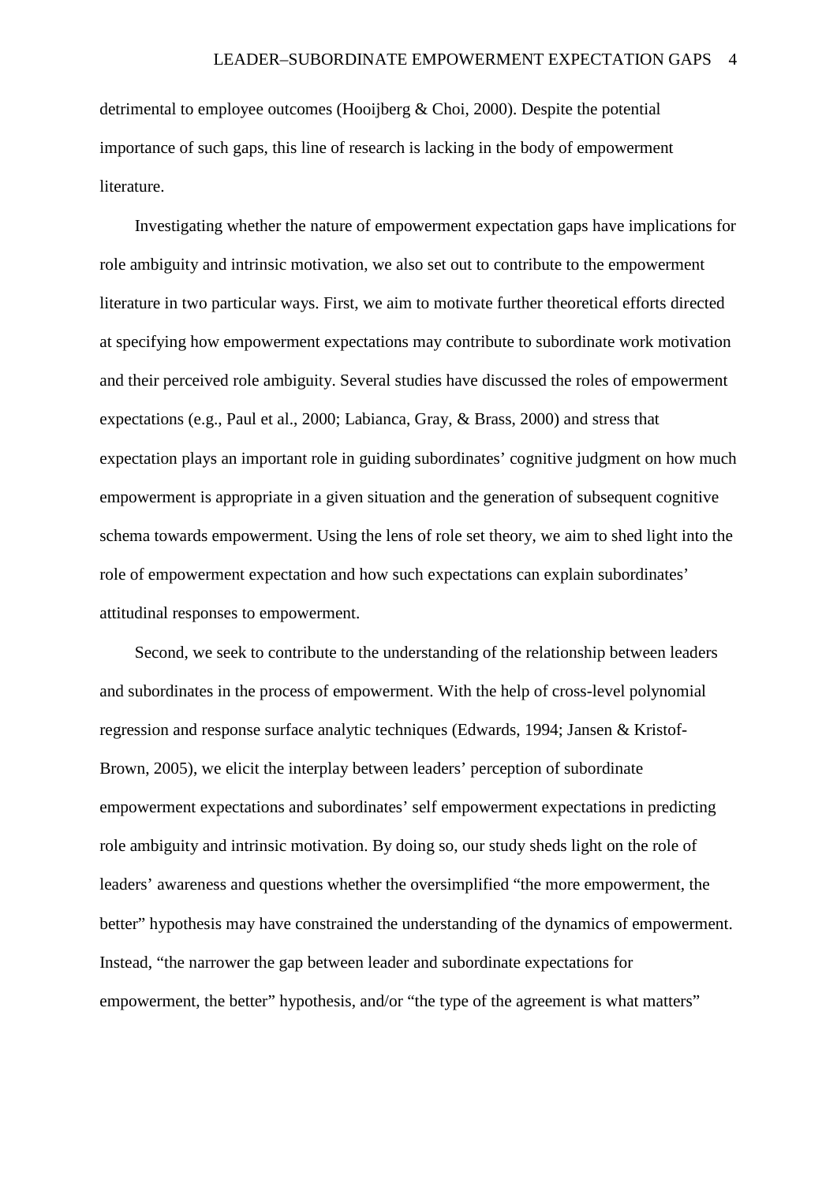detrimental to employee outcomes (Hooijberg & Choi, 2000). Despite the potential importance of such gaps, this line of research is lacking in the body of empowerment literature.

Investigating whether the nature of empowerment expectation gaps have implications for role ambiguity and intrinsic motivation, we also set out to contribute to the empowerment literature in two particular ways. First, we aim to motivate further theoretical efforts directed at specifying how empowerment expectations may contribute to subordinate work motivation and their perceived role ambiguity. Several studies have discussed the roles of empowerment expectations (e.g., Paul et al., 2000; Labianca, Gray, & Brass, 2000) and stress that expectation plays an important role in guiding subordinates' cognitive judgment on how much empowerment is appropriate in a given situation and the generation of subsequent cognitive schema towards empowerment. Using the lens of role set theory, we aim to shed light into the role of empowerment expectation and how such expectations can explain subordinates' attitudinal responses to empowerment.

Second, we seek to contribute to the understanding of the relationship between leaders and subordinates in the process of empowerment. With the help of cross-level polynomial regression and response surface analytic techniques (Edwards, 1994; Jansen & Kristof-Brown, 2005), we elicit the interplay between leaders' perception of subordinate empowerment expectations and subordinates' self empowerment expectations in predicting role ambiguity and intrinsic motivation. By doing so, our study sheds light on the role of leaders' awareness and questions whether the oversimplified "the more empowerment, the better" hypothesis may have constrained the understanding of the dynamics of empowerment. Instead, "the narrower the gap between leader and subordinate expectations for empowerment, the better" hypothesis, and/or "the type of the agreement is what matters"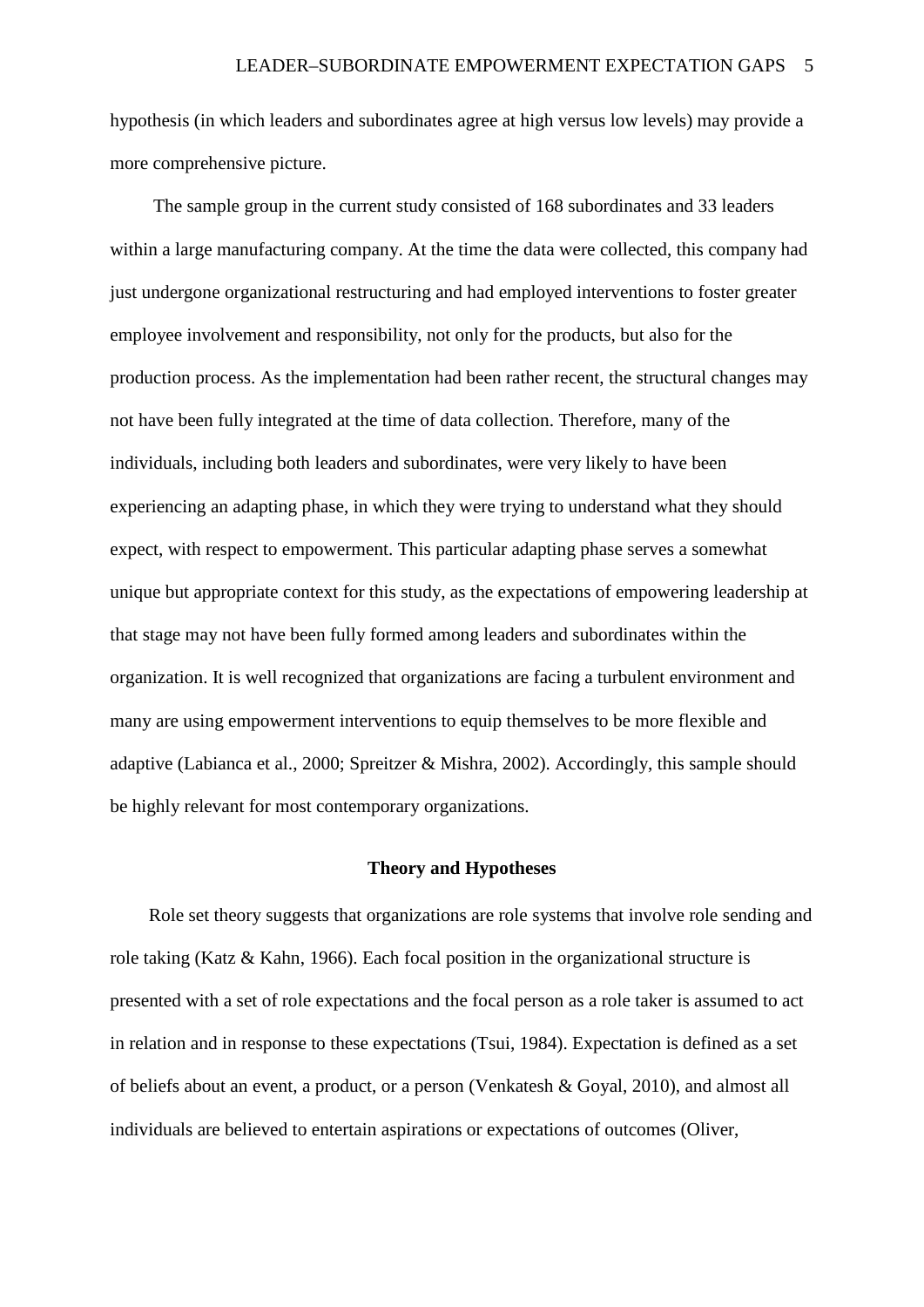hypothesis (in which leaders and subordinates agree at high versus low levels) may provide a more comprehensive picture.

The sample group in the current study consisted of 168 subordinates and 33 leaders within a large manufacturing company. At the time the data were collected, this company had just undergone organizational restructuring and had employed interventions to foster greater employee involvement and responsibility, not only for the products, but also for the production process. As the implementation had been rather recent, the structural changes may not have been fully integrated at the time of data collection. Therefore, many of the individuals, including both leaders and subordinates, were very likely to have been experiencing an adapting phase, in which they were trying to understand what they should expect, with respect to empowerment. This particular adapting phase serves a somewhat unique but appropriate context for this study, as the expectations of empowering leadership at that stage may not have been fully formed among leaders and subordinates within the organization. It is well recognized that organizations are facing a turbulent environment and many are using empowerment interventions to equip themselves to be more flexible and adaptive (Labianca et al., 2000; Spreitzer & Mishra, 2002). Accordingly, this sample should be highly relevant for most contemporary organizations.

## Theory and Hypotheses

Role set theory suggests that organizations are role systems that involve role sending and role taking (Katz & Kahn, 1966). Each focal position in the organizational structure is presented with a set of role expectations and the focal person as a role taker is assumed to act in relation and in response to these expectations (Tsui, 1984). Expectation is defined as a set of beliefs about an event, a product, or a person (Venkatesh & Goyal, 2010), and almost all individuals are believed to entertain aspirations or expectations of outcomes (Oliver,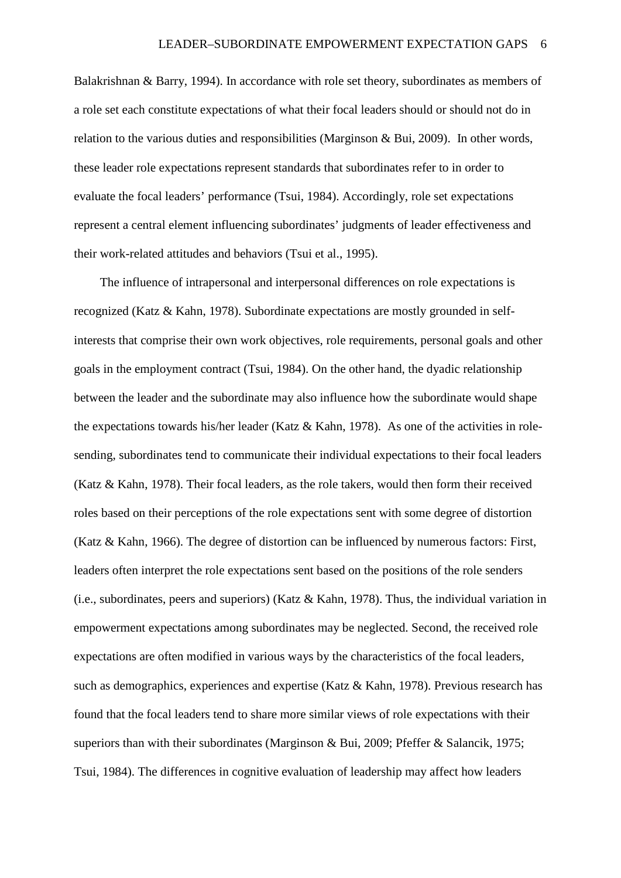Balakrishnan & Barry, 1994). In accordance with role set theory, subordinates as members of a role set each constitute expectations of what their focal leaders should or should not do in relation to the various duties and responsibilities (Marginson & Bui, 2009). In other words, these leader role expectations represent standards that subordinates refer to in order to evaluate the focal leaders' performance (Tsui, 1984). Accordingly, role set expectations represent a central element influencing subordinates' judgments of leader effectiveness and their work-related attitudes and behaviors (Tsui et al., 1995).

The influence of intrapersonal and interpersonal differences on role expectations is recognized (Katz & Kahn, 1978). Subordinate expectations are mostly grounded in self-interests that comprise their own work objectives, role requirements, personal goals and other goals in the employment contract (Tsui, 1984). On the other hand, the dyadic relationship between the leader and the subordinate may also influence how the subordinate would shape the expectations towards his/her leader (Katz & Kahn, 1978). As one of the activities in role-sending, subordinates tend to communicate their individual expectations to their focal leaders (Katz & Kahn, 1978). Their focal leaders, as the role takers, would then form their received roles based on their perceptions of the role expectations sent with some degree of distortion (Katz & Kahn, 1966). The degree of distortion can be influenced by numerous factors: First, leaders often interpret the role expectations sent based on the positions of the role senders (i.e., subordinates, peers and superiors) (Katz & Kahn, 1978). Thus, the individual variation in empowerment expectations among subordinates may be neglected. Second, the received role expectations are often modified in various ways by the characteristics of the focal leaders, such as demographics, experiences and expertise (Katz & Kahn, 1978). Previous research has found that the focal leaders tend to share more similar views of role expectations with their superiors than with their subordinates (Marginson & Bui, 2009; Pfeffer & Salancik, 1975; Tsui, 1984). The differences in cognitive evaluation of leadership may affect how leaders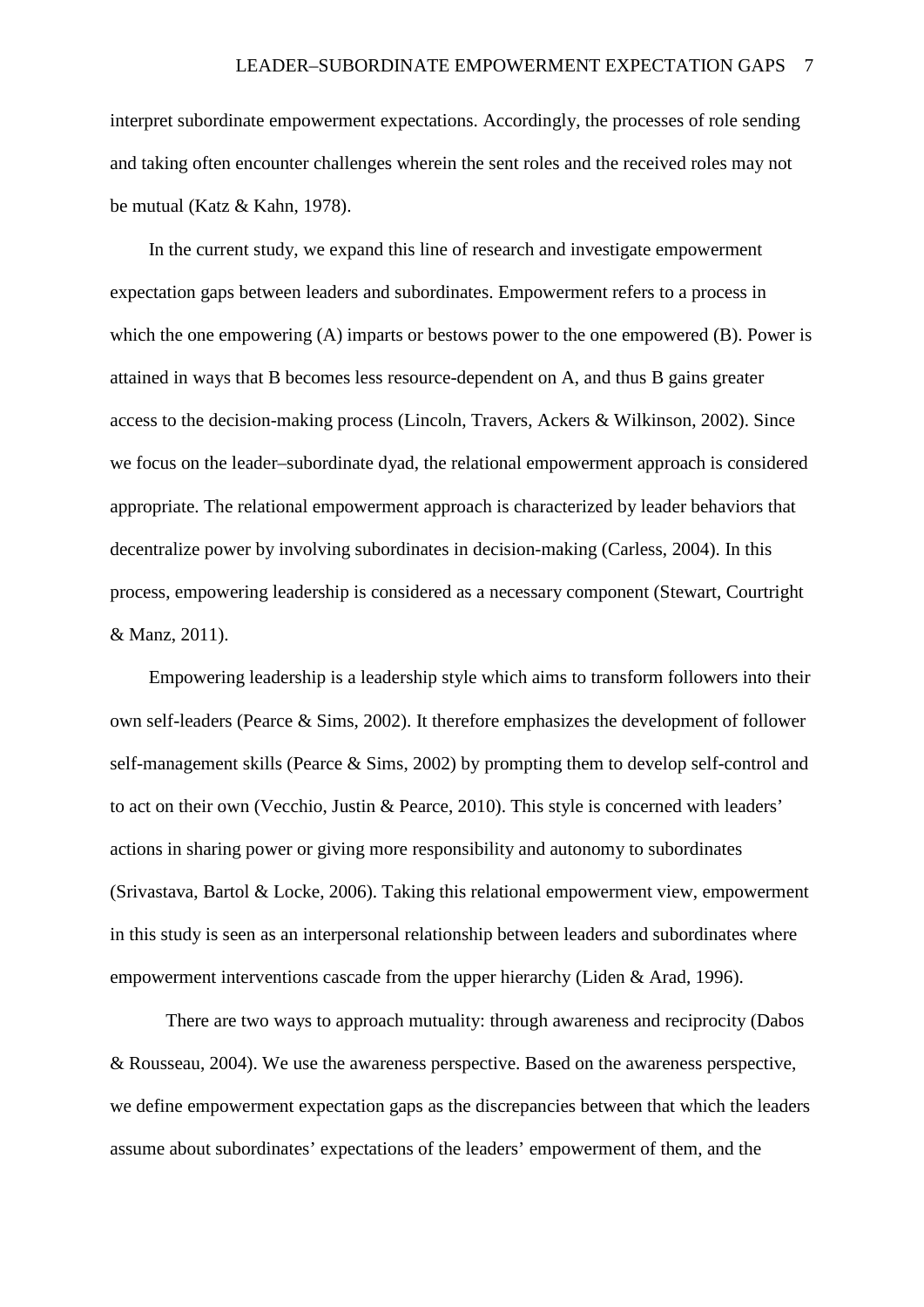interpret subordinate empowerment expectations. Accordingly, the processes of role sending and taking often encounter challenges wherein the sent roles and the received roles may not be mutual (Katz & Kahn, 1978).

In the current study, we expand this line of research and investigate empowerment expectation gaps between leaders and subordinates. Empowerment refers to a process in which the one empowering (A) imparts or bestows power to the one empowered (B). Power is attained in ways that B becomes less resource-dependent on A, and thus B gains greater access to the decision-making process (Lincoln, Travers, Ackers & Wilkinson, 2002). Since we focus on the leader–subordinate dyad, the relational empowerment approach is considered appropriate. The relational empowerment approach is characterized by leader behaviors that decentralize power by involving subordinates in decision-making (Carless, 2004). In this process, empowering leadership is considered as a necessary component (Stewart, Courtright & Manz, 2011).

Empowering leadership is a leadership style which aims to transform followers into their own self-leaders (Pearce & Sims, 2002). It therefore emphasizes the development of follower self-management skills (Pearce & Sims, 2002) by prompting them to develop self-control and to act on their own (Vecchio, Justin & Pearce, 2010). This style is concerned with leaders' actions in sharing power or giving more responsibility and autonomy to subordinates (Srivastava, Bartol & Locke, 2006). Taking this relational empowerment view, empowerment in this study is seen as an interpersonal relationship between leaders and subordinates where empowerment interventions cascade from the upper hierarchy (Liden & Arad, 1996).

There are two ways to approach mutuality: through awareness and reciprocity (Dabos & Rousseau, 2004). We use the awareness perspective. Based on the awareness perspective, we define empowerment expectation gaps as the discrepancies between that which the leaders assume about subordinates' expectations of the leaders' empowerment of them, and the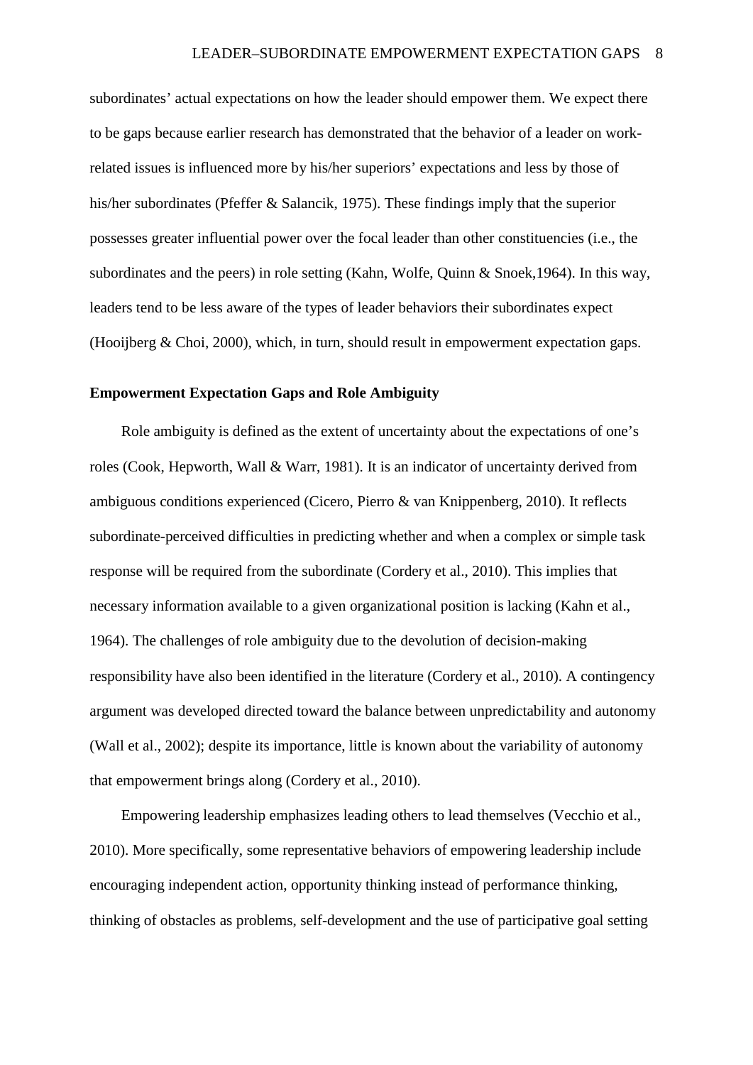subordinates' actual expectations on how the leader should empower them. We expect there to be gaps because earlier research has demonstrated that the behavior of a leader on work-related issues is influenced more by his/her superiors' expectations and less by those of his/her subordinates (Pfeffer & Salancik, 1975). These findings imply that the superior possesses greater influential power over the focal leader than other constituencies (i.e., the subordinates and the peers) in role setting (Kahn, Wolfe, Quinn & Snoek,1964). In this way, leaders tend to be less aware of the types of leader behaviors their subordinates expect (Hooijberg & Choi, 2000), which, in turn, should result in empowerment expectation gaps.

**Empowerment Expectation Gaps and Role Ambiguity**

Role ambiguity is defined as the extent of uncertainty about the expectations of one's roles (Cook, Hepworth, Wall & Warr, 1981). It is an indicator of uncertainty derived from ambiguous conditions experienced (Cicero, Pierro & van Knippenberg, 2010). It reflects subordinate-perceived difficulties in predicting whether and when a complex or simple task response will be required from the subordinate (Cordery et al., 2010). This implies that necessary information available to a given organizational position is lacking (Kahn et al., 1964). The challenges of role ambiguity due to the devolution of decision-making responsibility have also been identified in the literature (Cordery et al., 2010). A contingency argument was developed directed toward the balance between unpredictability and autonomy (Wall et al., 2002); despite its importance, little is known about the variability of autonomy that empowerment brings along (Cordery et al., 2010).

Empowering leadership emphasizes leading others to lead themselves (Vecchio et al., 2010). More specifically, some representative behaviors of empowering leadership include encouraging independent action, opportunity thinking instead of performance thinking, thinking of obstacles as problems, self-development and the use of participative goal setting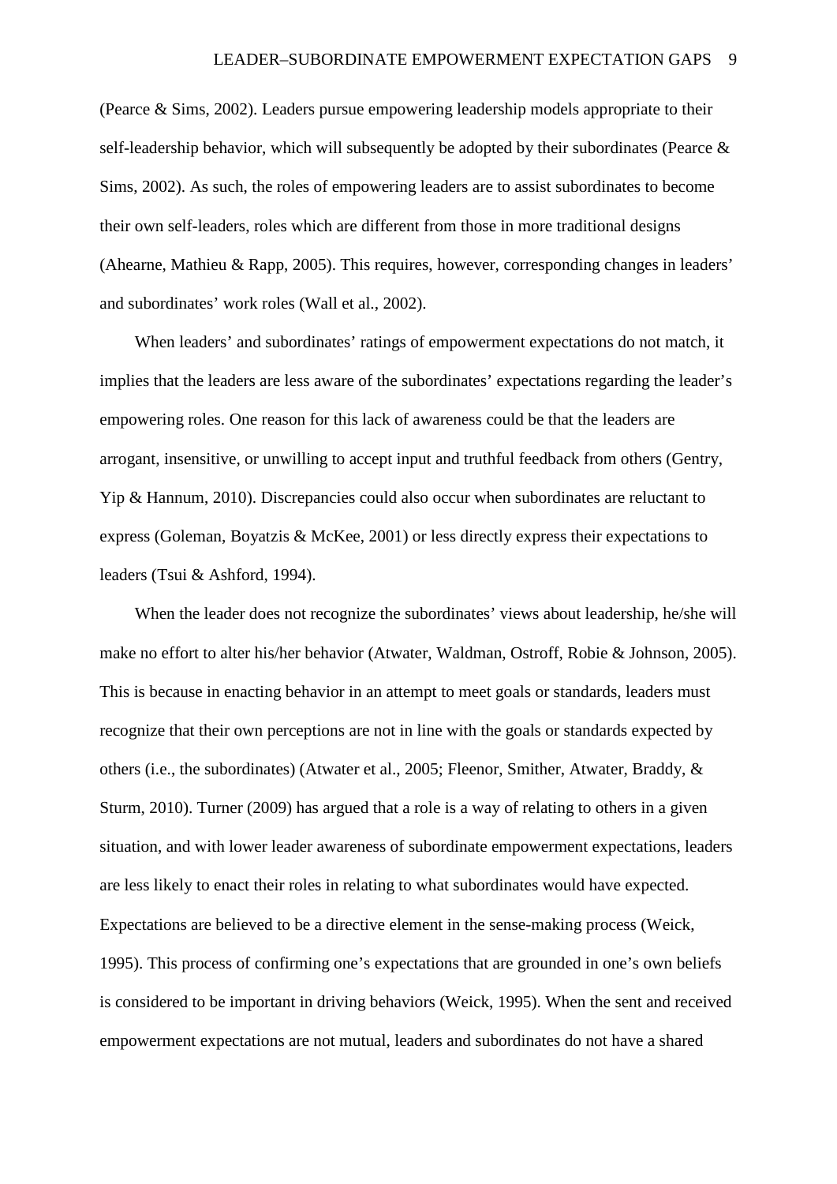(Pearce & Sims, 2002). Leaders pursue empowering leadership models appropriate to their self-leadership behavior, which will subsequently be adopted by their subordinates (Pearce & Sims, 2002). As such, the roles of empowering leaders are to assist subordinates to become their own self-leaders, roles which are different from those in more traditional designs (Ahearne, Mathieu & Rapp, 2005). This requires, however, corresponding changes in leaders' and subordinates' work roles (Wall et al., 2002).

When leaders' and subordinates' ratings of empowerment expectations do not match, it implies that the leaders are less aware of the subordinates' expectations regarding the leader's empowering roles. One reason for this lack of awareness could be that the leaders are arrogant, insensitive, or unwilling to accept input and truthful feedback from others (Gentry, Yip & Hannum, 2010). Discrepancies could also occur when subordinates are reluctant to express (Goleman, Boyatzis & McKee, 2001) or less directly express their expectations to leaders (Tsui & Ashford, 1994).

When the leader does not recognize the subordinates' views about leadership, he/she will make no effort to alter his/her behavior (Atwater, Waldman, Ostroff, Robie & Johnson, 2005). This is because in enacting behavior in an attempt to meet goals or standards, leaders must recognize that their own perceptions are not in line with the goals or standards expected by others (i.e., the subordinates) (Atwater et al., 2005; Fleenor, Smither, Atwater, Braddy, & Sturm, 2010). Turner (2009) has argued that a role is a way of relating to others in a given situation, and with lower leader awareness of subordinate empowerment expectations, leaders are less likely to enact their roles in relating to what subordinates would have expected. Expectations are believed to be a directive element in the sense-making process (Weick, 1995). This process of confirming one's expectations that are grounded in one's own beliefs is considered to be important in driving behaviors (Weick, 1995). When the sent and received empowerment expectations are not mutual, leaders and subordinates do not have a shared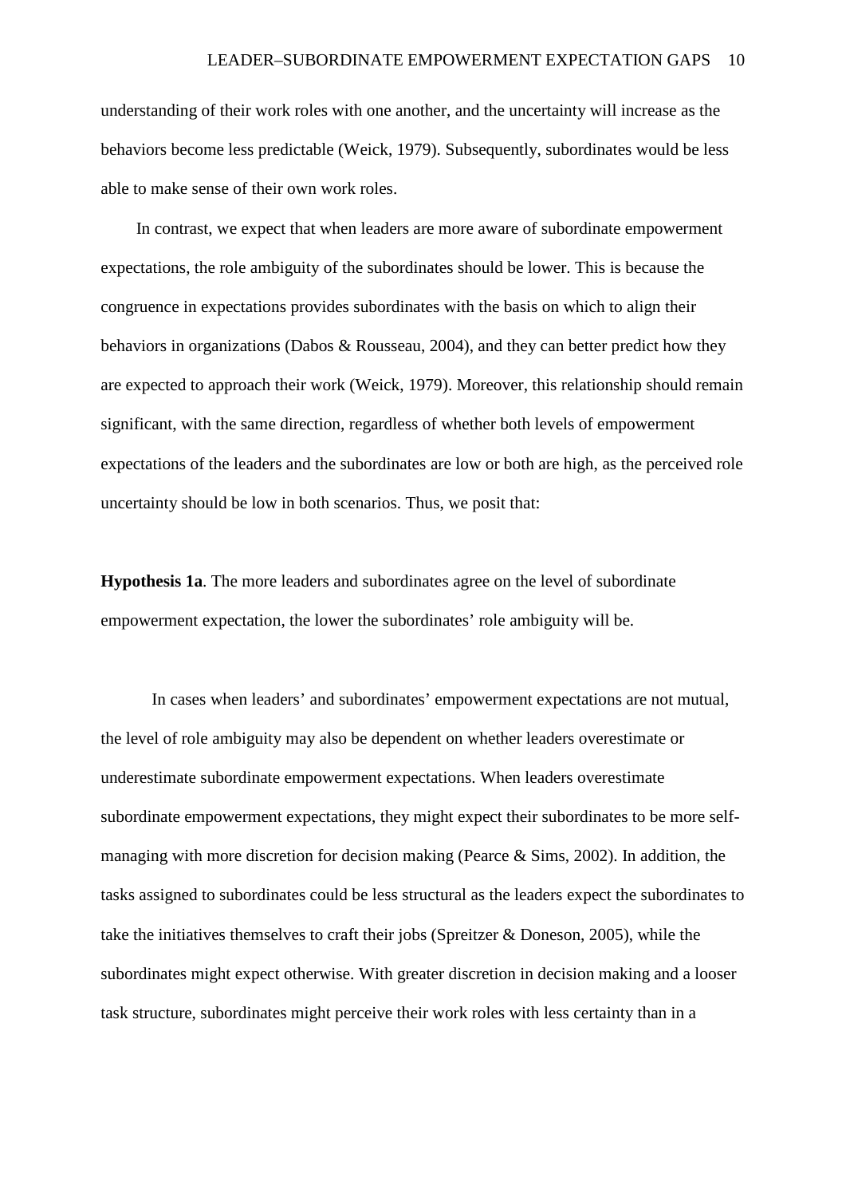understanding of their work roles with one another, and the uncertainty will increase as the behaviors become less predictable (Weick, 1979). Subsequently, subordinates would be less able to make sense of their own work roles.

In contrast, we expect that when leaders are more aware of subordinate empowerment expectations, the role ambiguity of the subordinates should be lower. This is because the congruence in expectations provides subordinates with the basis on which to align their behaviors in organizations (Dabos & Rousseau, 2004), and they can better predict how they are expected to approach their work (Weick, 1979). Moreover, this relationship should remain significant, with the same direction, regardless of whether both levels of empowerment expectations of the leaders and the subordinates are low or both are high, as the perceived role uncertainty should be low in both scenarios. Thus, we posit that:

**Hypothesis 1a**. The more leaders and subordinates agree on the level of subordinate empowerment expectation, the lower the subordinates' role ambiguity will be.

In cases when leaders' and subordinates' empowerment expectations are not mutual, the level of role ambiguity may also be dependent on whether leaders overestimate or underestimate subordinate empowerment expectations. When leaders overestimate subordinate empowerment expectations, they might expect their subordinates to be more self-managing with more discretion for decision making (Pearce & Sims, 2002). In addition, the tasks assigned to subordinates could be less structural as the leaders expect the subordinates to take the initiatives themselves to craft their jobs (Spreitzer & Doneson, 2005), while the subordinates might expect otherwise. With greater discretion in decision making and a looser task structure, subordinates might perceive their work roles with less certainty than in a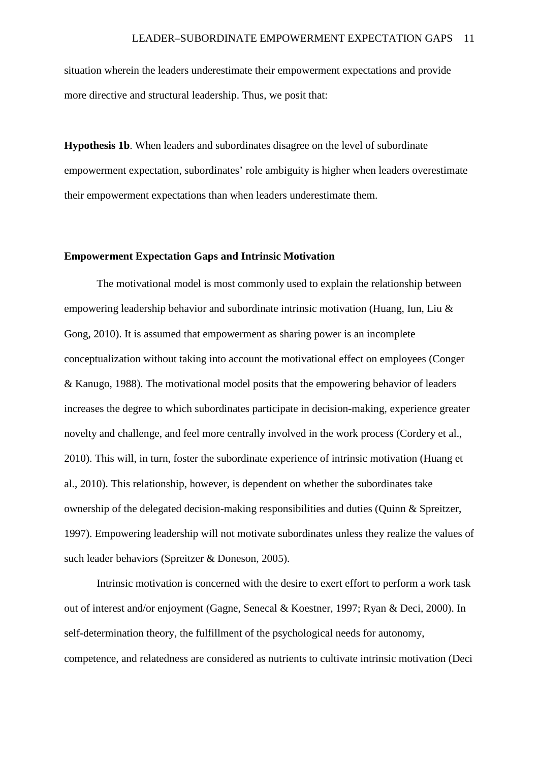situation wherein the leaders underestimate their empowerment expectations and provide more directive and structural leadership. Thus, we posit that:

**Hypothesis 1b**. When leaders and subordinates disagree on the level of subordinate empowerment expectation, subordinates' role ambiguity is higher when leaders overestimate their empowerment expectations than when leaders underestimate them.

## Empowerment Expectation Gaps and Intrinsic Motivation

The motivational model is most commonly used to explain the relationship between empowering leadership behavior and subordinate intrinsic motivation (Huang, Iun, Liu & Gong, 2010). It is assumed that empowerment as sharing power is an incomplete conceptualization without taking into account the motivational effect on employees (Conger & Kanugo, 1988). The motivational model posits that the empowering behavior of leaders increases the degree to which subordinates participate in decision-making, experience greater novelty and challenge, and feel more centrally involved in the work process (Cordery et al., 2010). This will, in turn, foster the subordinate experience of intrinsic motivation (Huang et al., 2010). This relationship, however, is dependent on whether the subordinates take ownership of the delegated decision-making responsibilities and duties (Quinn & Spreitzer, 1997). Empowering leadership will not motivate subordinates unless they realize the values of such leader behaviors (Spreitzer & Doneson, 2005).

Intrinsic motivation is concerned with the desire to exert effort to perform a work task out of interest and/or enjoyment (Gagne, Senecal & Koestner, 1997; Ryan & Deci, 2000). In self-determination theory, the fulfillment of the psychological needs for autonomy, competence, and relatedness are considered as nutrients to cultivate intrinsic motivation (Deci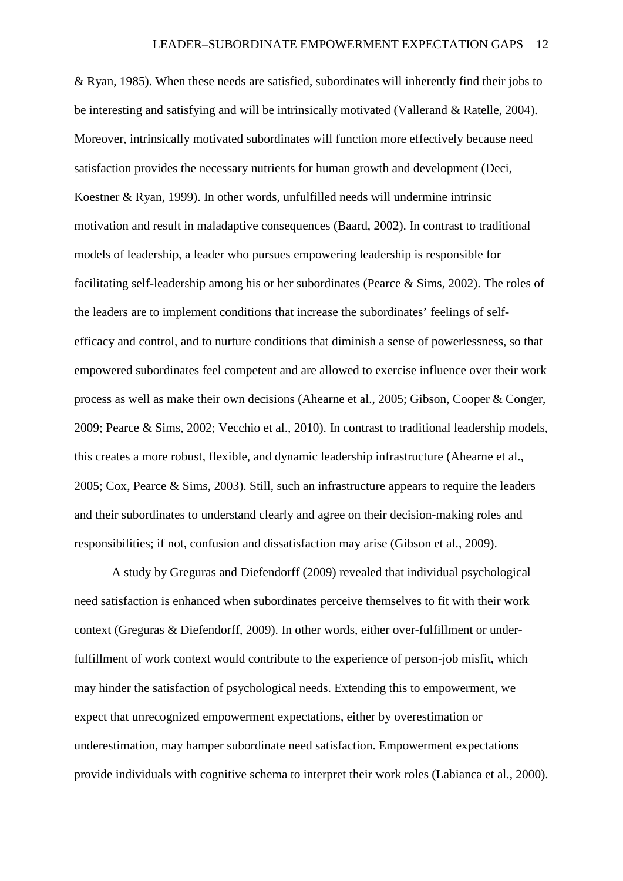& Ryan, 1985). When these needs are satisfied, subordinates will inherently find their jobs to be interesting and satisfying and will be intrinsically motivated (Vallerand & Ratelle, 2004). Moreover, intrinsically motivated subordinates will function more effectively because need satisfaction provides the necessary nutrients for human growth and development (Deci, Koestner & Ryan, 1999). In other words, unfulfilled needs will undermine intrinsic motivation and result in maladaptive consequences (Baard, 2002). In contrast to traditional models of leadership, a leader who pursues empowering leadership is responsible for facilitating self-leadership among his or her subordinates (Pearce & Sims, 2002). The roles of the leaders are to implement conditions that increase the subordinates' feelings of self-efficacy and control, and to nurture conditions that diminish a sense of powerlessness, so that empowered subordinates feel competent and are allowed to exercise influence over their work process as well as make their own decisions (Ahearne et al., 2005; Gibson, Cooper & Conger, 2009; Pearce & Sims, 2002; Vecchio et al., 2010). In contrast to traditional leadership models, this creates a more robust, flexible, and dynamic leadership infrastructure (Ahearne et al., 2005; Cox, Pearce & Sims, 2003). Still, such an infrastructure appears to require the leaders and their subordinates to understand clearly and agree on their decision-making roles and responsibilities; if not, confusion and dissatisfaction may arise (Gibson et al., 2009).

A study by Greguras and Diefendorff (2009) revealed that individual psychological need satisfaction is enhanced when subordinates perceive themselves to fit with their work context (Greguras & Diefendorff, 2009). In other words, either over-fulfillment or under-fulfillment of work context would contribute to the experience of person-job misfit, which may hinder the satisfaction of psychological needs. Extending this to empowerment, we expect that unrecognized empowerment expectations, either by overestimation or underestimation, may hamper subordinate need satisfaction. Empowerment expectations provide individuals with cognitive schema to interpret their work roles (Labianca et al., 2000).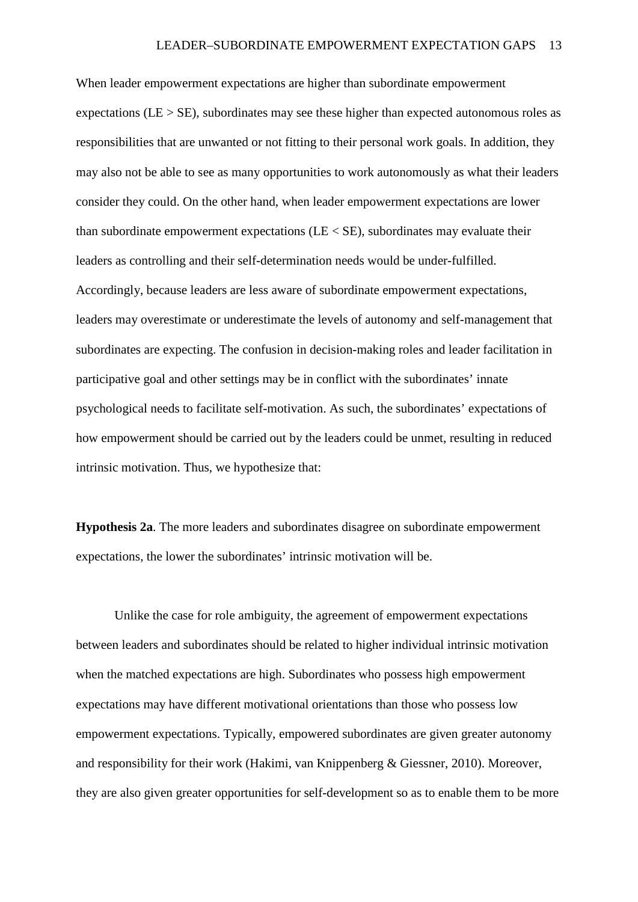When leader empowerment expectations are higher than subordinate empowerment expectations (LE > SE), subordinates may see these higher than expected autonomous roles as responsibilities that are unwanted or not fitting to their personal work goals. In addition, they may also not be able to see as many opportunities to work autonomously as what their leaders consider they could. On the other hand, when leader empowerment expectations are lower than subordinate empowerment expectations (LE < SE), subordinates may evaluate their leaders as controlling and their self-determination needs would be under-fulfilled. Accordingly, because leaders are less aware of subordinate empowerment expectations, leaders may overestimate or underestimate the levels of autonomy and self-management that subordinates are expecting. The confusion in decision-making roles and leader facilitation in participative goal and other settings may be in conflict with the subordinates' innate psychological needs to facilitate self-motivation. As such, the subordinates' expectations of how empowerment should be carried out by the leaders could be unmet, resulting in reduced intrinsic motivation. Thus, we hypothesize that:

**Hypothesis 2a**. The more leaders and subordinates disagree on subordinate empowerment expectations, the lower the subordinates' intrinsic motivation will be.

Unlike the case for role ambiguity, the agreement of empowerment expectations between leaders and subordinates should be related to higher individual intrinsic motivation when the matched expectations are high. Subordinates who possess high empowerment expectations may have different motivational orientations than those who possess low empowerment expectations. Typically, empowered subordinates are given greater autonomy and responsibility for their work (Hakimi, van Knippenberg & Giessner, 2010). Moreover, they are also given greater opportunities for self-development so as to enable them to be more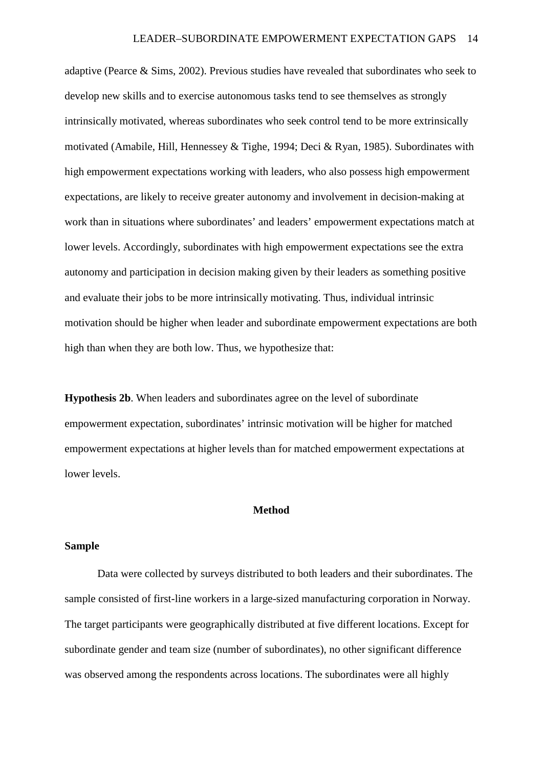adaptive (Pearce & Sims, 2002). Previous studies have revealed that subordinates who seek to develop new skills and to exercise autonomous tasks tend to see themselves as strongly intrinsically motivated, whereas subordinates who seek control tend to be more extrinsically motivated (Amabile, Hill, Hennessey & Tighe, 1994; Deci & Ryan, 1985). Subordinates with high empowerment expectations working with leaders, who also possess high empowerment expectations, are likely to receive greater autonomy and involvement in decision-making at work than in situations where subordinates' and leaders' empowerment expectations match at lower levels. Accordingly, subordinates with high empowerment expectations see the extra autonomy and participation in decision making given by their leaders as something positive and evaluate their jobs to be more intrinsically motivating. Thus, individual intrinsic motivation should be higher when leader and subordinate empowerment expectations are both high than when they are both low. Thus, we hypothesize that:

**Hypothesis 2b**. When leaders and subordinates agree on the level of subordinate empowerment expectation, subordinates' intrinsic motivation will be higher for matched empowerment expectations at higher levels than for matched empowerment expectations at lower levels.

## Method

### Sample

Data were collected by surveys distributed to both leaders and their subordinates. The sample consisted of first-line workers in a large-sized manufacturing corporation in Norway. The target participants were geographically distributed at five different locations. Except for subordinate gender and team size (number of subordinates), no other significant difference was observed among the respondents across locations. The subordinates were all highly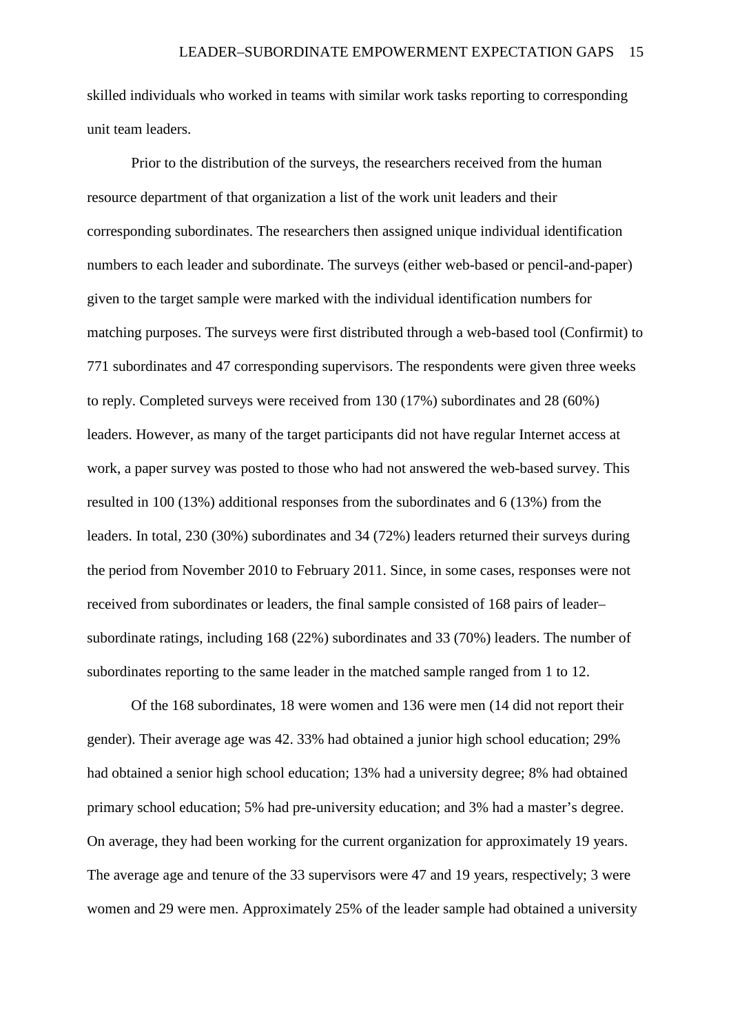skilled individuals who worked in teams with similar work tasks reporting to corresponding unit team leaders.

Prior to the distribution of the surveys, the researchers received from the human resource department of that organization a list of the work unit leaders and their corresponding subordinates. The researchers then assigned unique individual identification numbers to each leader and subordinate. The surveys (either web-based or pencil-and-paper) given to the target sample were marked with the individual identification numbers for matching purposes. The surveys were first distributed through a web-based tool (Confirmit) to 771 subordinates and 47 corresponding supervisors. The respondents were given three weeks to reply. Completed surveys were received from 130 (17%) subordinates and 28 (60%) leaders. However, as many of the target participants did not have regular Internet access at work, a paper survey was posted to those who had not answered the web-based survey. This resulted in 100 (13%) additional responses from the subordinates and 6 (13%) from the leaders. In total, 230 (30%) subordinates and 34 (72%) leaders returned their surveys during the period from November 2010 to February 2011. Since, in some cases, responses were not received from subordinates or leaders, the final sample consisted of 168 pairs of leader–subordinate ratings, including 168 (22%) subordinates and 33 (70%) leaders. The number of subordinates reporting to the same leader in the matched sample ranged from 1 to 12.

Of the 168 subordinates, 18 were women and 136 were men (14 did not report their gender). Their average age was 42. 33% had obtained a junior high school education; 29% had obtained a senior high school education; 13% had a university degree; 8% had obtained primary school education; 5% had pre-university education; and 3% had a master's degree. On average, they had been working for the current organization for approximately 19 years. The average age and tenure of the 33 supervisors were 47 and 19 years, respectively; 3 were women and 29 were men. Approximately 25% of the leader sample had obtained a university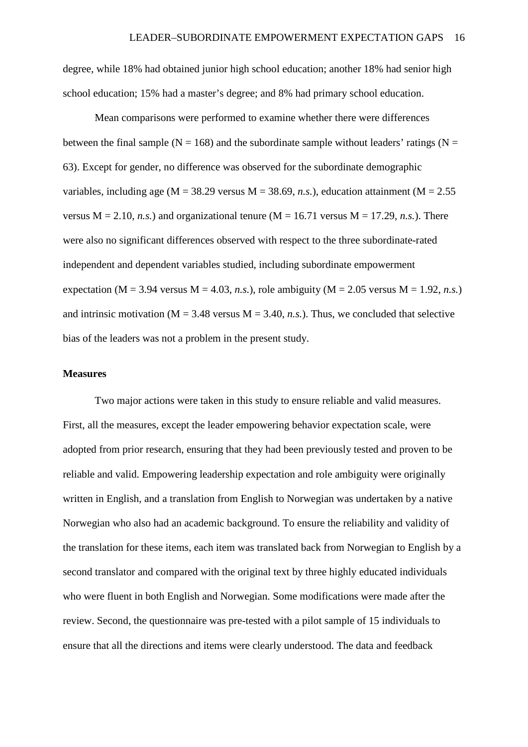degree, while 18% had obtained junior high school education; another 18% had senior high school education; 15% had a master's degree; and 8% had primary school education.

Mean comparisons were performed to examine whether there were differences between the final sample (N = 168) and the subordinate sample without leaders' ratings (N = 63). Except for gender, no difference was observed for the subordinate demographic variables, including age (M = 38.29 versus M = 38.69, *n.s.*), education attainment (M = 2.55 versus M = 2.10, *n.s.*) and organizational tenure (M = 16.71 versus M = 17.29, *n.s.*). There were also no significant differences observed with respect to the three subordinate-rated independent and dependent variables studied, including subordinate empowerment expectation (M = 3.94 versus M = 4.03, *n.s.*), role ambiguity (M = 2.05 versus M = 1.92, *n.s.*) and intrinsic motivation (M = 3.48 versus M = 3.40, *n.s.*). Thus, we concluded that selective bias of the leaders was not a problem in the present study.

**Measures**

Two major actions were taken in this study to ensure reliable and valid measures. First, all the measures, except the leader empowering behavior expectation scale, were adopted from prior research, ensuring that they had been previously tested and proven to be reliable and valid. Empowering leadership expectation and role ambiguity were originally written in English, and a translation from English to Norwegian was undertaken by a native Norwegian who also had an academic background. To ensure the reliability and validity of the translation for these items, each item was translated back from Norwegian to English by a second translator and compared with the original text by three highly educated individuals who were fluent in both English and Norwegian. Some modifications were made after the review. Second, the questionnaire was pre-tested with a pilot sample of 15 individuals to ensure that all the directions and items were clearly understood. The data and feedback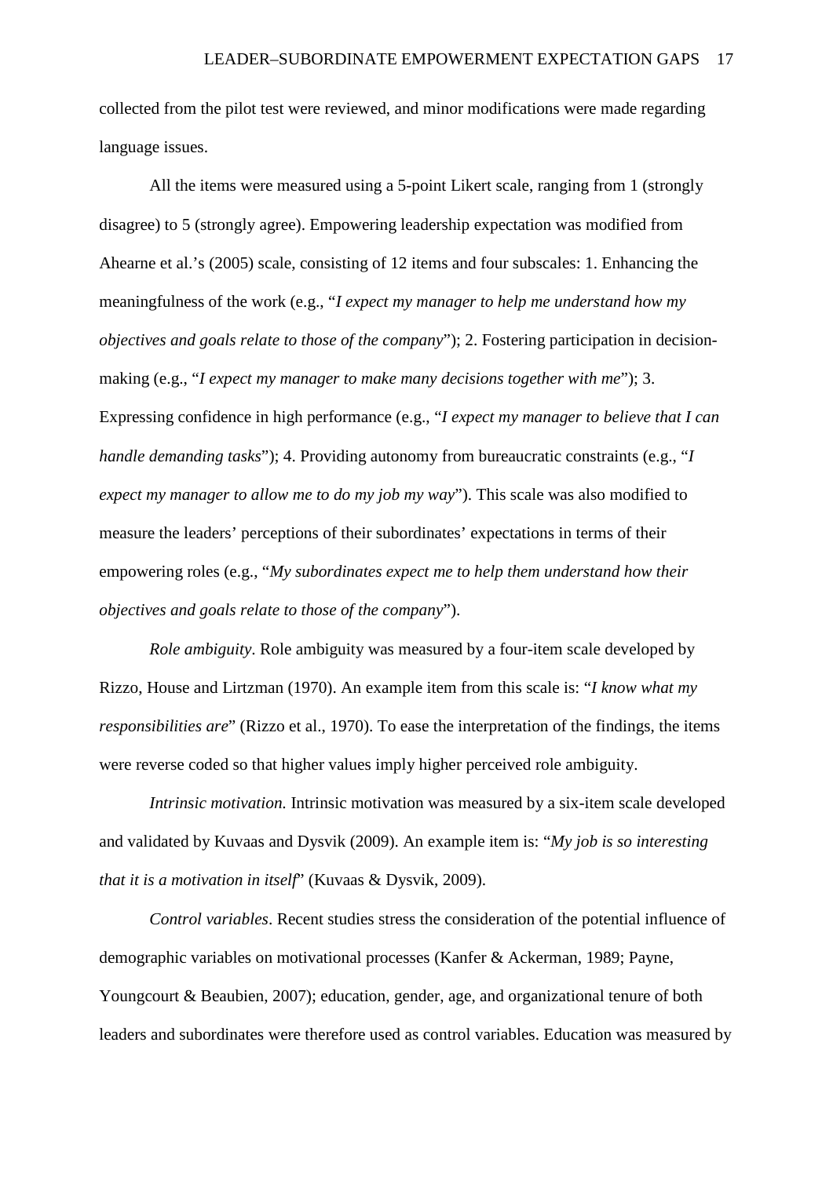collected from the pilot test were reviewed, and minor modifications were made regarding language issues.

All the items were measured using a 5-point Likert scale, ranging from 1 (strongly disagree) to 5 (strongly agree). Empowering leadership expectation was modified from Ahearne et al.'s (2005) scale, consisting of 12 items and four subscales: 1. Enhancing the meaningfulness of the work (e.g., "*I expect my manager to help me understand how my objectives and goals relate to those of the company*"); 2. Fostering participation in decision-making (e.g., "*I expect my manager to make many decisions together with me*"); 3. Expressing confidence in high performance (e.g., "*I expect my manager to believe that I can handle demanding tasks*"); 4. Providing autonomy from bureaucratic constraints (e.g., "*I expect my manager to allow me to do my job my way*"). This scale was also modified to measure the leaders' perceptions of their subordinates' expectations in terms of their empowering roles (e.g., "*My subordinates expect me to help them understand how their objectives and goals relate to those of the company*").

*Role ambiguity*. Role ambiguity was measured by a four-item scale developed by Rizzo, House and Lirtzman (1970). An example item from this scale is: "*I know what my responsibilities are*" (Rizzo et al., 1970). To ease the interpretation of the findings, the items were reverse coded so that higher values imply higher perceived role ambiguity.

*Intrinsic motivation.* Intrinsic motivation was measured by a six-item scale developed and validated by Kuvaas and Dysvik (2009). An example item is: "*My job is so interesting that it is a motivation in itself*" (Kuvaas & Dysvik, 2009).

*Control variables*. Recent studies stress the consideration of the potential influence of demographic variables on motivational processes (Kanfer & Ackerman, 1989; Payne, Youngcourt & Beaubien, 2007); education, gender, age, and organizational tenure of both leaders and subordinates were therefore used as control variables. Education was measured by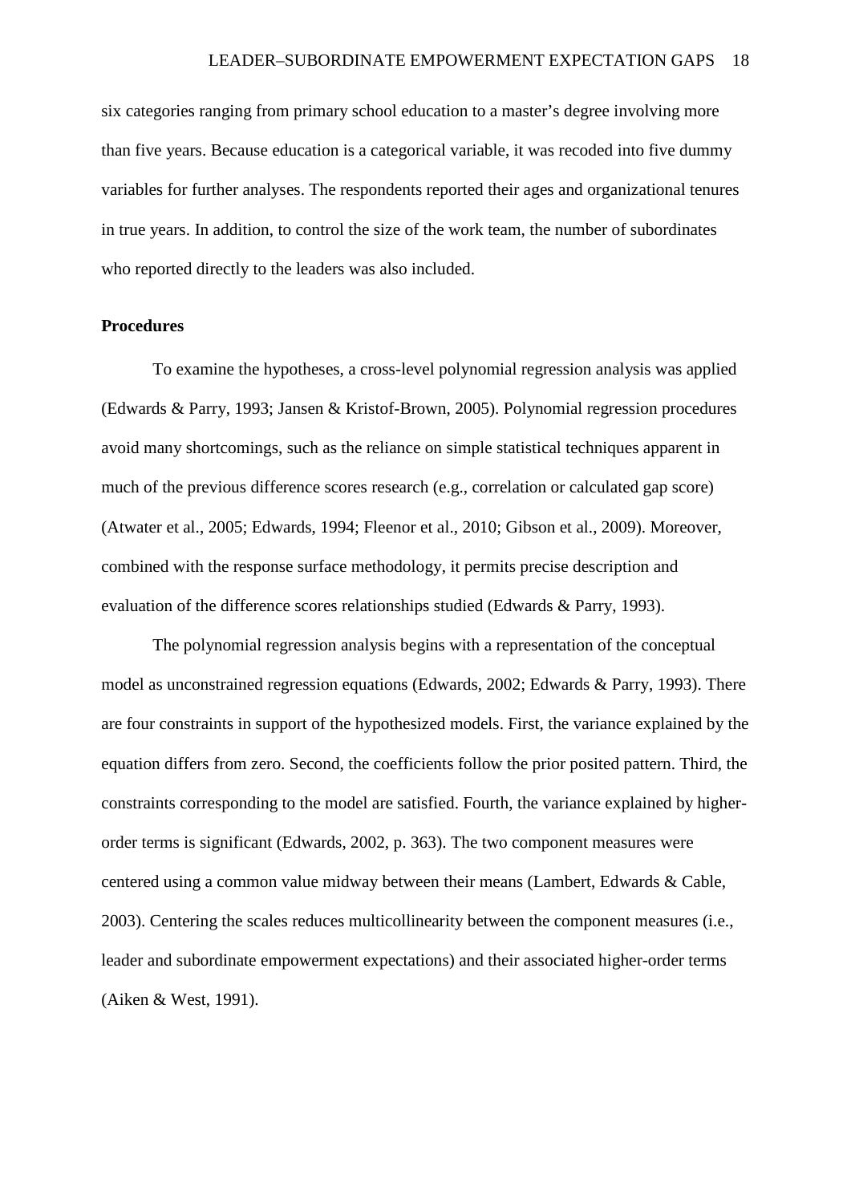six categories ranging from primary school education to a master's degree involving more than five years. Because education is a categorical variable, it was recoded into five dummy variables for further analyses. The respondents reported their ages and organizational tenures in true years. In addition, to control the size of the work team, the number of subordinates who reported directly to the leaders was also included.

**Procedures**

To examine the hypotheses, a cross-level polynomial regression analysis was applied (Edwards & Parry, 1993; Jansen & Kristof-Brown, 2005). Polynomial regression procedures avoid many shortcomings, such as the reliance on simple statistical techniques apparent in much of the previous difference scores research (e.g., correlation or calculated gap score) (Atwater et al., 2005; Edwards, 1994; Fleenor et al., 2010; Gibson et al., 2009). Moreover, combined with the response surface methodology, it permits precise description and evaluation of the difference scores relationships studied (Edwards & Parry, 1993).

The polynomial regression analysis begins with a representation of the conceptual model as unconstrained regression equations (Edwards, 2002; Edwards & Parry, 1993). There are four constraints in support of the hypothesized models. First, the variance explained by the equation differs from zero. Second, the coefficients follow the prior posited pattern. Third, the constraints corresponding to the model are satisfied. Fourth, the variance explained by higher-order terms is significant (Edwards, 2002, p. 363). The two component measures were centered using a common value midway between their means (Lambert, Edwards & Cable, 2003). Centering the scales reduces multicollinearity between the component measures (i.e., leader and subordinate empowerment expectations) and their associated higher-order terms (Aiken & West, 1991).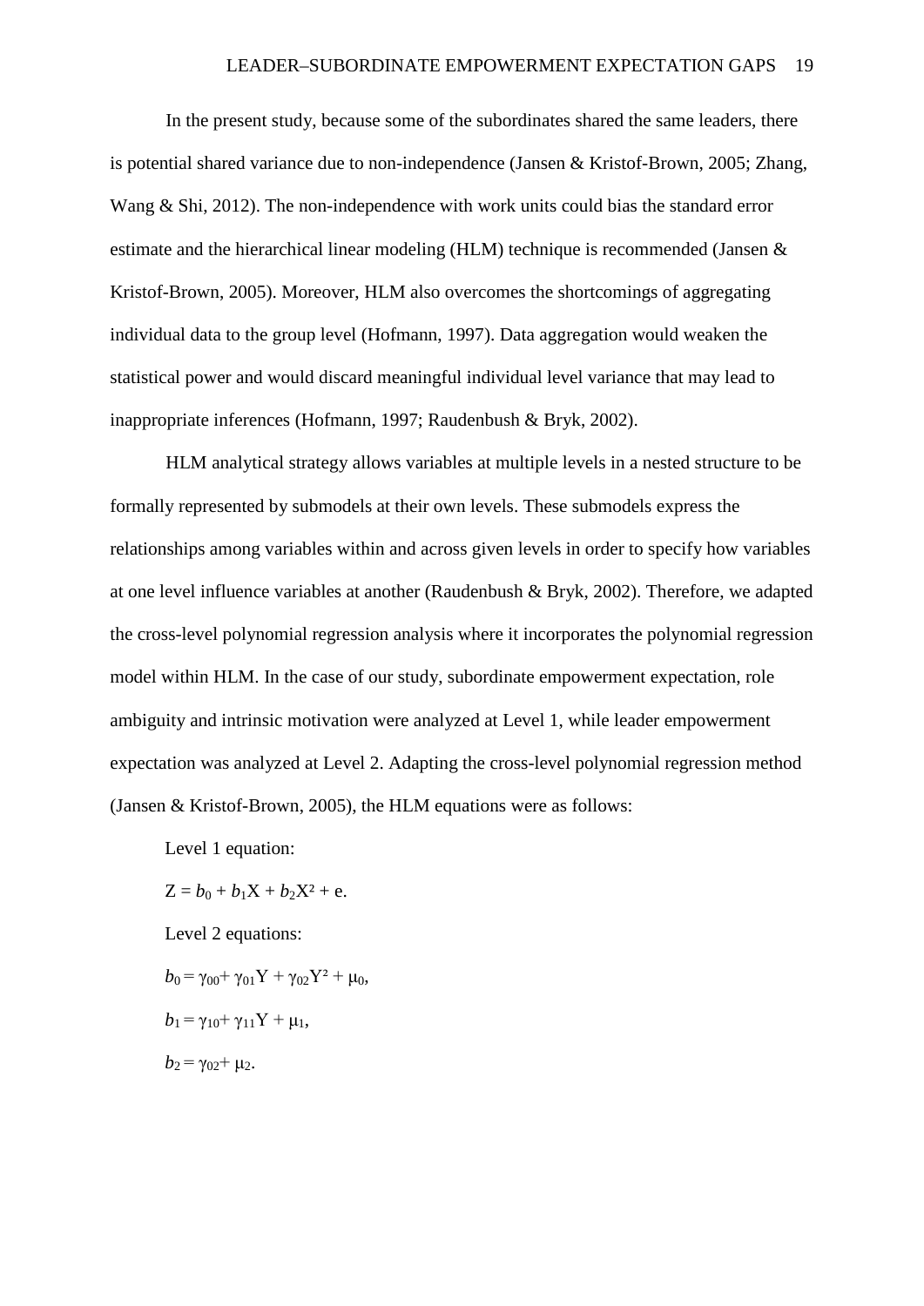In the present study, because some of the subordinates shared the same leaders, there is potential shared variance due to non-independence (Jansen & Kristof-Brown, 2005; Zhang, Wang & Shi, 2012). The non-independence with work units could bias the standard error estimate and the hierarchical linear modeling (HLM) technique is recommended (Jansen & Kristof-Brown, 2005). Moreover, HLM also overcomes the shortcomings of aggregating individual data to the group level (Hofmann, 1997). Data aggregation would weaken the statistical power and would discard meaningful individual level variance that may lead to inappropriate inferences (Hofmann, 1997; Raudenbush & Bryk, 2002).

HLM analytical strategy allows variables at multiple levels in a nested structure to be formally represented by submodels at their own levels. These submodels express the relationships among variables within and across given levels in order to specify how variables at one level influence variables at another (Raudenbush & Bryk, 2002). Therefore, we adapted the cross-level polynomial regression analysis where it incorporates the polynomial regression model within HLM. In the case of our study, subordinate empowerment expectation, role ambiguity and intrinsic motivation were analyzed at Level 1, while leader empowerment expectation was analyzed at Level 2. Adapting the cross-level polynomial regression method (Jansen & Kristof-Brown, 2005), the HLM equations were as follows:

Level 1 equation:

$Z = b_0 + b_1X + b_2X^2 + e.$

Level 2 equations:

$b_0 = \gamma_{00} + \gamma_{01}Y + \gamma_{02}Y^2 + \mu_0,$

$b_1 = \gamma_{10} + \gamma_{11}Y + \mu_1,$

$b_2 = \gamma_{02} + \mu_2.$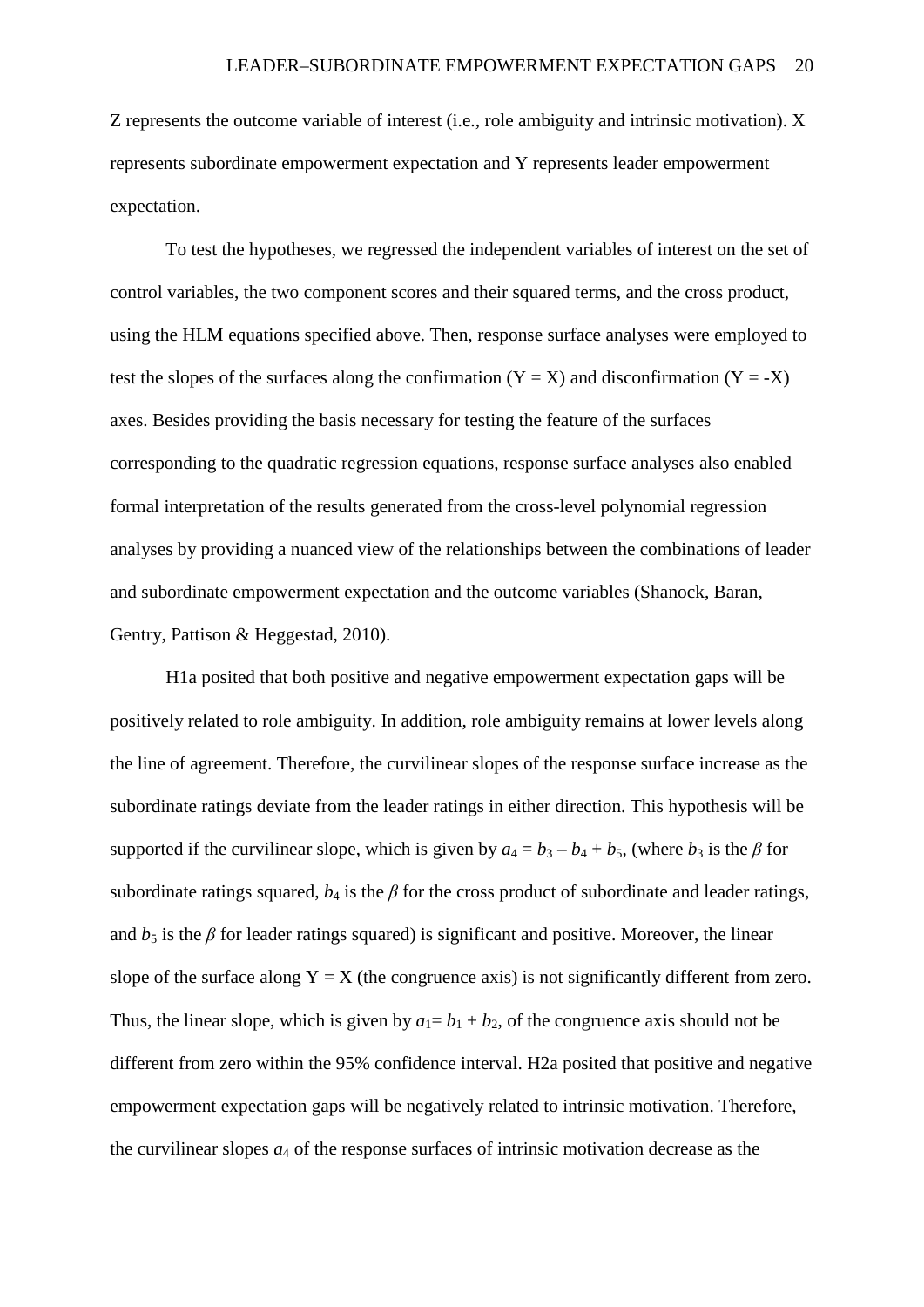Z represents the outcome variable of interest (i.e., role ambiguity and intrinsic motivation). X represents subordinate empowerment expectation and Y represents leader empowerment expectation.

To test the hypotheses, we regressed the independent variables of interest on the set of control variables, the two component scores and their squared terms, and the cross product, using the HLM equations specified above. Then, response surface analyses were employed to test the slopes of the surfaces along the confirmation ($Y = X$) and disconfirmation ($Y = -X$) axes. Besides providing the basis necessary for testing the feature of the surfaces corresponding to the quadratic regression equations, response surface analyses also enabled formal interpretation of the results generated from the cross-level polynomial regression analyses by providing a nuanced view of the relationships between the combinations of leader and subordinate empowerment expectation and the outcome variables (Shanock, Baran, Gentry, Pattison & Heggestad, 2010).

H1a posited that both positive and negative empowerment expectation gaps will be positively related to role ambiguity. In addition, role ambiguity remains at lower levels along the line of agreement. Therefore, the curvilinear slopes of the response surface increase as the subordinate ratings deviate from the leader ratings in either direction. This hypothesis will be supported if the curvilinear slope, which is given by $a_4 = b_3 - b_4 + b_5$, (where $b_3$ is the $\beta$ for subordinate ratings squared, $b_4$ is the $\beta$ for the cross product of subordinate and leader ratings, and $b_5$ is the $\beta$ for leader ratings squared) is significant and positive. Moreover, the linear slope of the surface along $Y = X$ (the congruence axis) is not significantly different from zero. Thus, the linear slope, which is given by $a_1 = b_1 + b_2$, of the congruence axis should not be different from zero within the 95% confidence interval. H2a posited that positive and negative empowerment expectation gaps will be negatively related to intrinsic motivation. Therefore, the curvilinear slopes $a_4$ of the response surfaces of intrinsic motivation decrease as the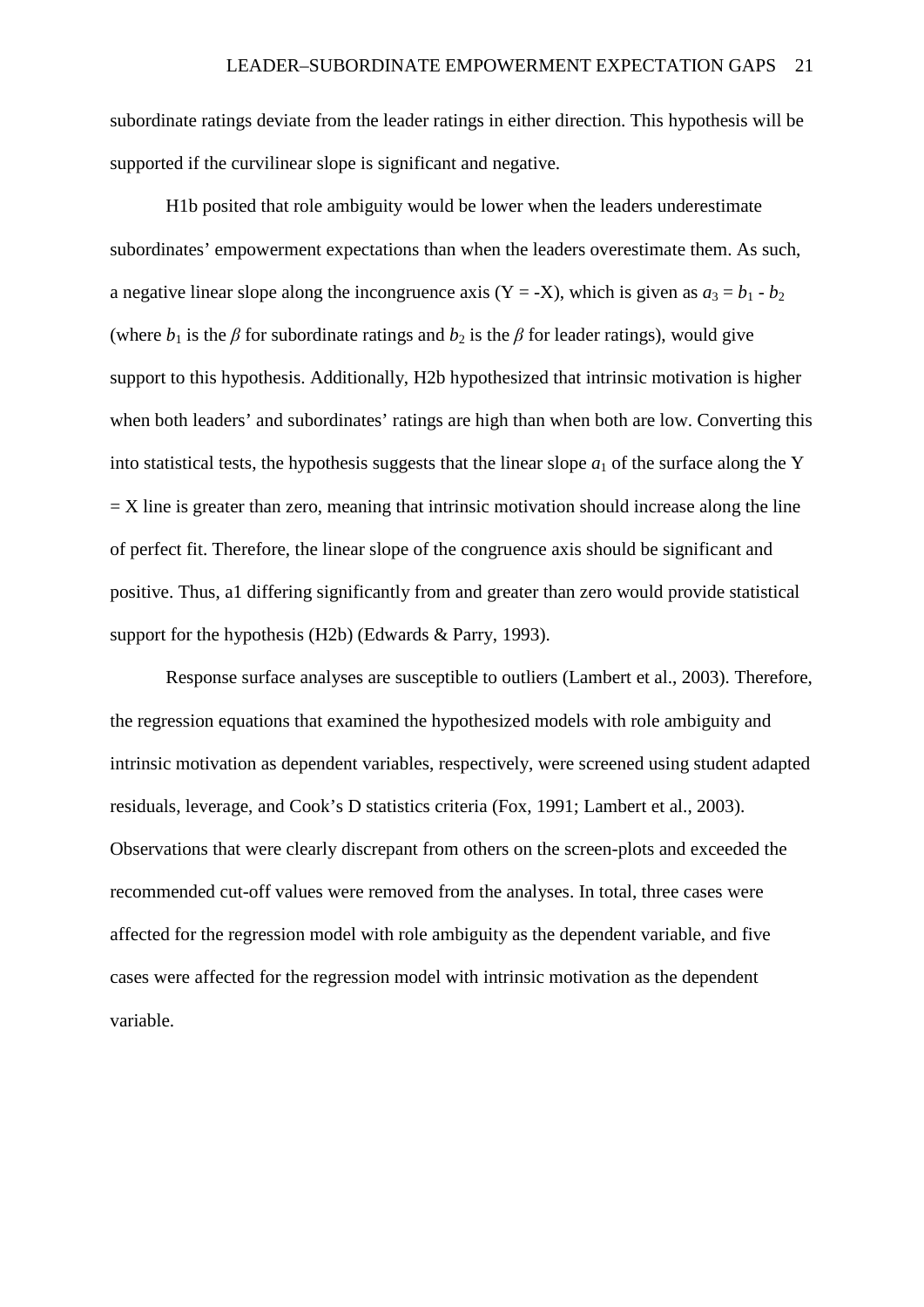subordinate ratings deviate from the leader ratings in either direction. This hypothesis will be supported if the curvilinear slope is significant and negative.

H1b posited that role ambiguity would be lower when the leaders underestimate subordinates' empowerment expectations than when the leaders overestimate them. As such, a negative linear slope along the incongruence axis (Y = -X), which is given as $a_3 = b_1 - b_2$ (where $b_1$ is the $\beta$ for subordinate ratings and $b_2$ is the $\beta$ for leader ratings), would give support to this hypothesis. Additionally, H2b hypothesized that intrinsic motivation is higher when both leaders' and subordinates' ratings are high than when both are low. Converting this into statistical tests, the hypothesis suggests that the linear slope $a_1$ of the surface along the Y = X line is greater than zero, meaning that intrinsic motivation should increase along the line of perfect fit. Therefore, the linear slope of the congruence axis should be significant and positive. Thus, a1 differing significantly from and greater than zero would provide statistical support for the hypothesis (H2b) (Edwards & Parry, 1993).

Response surface analyses are susceptible to outliers (Lambert et al., 2003). Therefore, the regression equations that examined the hypothesized models with role ambiguity and intrinsic motivation as dependent variables, respectively, were screened using student adapted residuals, leverage, and Cook's D statistics criteria (Fox, 1991; Lambert et al., 2003). Observations that were clearly discrepant from others on the screen-plots and exceeded the recommended cut-off values were removed from the analyses. In total, three cases were affected for the regression model with role ambiguity as the dependent variable, and five cases were affected for the regression model with intrinsic motivation as the dependent variable.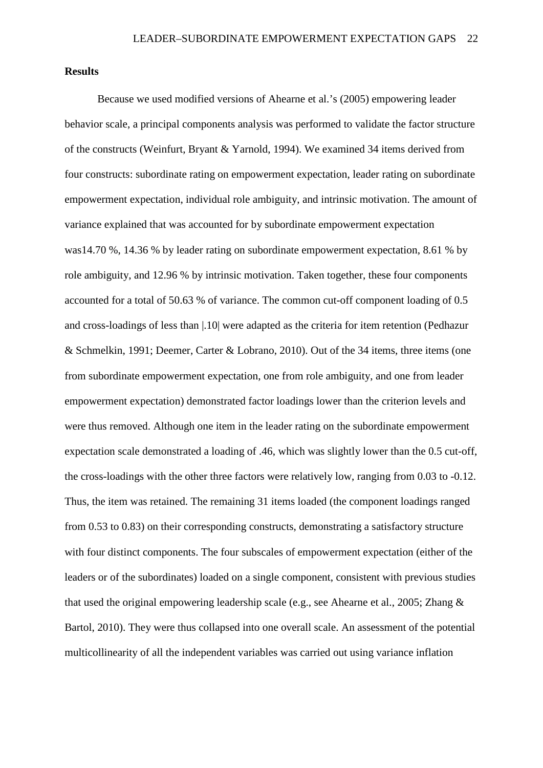**Results**

Because we used modified versions of Ahearne et al.'s (2005) empowering leader behavior scale, a principal components analysis was performed to validate the factor structure of the constructs (Weinfurt, Bryant & Yarnold, 1994). We examined 34 items derived from four constructs: subordinate rating on empowerment expectation, leader rating on subordinate empowerment expectation, individual role ambiguity, and intrinsic motivation. The amount of variance explained that was accounted for by subordinate empowerment expectation was14.70 %, 14.36 % by leader rating on subordinate empowerment expectation, 8.61 % by role ambiguity, and 12.96 % by intrinsic motivation. Taken together, these four components accounted for a total of 50.63 % of variance. The common cut-off component loading of 0.5 and cross-loadings of less than |.10| were adapted as the criteria for item retention (Pedhazur & Schmelkin, 1991; Deemer, Carter & Lobrano, 2010). Out of the 34 items, three items (one from subordinate empowerment expectation, one from role ambiguity, and one from leader empowerment expectation) demonstrated factor loadings lower than the criterion levels and were thus removed. Although one item in the leader rating on the subordinate empowerment expectation scale demonstrated a loading of .46, which was slightly lower than the 0.5 cut-off, the cross-loadings with the other three factors were relatively low, ranging from 0.03 to -0.12. Thus, the item was retained. The remaining 31 items loaded (the component loadings ranged from 0.53 to 0.83) on their corresponding constructs, demonstrating a satisfactory structure with four distinct components. The four subscales of empowerment expectation (either of the leaders or of the subordinates) loaded on a single component, consistent with previous studies that used the original empowering leadership scale (e.g., see Ahearne et al., 2005; Zhang & Bartol, 2010). They were thus collapsed into one overall scale. An assessment of the potential multicollinearity of all the independent variables was carried out using variance inflation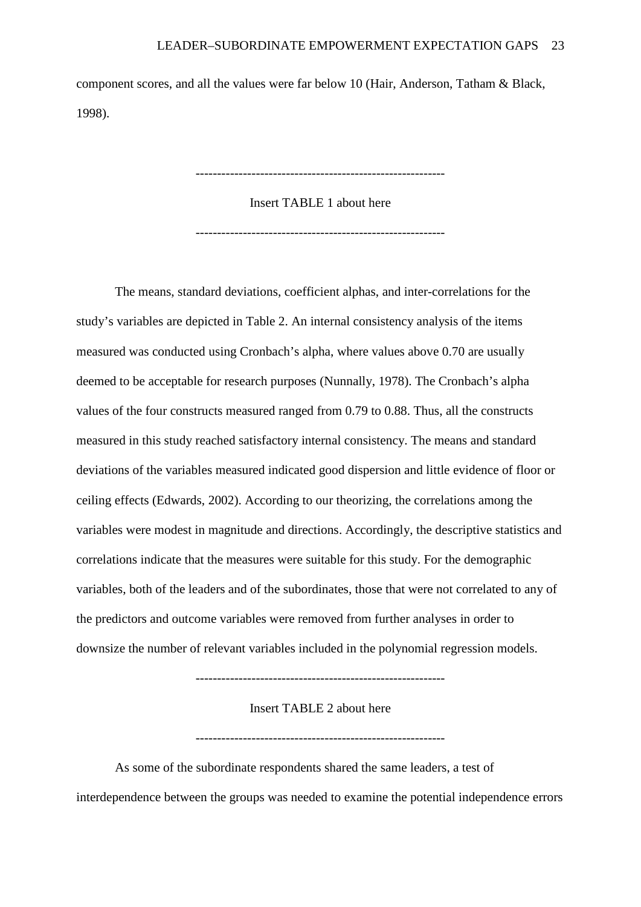component scores, and all the values were far below 10 (Hair, Anderson, Tatham & Black, 1998).

---------------------------------------------------------

Insert TABLE 1 about here

---------------------------------------------------------

The means, standard deviations, coefficient alphas, and inter-correlations for the study's variables are depicted in Table 2. An internal consistency analysis of the items measured was conducted using Cronbach's alpha, where values above 0.70 are usually deemed to be acceptable for research purposes (Nunnally, 1978). The Cronbach's alpha values of the four constructs measured ranged from 0.79 to 0.88. Thus, all the constructs measured in this study reached satisfactory internal consistency. The means and standard deviations of the variables measured indicated good dispersion and little evidence of floor or ceiling effects (Edwards, 2002). According to our theorizing, the correlations among the variables were modest in magnitude and directions. Accordingly, the descriptive statistics and correlations indicate that the measures were suitable for this study. For the demographic variables, both of the leaders and of the subordinates, those that were not correlated to any of the predictors and outcome variables were removed from further analyses in order to downsize the number of relevant variables included in the polynomial regression models.

---------------------------------------------------------

Insert TABLE 2 about here

---------------------------------------------------------

As some of the subordinate respondents shared the same leaders, a test of interdependence between the groups was needed to examine the potential independence errors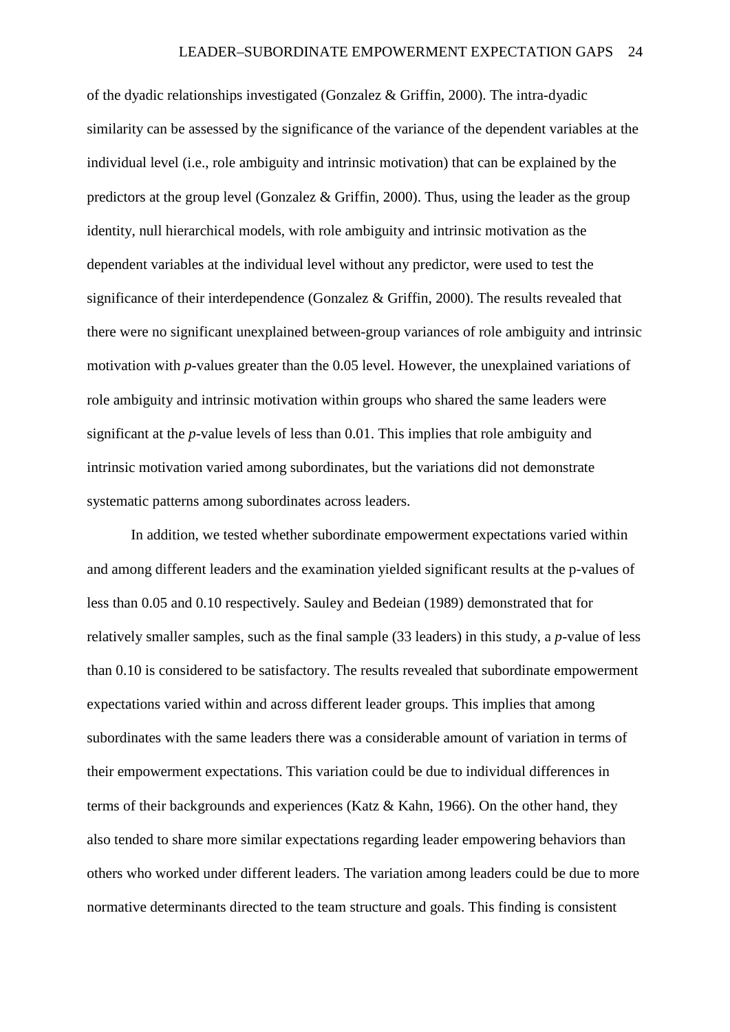of the dyadic relationships investigated (Gonzalez & Griffin, 2000). The intra-dyadic similarity can be assessed by the significance of the variance of the dependent variables at the individual level (i.e., role ambiguity and intrinsic motivation) that can be explained by the predictors at the group level (Gonzalez & Griffin, 2000). Thus, using the leader as the group identity, null hierarchical models, with role ambiguity and intrinsic motivation as the dependent variables at the individual level without any predictor, were used to test the significance of their interdependence (Gonzalez & Griffin, 2000). The results revealed that there were no significant unexplained between-group variances of role ambiguity and intrinsic motivation with *p*-values greater than the 0.05 level. However, the unexplained variations of role ambiguity and intrinsic motivation within groups who shared the same leaders were significant at the *p*-value levels of less than 0.01. This implies that role ambiguity and intrinsic motivation varied among subordinates, but the variations did not demonstrate systematic patterns among subordinates across leaders.

In addition, we tested whether subordinate empowerment expectations varied within and among different leaders and the examination yielded significant results at the p-values of less than 0.05 and 0.10 respectively. Sauley and Bedeian (1989) demonstrated that for relatively smaller samples, such as the final sample (33 leaders) in this study, a *p*-value of less than 0.10 is considered to be satisfactory. The results revealed that subordinate empowerment expectations varied within and across different leader groups. This implies that among subordinates with the same leaders there was a considerable amount of variation in terms of their empowerment expectations. This variation could be due to individual differences in terms of their backgrounds and experiences (Katz & Kahn, 1966). On the other hand, they also tended to share more similar expectations regarding leader empowering behaviors than others who worked under different leaders. The variation among leaders could be due to more normative determinants directed to the team structure and goals. This finding is consistent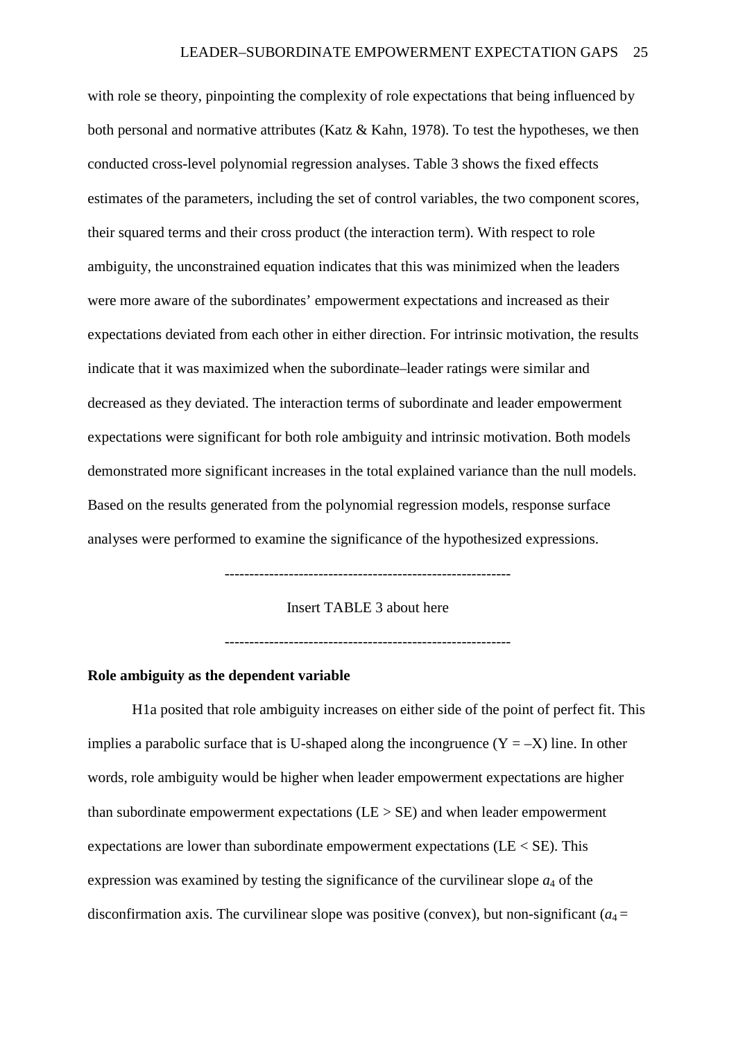with role se theory, pinpointing the complexity of role expectations that being influenced by both personal and normative attributes (Katz & Kahn, 1978). To test the hypotheses, we then conducted cross-level polynomial regression analyses. Table 3 shows the fixed effects estimates of the parameters, including the set of control variables, the two component scores, their squared terms and their cross product (the interaction term). With respect to role ambiguity, the unconstrained equation indicates that this was minimized when the leaders were more aware of the subordinates' empowerment expectations and increased as their expectations deviated from each other in either direction. For intrinsic motivation, the results indicate that it was maximized when the subordinate–leader ratings were similar and decreased as they deviated. The interaction terms of subordinate and leader empowerment expectations were significant for both role ambiguity and intrinsic motivation. Both models demonstrated more significant increases in the total explained variance than the null models. Based on the results generated from the polynomial regression models, response surface analyses were performed to examine the significance of the hypothesized expressions.

---------------------------------------------------------

Insert TABLE 3 about here

---------------------------------------------------------

**Role ambiguity as the dependent variable**

H1a posited that role ambiguity increases on either side of the point of perfect fit. This implies a parabolic surface that is U-shaped along the incongruence (Y = –X) line. In other words, role ambiguity would be higher when leader empowerment expectations are higher than subordinate empowerment expectations (LE > SE) and when leader empowerment expectations are lower than subordinate empowerment expectations (LE < SE). This expression was examined by testing the significance of the curvilinear slope $a_4$ of the disconfirmation axis. The curvilinear slope was positive (convex), but non-significant ($a_4$ =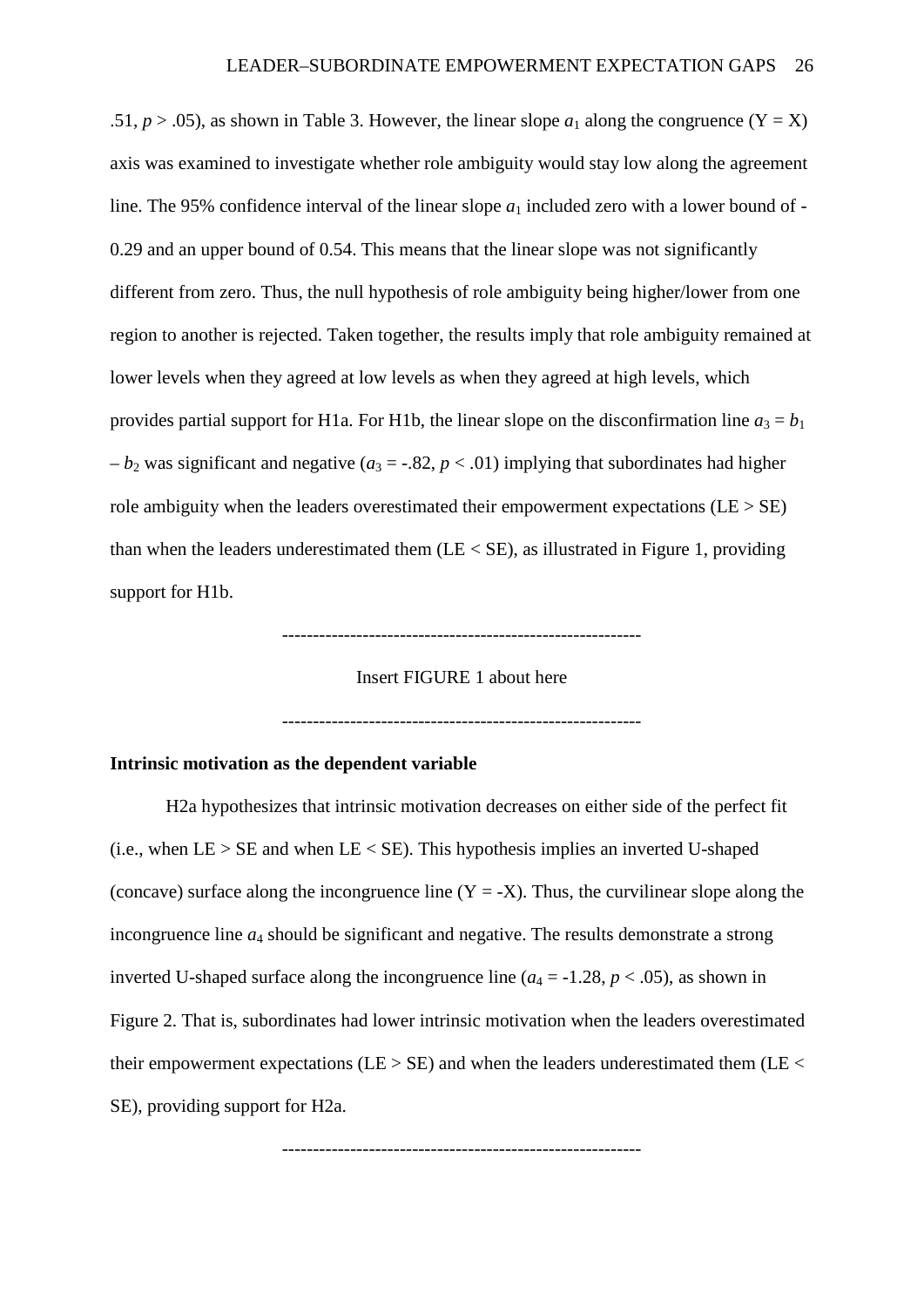.51, $p > .05$), as shown in Table 3. However, the linear slope $a_1$ along the congruence ($Y = X$) axis was examined to investigate whether role ambiguity would stay low along the agreement line. The 95% confidence interval of the linear slope $a_1$ included zero with a lower bound of -0.29 and an upper bound of 0.54. This means that the linear slope was not significantly different from zero. Thus, the null hypothesis of role ambiguity being higher/lower from one region to another is rejected. Taken together, the results imply that role ambiguity remained at lower levels when they agreed at low levels as when they agreed at high levels, which provides partial support for H1a. For H1b, the linear slope on the disconfirmation line $a_3 = b_1 - b_2$ was significant and negative ($a_3 = -.82$, $p < .01$) implying that subordinates had higher role ambiguity when the leaders overestimated their empowerment expectations (LE > SE) than when the leaders underestimated them (LE < SE), as illustrated in Figure 1, providing support for H1b.

---------------------------------------------------------

Insert FIGURE 1 about here

---------------------------------------------------------

**Intrinsic motivation as the dependent variable**

H2a hypothesizes that intrinsic motivation decreases on either side of the perfect fit (i.e., when LE > SE and when LE < SE). This hypothesis implies an inverted U-shaped (concave) surface along the incongruence line ($Y = -X$). Thus, the curvilinear slope along the incongruence line $a_4$ should be significant and negative. The results demonstrate a strong inverted U-shaped surface along the incongruence line ($a_4 = -1.28$, $p < .05$), as shown in Figure 2. That is, subordinates had lower intrinsic motivation when the leaders overestimated their empowerment expectations (LE > SE) and when the leaders underestimated them (LE < SE), providing support for H2a.

---------------------------------------------------------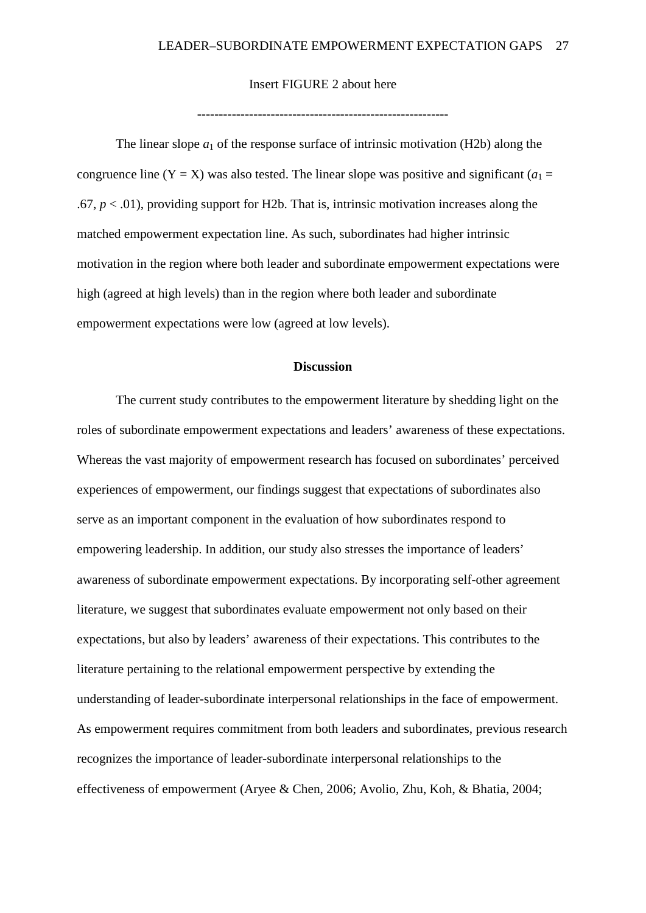Insert FIGURE 2 about here

---------------------------------------------------------

The linear slope $a_1$ of the response surface of intrinsic motivation (H2b) along the congruence line (Y = X) was also tested. The linear slope was positive and significant ($a_1$ = .67, $p < .01$), providing support for H2b. That is, intrinsic motivation increases along the matched empowerment expectation line. As such, subordinates had higher intrinsic motivation in the region where both leader and subordinate empowerment expectations were high (agreed at high levels) than in the region where both leader and subordinate empowerment expectations were low (agreed at low levels).

## Discussion

The current study contributes to the empowerment literature by shedding light on the roles of subordinate empowerment expectations and leaders' awareness of these expectations. Whereas the vast majority of empowerment research has focused on subordinates' perceived experiences of empowerment, our findings suggest that expectations of subordinates also serve as an important component in the evaluation of how subordinates respond to empowering leadership. In addition, our study also stresses the importance of leaders' awareness of subordinate empowerment expectations. By incorporating self-other agreement literature, we suggest that subordinates evaluate empowerment not only based on their expectations, but also by leaders' awareness of their expectations. This contributes to the literature pertaining to the relational empowerment perspective by extending the understanding of leader-subordinate interpersonal relationships in the face of empowerment. As empowerment requires commitment from both leaders and subordinates, previous research recognizes the importance of leader-subordinate interpersonal relationships to the effectiveness of empowerment (Aryee & Chen, 2006; Avolio, Zhu, Koh, & Bhatia, 2004;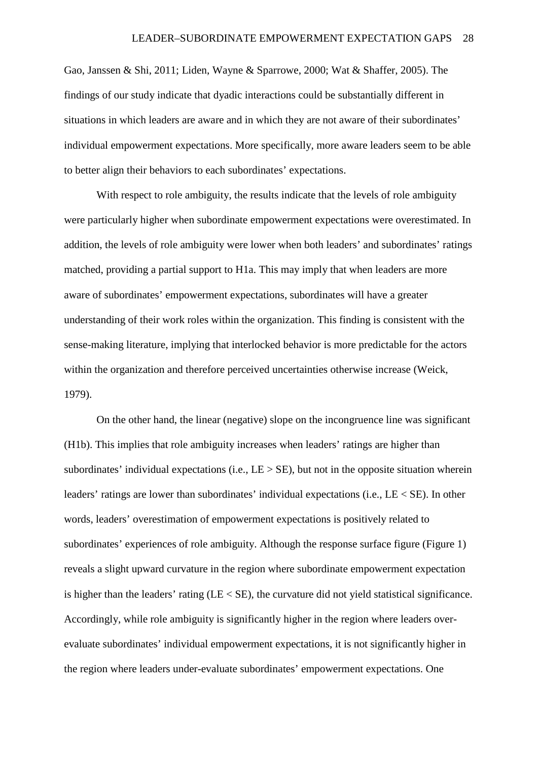Gao, Janssen & Shi, 2011; Liden, Wayne & Sparrowe, 2000; Wat & Shaffer, 2005). The findings of our study indicate that dyadic interactions could be substantially different in situations in which leaders are aware and in which they are not aware of their subordinates' individual empowerment expectations. More specifically, more aware leaders seem to be able to better align their behaviors to each subordinates' expectations.

With respect to role ambiguity, the results indicate that the levels of role ambiguity were particularly higher when subordinate empowerment expectations were overestimated. In addition, the levels of role ambiguity were lower when both leaders' and subordinates' ratings matched, providing a partial support to H1a. This may imply that when leaders are more aware of subordinates' empowerment expectations, subordinates will have a greater understanding of their work roles within the organization. This finding is consistent with the sense-making literature, implying that interlocked behavior is more predictable for the actors within the organization and therefore perceived uncertainties otherwise increase (Weick, 1979).

On the other hand, the linear (negative) slope on the incongruence line was significant (H1b). This implies that role ambiguity increases when leaders' ratings are higher than subordinates' individual expectations (i.e., LE > SE), but not in the opposite situation wherein leaders' ratings are lower than subordinates' individual expectations (i.e., LE < SE). In other words, leaders' overestimation of empowerment expectations is positively related to subordinates' experiences of role ambiguity. Although the response surface figure (Figure 1) reveals a slight upward curvature in the region where subordinate empowerment expectation is higher than the leaders' rating (LE < SE), the curvature did not yield statistical significance. Accordingly, while role ambiguity is significantly higher in the region where leaders over-evaluate subordinates' individual empowerment expectations, it is not significantly higher in the region where leaders under-evaluate subordinates' empowerment expectations. One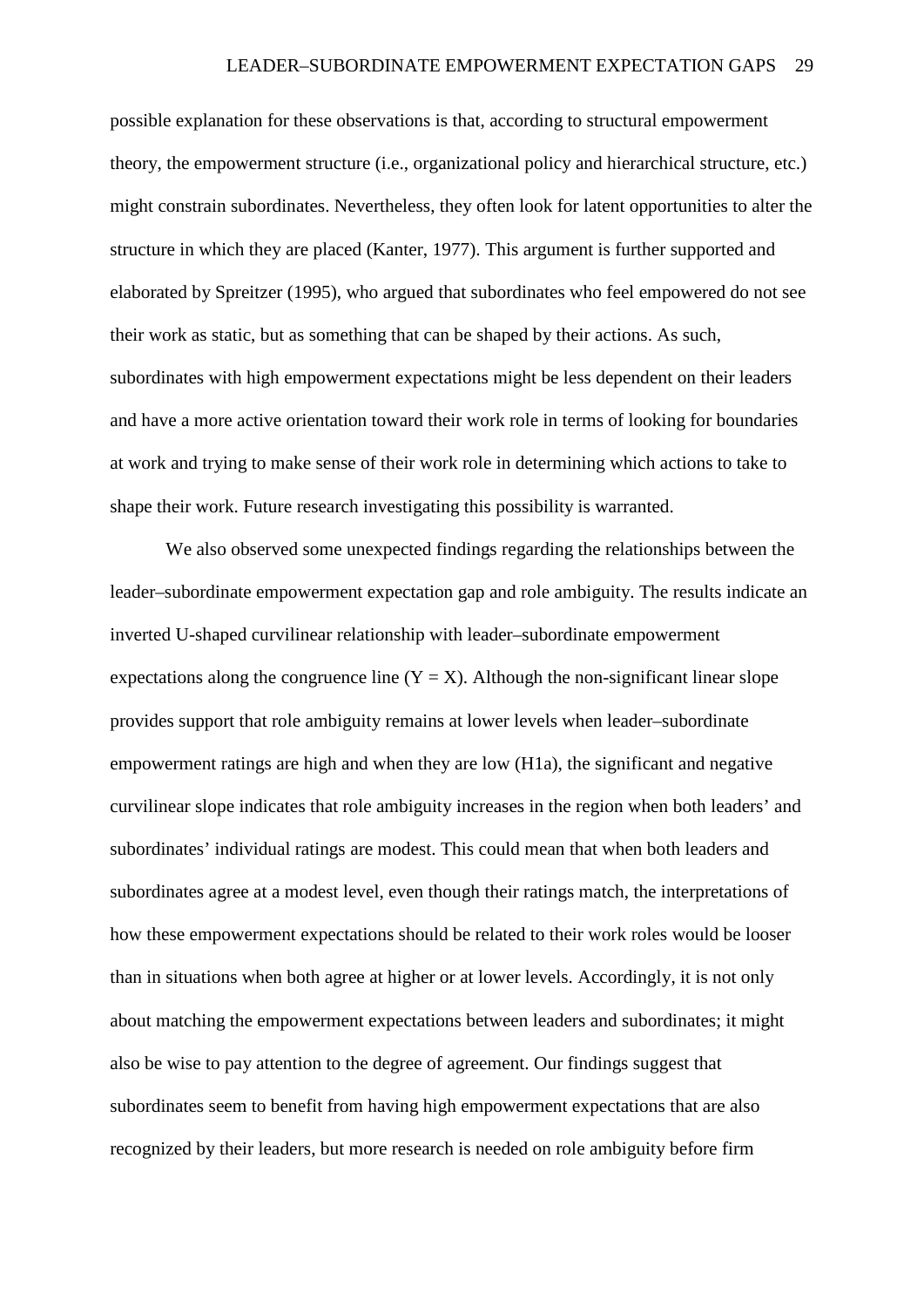possible explanation for these observations is that, according to structural empowerment theory, the empowerment structure (i.e., organizational policy and hierarchical structure, etc.) might constrain subordinates. Nevertheless, they often look for latent opportunities to alter the structure in which they are placed (Kanter, 1977). This argument is further supported and elaborated by Spreitzer (1995), who argued that subordinates who feel empowered do not see their work as static, but as something that can be shaped by their actions. As such, subordinates with high empowerment expectations might be less dependent on their leaders and have a more active orientation toward their work role in terms of looking for boundaries at work and trying to make sense of their work role in determining which actions to take to shape their work. Future research investigating this possibility is warranted.

We also observed some unexpected findings regarding the relationships between the leader–subordinate empowerment expectation gap and role ambiguity. The results indicate an inverted U-shaped curvilinear relationship with leader–subordinate empowerment expectations along the congruence line ($Y = X$). Although the non-significant linear slope provides support that role ambiguity remains at lower levels when leader–subordinate empowerment ratings are high and when they are low (H1a), the significant and negative curvilinear slope indicates that role ambiguity increases in the region when both leaders' and subordinates' individual ratings are modest. This could mean that when both leaders and subordinates agree at a modest level, even though their ratings match, the interpretations of how these empowerment expectations should be related to their work roles would be looser than in situations when both agree at higher or at lower levels. Accordingly, it is not only about matching the empowerment expectations between leaders and subordinates; it might also be wise to pay attention to the degree of agreement. Our findings suggest that subordinates seem to benefit from having high empowerment expectations that are also recognized by their leaders, but more research is needed on role ambiguity before firm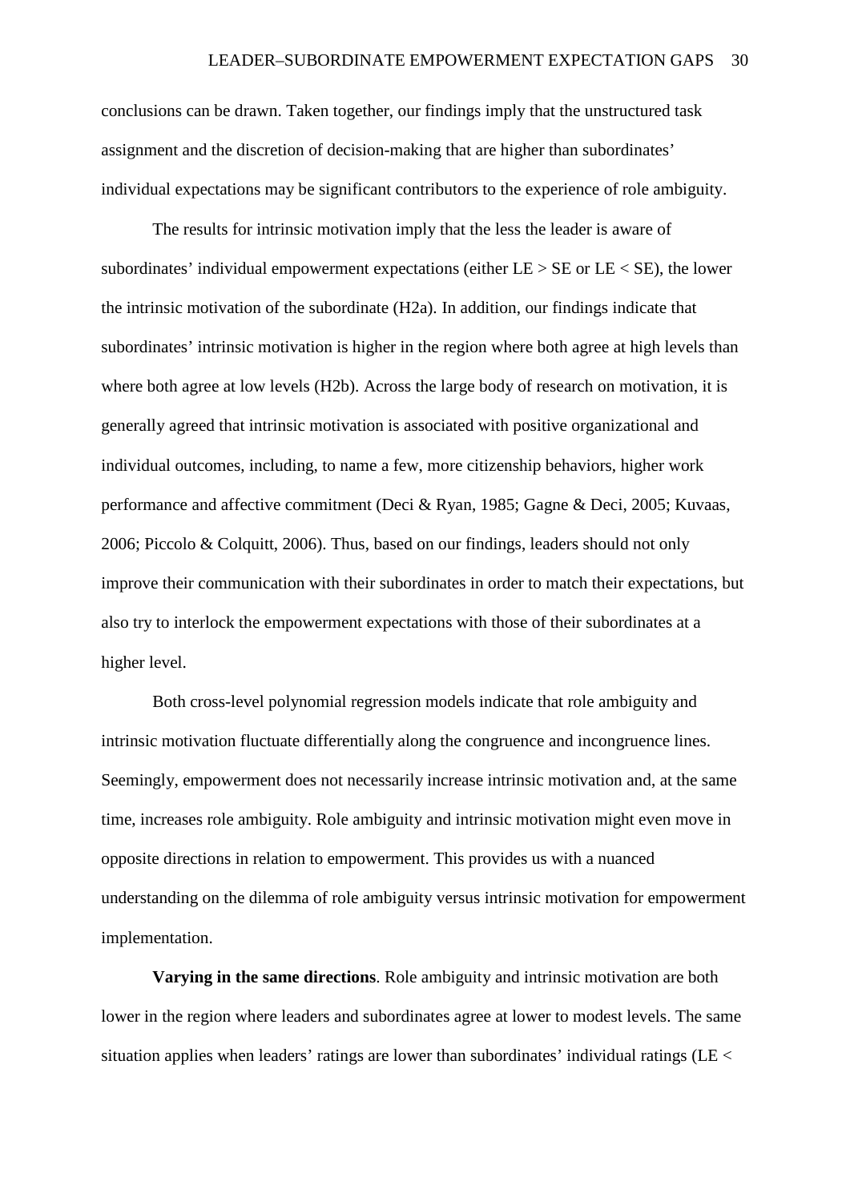conclusions can be drawn. Taken together, our findings imply that the unstructured task assignment and the discretion of decision-making that are higher than subordinates' individual expectations may be significant contributors to the experience of role ambiguity.

The results for intrinsic motivation imply that the less the leader is aware of subordinates' individual empowerment expectations (either LE > SE or LE < SE), the lower the intrinsic motivation of the subordinate (H2a). In addition, our findings indicate that subordinates' intrinsic motivation is higher in the region where both agree at high levels than where both agree at low levels (H2b). Across the large body of research on motivation, it is generally agreed that intrinsic motivation is associated with positive organizational and individual outcomes, including, to name a few, more citizenship behaviors, higher work performance and affective commitment (Deci & Ryan, 1985; Gagne & Deci, 2005; Kuvaas, 2006; Piccolo & Colquitt, 2006). Thus, based on our findings, leaders should not only improve their communication with their subordinates in order to match their expectations, but also try to interlock the empowerment expectations with those of their subordinates at a higher level.

Both cross-level polynomial regression models indicate that role ambiguity and intrinsic motivation fluctuate differentially along the congruence and incongruence lines. Seemingly, empowerment does not necessarily increase intrinsic motivation and, at the same time, increases role ambiguity. Role ambiguity and intrinsic motivation might even move in opposite directions in relation to empowerment. This provides us with a nuanced understanding on the dilemma of role ambiguity versus intrinsic motivation for empowerment implementation.

**Varying in the same directions**. Role ambiguity and intrinsic motivation are both lower in the region where leaders and subordinates agree at lower to modest levels. The same situation applies when leaders' ratings are lower than subordinates' individual ratings (LE <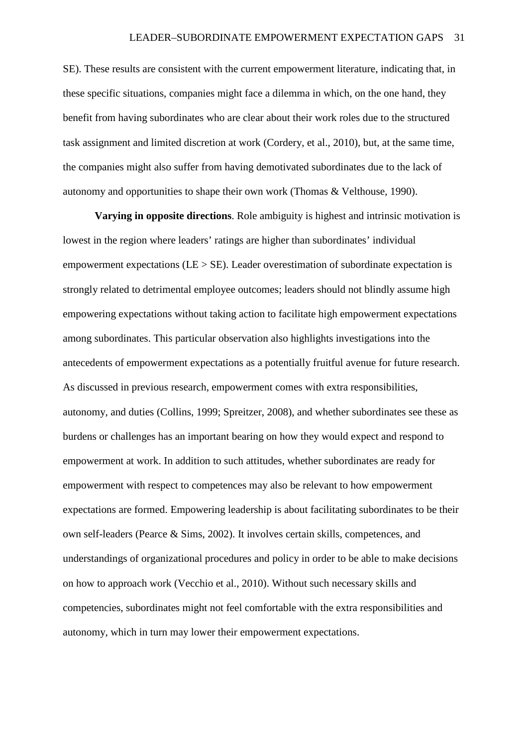SE). These results are consistent with the current empowerment literature, indicating that, in these specific situations, companies might face a dilemma in which, on the one hand, they benefit from having subordinates who are clear about their work roles due to the structured task assignment and limited discretion at work (Cordery, et al., 2010), but, at the same time, the companies might also suffer from having demotivated subordinates due to the lack of autonomy and opportunities to shape their own work (Thomas & Velthouse, 1990).

**Varying in opposite directions**. Role ambiguity is highest and intrinsic motivation is lowest in the region where leaders' ratings are higher than subordinates' individual empowerment expectations (LE > SE). Leader overestimation of subordinate expectation is strongly related to detrimental employee outcomes; leaders should not blindly assume high empowering expectations without taking action to facilitate high empowerment expectations among subordinates. This particular observation also highlights investigations into the antecedents of empowerment expectations as a potentially fruitful avenue for future research. As discussed in previous research, empowerment comes with extra responsibilities, autonomy, and duties (Collins, 1999; Spreitzer, 2008), and whether subordinates see these as burdens or challenges has an important bearing on how they would expect and respond to empowerment at work. In addition to such attitudes, whether subordinates are ready for empowerment with respect to competences may also be relevant to how empowerment expectations are formed. Empowering leadership is about facilitating subordinates to be their own self-leaders (Pearce & Sims, 2002). It involves certain skills, competences, and understandings of organizational procedures and policy in order to be able to make decisions on how to approach work (Vecchio et al., 2010). Without such necessary skills and competencies, subordinates might not feel comfortable with the extra responsibilities and autonomy, which in turn may lower their empowerment expectations.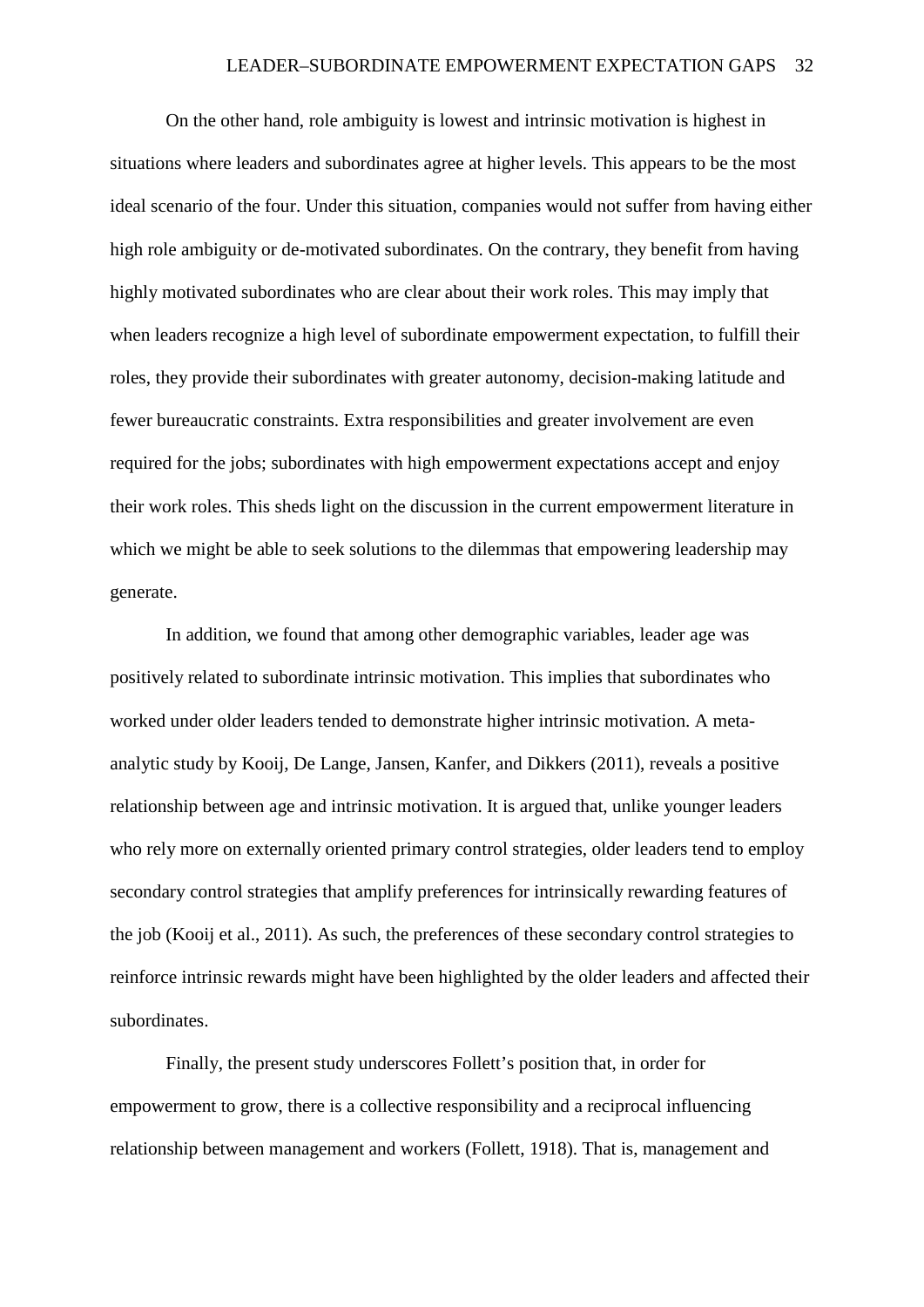On the other hand, role ambiguity is lowest and intrinsic motivation is highest in situations where leaders and subordinates agree at higher levels. This appears to be the most ideal scenario of the four. Under this situation, companies would not suffer from having either high role ambiguity or de-motivated subordinates. On the contrary, they benefit from having highly motivated subordinates who are clear about their work roles. This may imply that when leaders recognize a high level of subordinate empowerment expectation, to fulfill their roles, they provide their subordinates with greater autonomy, decision-making latitude and fewer bureaucratic constraints. Extra responsibilities and greater involvement are even required for the jobs; subordinates with high empowerment expectations accept and enjoy their work roles. This sheds light on the discussion in the current empowerment literature in which we might be able to seek solutions to the dilemmas that empowering leadership may generate.

In addition, we found that among other demographic variables, leader age was positively related to subordinate intrinsic motivation. This implies that subordinates who worked under older leaders tended to demonstrate higher intrinsic motivation. A meta-analytic study by Kooij, De Lange, Jansen, Kanfer, and Dikkers (2011), reveals a positive relationship between age and intrinsic motivation. It is argued that, unlike younger leaders who rely more on externally oriented primary control strategies, older leaders tend to employ secondary control strategies that amplify preferences for intrinsically rewarding features of the job (Kooij et al., 2011). As such, the preferences of these secondary control strategies to reinforce intrinsic rewards might have been highlighted by the older leaders and affected their subordinates.

Finally, the present study underscores Follett's position that, in order for empowerment to grow, there is a collective responsibility and a reciprocal influencing relationship between management and workers (Follett, 1918). That is, management and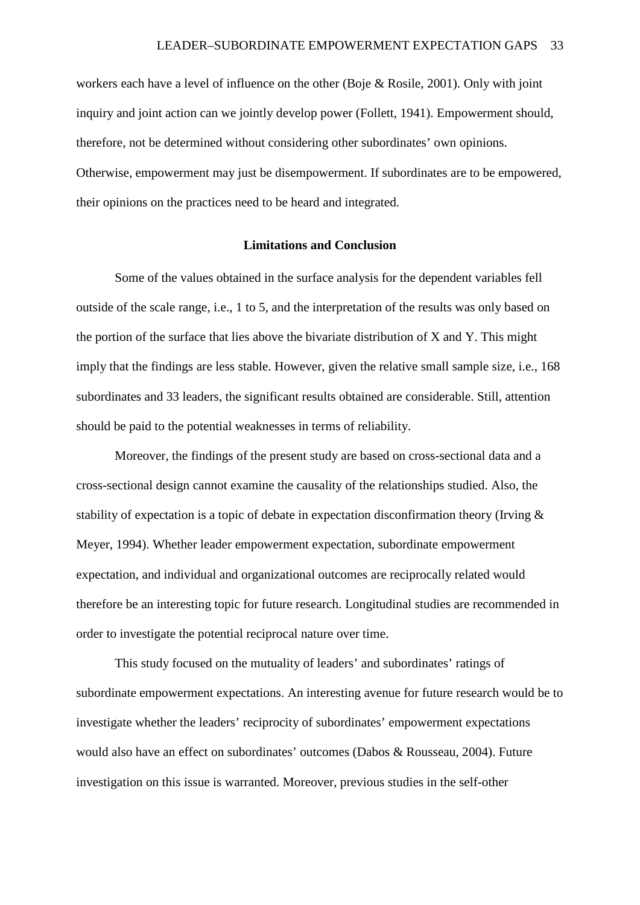workers each have a level of influence on the other (Boje & Rosile, 2001). Only with joint inquiry and joint action can we jointly develop power (Follett, 1941). Empowerment should, therefore, not be determined without considering other subordinates' own opinions. Otherwise, empowerment may just be disempowerment. If subordinates are to be empowered, their opinions on the practices need to be heard and integrated.

## Limitations and Conclusion

Some of the values obtained in the surface analysis for the dependent variables fell outside of the scale range, i.e., 1 to 5, and the interpretation of the results was only based on the portion of the surface that lies above the bivariate distribution of X and Y. This might imply that the findings are less stable. However, given the relative small sample size, i.e., 168 subordinates and 33 leaders, the significant results obtained are considerable. Still, attention should be paid to the potential weaknesses in terms of reliability.

Moreover, the findings of the present study are based on cross-sectional data and a cross-sectional design cannot examine the causality of the relationships studied. Also, the stability of expectation is a topic of debate in expectation disconfirmation theory (Irving & Meyer, 1994). Whether leader empowerment expectation, subordinate empowerment expectation, and individual and organizational outcomes are reciprocally related would therefore be an interesting topic for future research. Longitudinal studies are recommended in order to investigate the potential reciprocal nature over time.

This study focused on the mutuality of leaders' and subordinates' ratings of subordinate empowerment expectations. An interesting avenue for future research would be to investigate whether the leaders' reciprocity of subordinates' empowerment expectations would also have an effect on subordinates' outcomes (Dabos & Rousseau, 2004). Future investigation on this issue is warranted. Moreover, previous studies in the self-other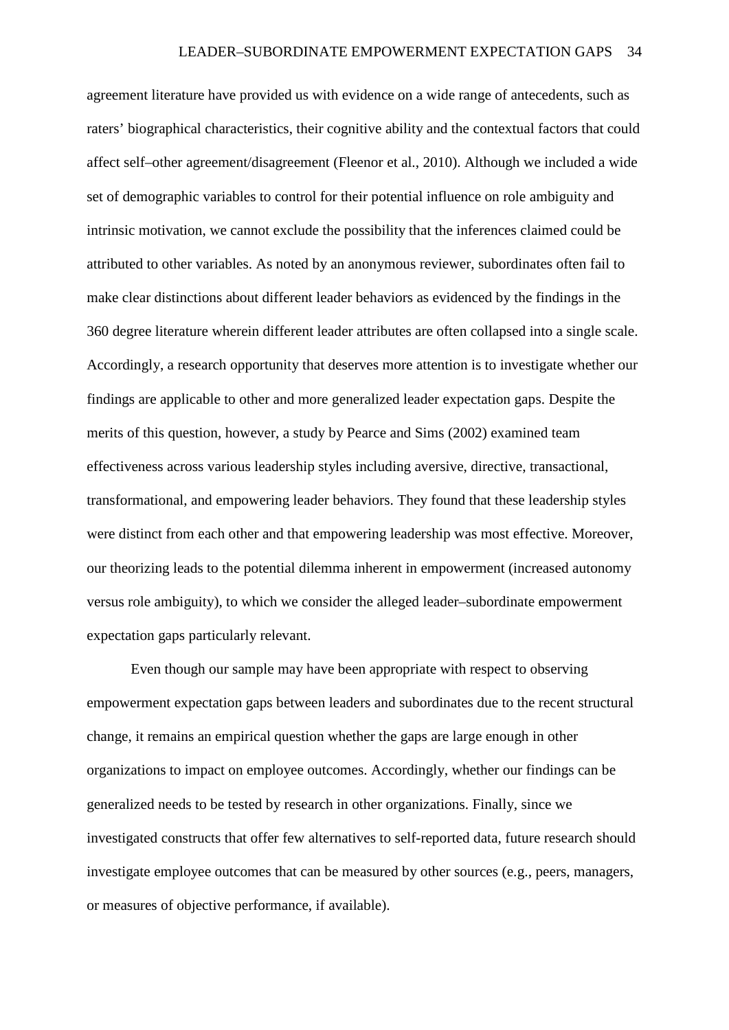agreement literature have provided us with evidence on a wide range of antecedents, such as raters' biographical characteristics, their cognitive ability and the contextual factors that could affect self–other agreement/disagreement (Fleenor et al., 2010). Although we included a wide set of demographic variables to control for their potential influence on role ambiguity and intrinsic motivation, we cannot exclude the possibility that the inferences claimed could be attributed to other variables. As noted by an anonymous reviewer, subordinates often fail to make clear distinctions about different leader behaviors as evidenced by the findings in the 360 degree literature wherein different leader attributes are often collapsed into a single scale. Accordingly, a research opportunity that deserves more attention is to investigate whether our findings are applicable to other and more generalized leader expectation gaps. Despite the merits of this question, however, a study by Pearce and Sims (2002) examined team effectiveness across various leadership styles including aversive, directive, transactional, transformational, and empowering leader behaviors. They found that these leadership styles were distinct from each other and that empowering leadership was most effective. Moreover, our theorizing leads to the potential dilemma inherent in empowerment (increased autonomy versus role ambiguity), to which we consider the alleged leader–subordinate empowerment expectation gaps particularly relevant.

Even though our sample may have been appropriate with respect to observing empowerment expectation gaps between leaders and subordinates due to the recent structural change, it remains an empirical question whether the gaps are large enough in other organizations to impact on employee outcomes. Accordingly, whether our findings can be generalized needs to be tested by research in other organizations. Finally, since we investigated constructs that offer few alternatives to self-reported data, future research should investigate employee outcomes that can be measured by other sources (e.g., peers, managers, or measures of objective performance, if available).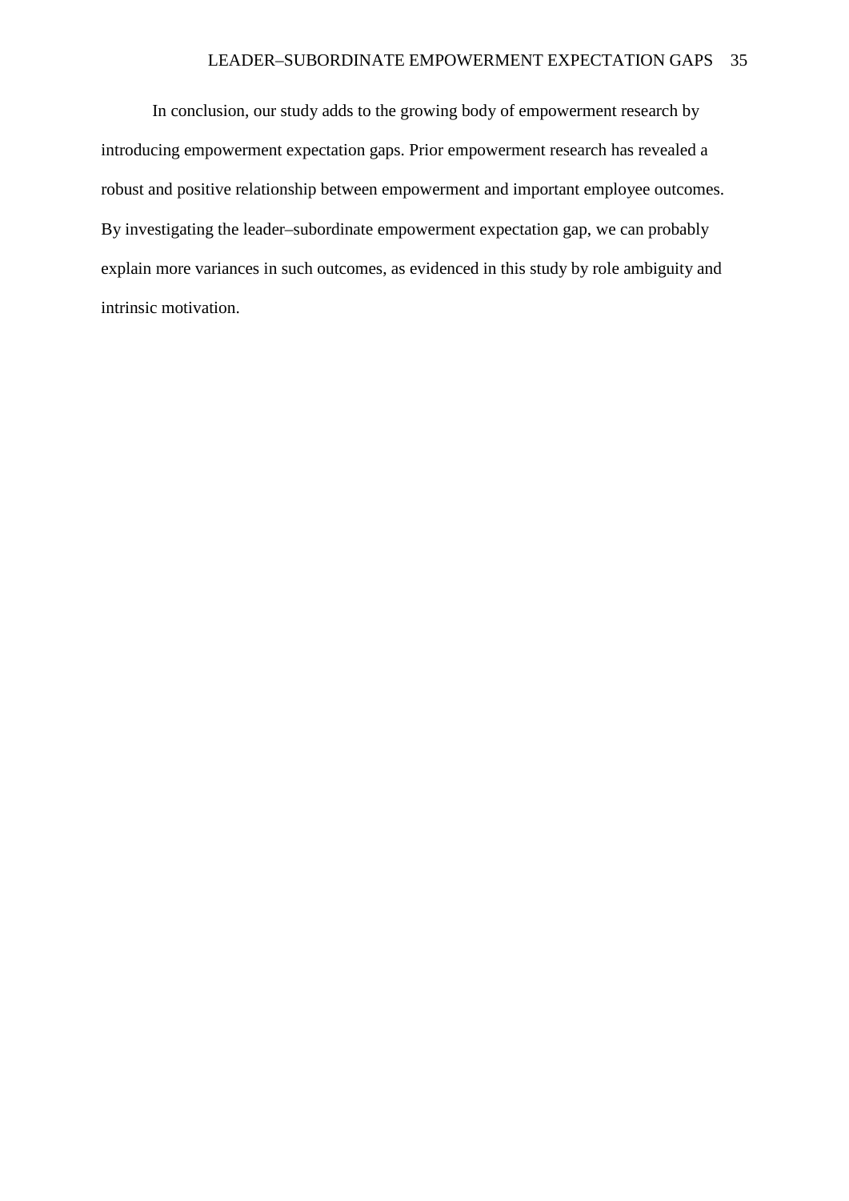In conclusion, our study adds to the growing body of empowerment research by introducing empowerment expectation gaps. Prior empowerment research has revealed a robust and positive relationship between empowerment and important employee outcomes. By investigating the leader–subordinate empowerment expectation gap, we can probably explain more variances in such outcomes, as evidenced in this study by role ambiguity and intrinsic motivation.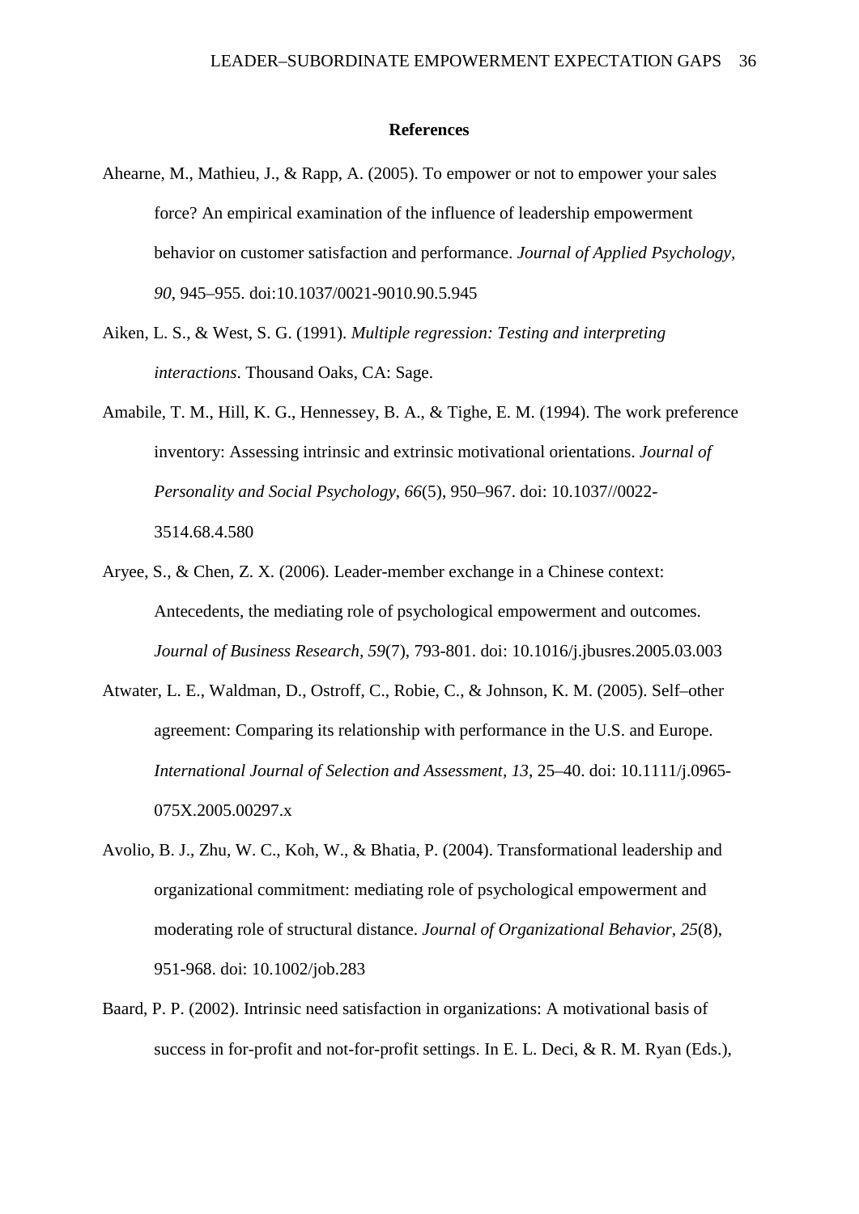## References

Ahearne, M., Mathieu, J., & Rapp, A. (2005). To empower or not to empower your sales force? An empirical examination of the influence of leadership empowerment behavior on customer satisfaction and performance. *Journal of Applied Psychology, 90*, 945–955. doi:10.1037/0021-9010.90.5.945

Aiken, L. S., & West, S. G. (1991). *Multiple regression: Testing and interpreting interactions*. Thousand Oaks, CA: Sage.

Amabile, T. M., Hill, K. G., Hennessey, B. A., & Tighe, E. M. (1994). The work preference inventory: Assessing intrinsic and extrinsic motivational orientations. *Journal of Personality and Social Psychology*, *66*(5), 950–967. doi: 10.1037//0022-3514.68.4.580

Aryee, S., & Chen, Z. X. (2006). Leader-member exchange in a Chinese context: Antecedents, the mediating role of psychological empowerment and outcomes. *Journal of Business Research*, *59*(7), 793-801. doi: 10.1016/j.jbusres.2005.03.003

Atwater, L. E., Waldman, D., Ostroff, C., Robie, C., & Johnson, K. M. (2005). Self–other agreement: Comparing its relationship with performance in the U.S. and Europe. *International Journal of Selection and Assessment*, *13*, 25–40. doi: 10.1111/j.0965-075X.2005.00297.x

Avolio, B. J., Zhu, W. C., Koh, W., & Bhatia, P. (2004). Transformational leadership and organizational commitment: mediating role of psychological empowerment and moderating role of structural distance. *Journal of Organizational Behavior*, *25*(8), 951-968. doi: 10.1002/job.283

Baard, P. P. (2002). Intrinsic need satisfaction in organizations: A motivational basis of success in for-profit and not-for-profit settings. In E. L. Deci, & R. M. Ryan (Eds.),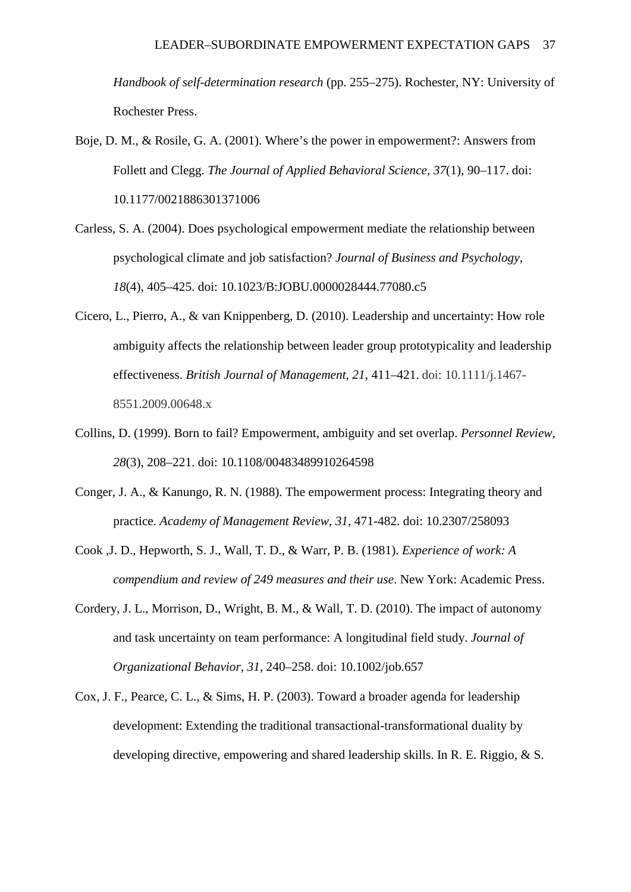*Handbook of self-determination research* (pp. 255–275). Rochester, NY: University of Rochester Press.

Boje, D. M., & Rosile, G. A. (2001). Where's the power in empowerment?: Answers from Follett and Clegg. *The Journal of Applied Behavioral Science, 37*(1), 90–117. doi: 10.1177/0021886301371006

Carless, S. A. (2004). Does psychological empowerment mediate the relationship between psychological climate and job satisfaction? *Journal of Business and Psychology*, *18*(4), 405–425. doi: 10.1023/B:JOBU.0000028444.77080.c5

Cicero, L., Pierro, A., & van Knippenberg, D. (2010). Leadership and uncertainty: How role ambiguity affects the relationship between leader group prototypicality and leadership effectiveness. *British Journal of Management*, *21*, 411–421. doi: 10.1111/j.1467-8551.2009.00648.x

Collins, D. (1999). Born to fail? Empowerment, ambiguity and set overlap. *Personnel Review, 28*(3), 208–221. doi: 10.1108/00483489910264598

Conger, J. A., & Kanungo, R. N. (1988). The empowerment process: Integrating theory and practice. *Academy of Management Review, 31*, 471-482. doi: 10.2307/258093

Cook ,J. D., Hepworth, S. J., Wall, T. D., & Warr, P. B. (1981). *Experience of work: A compendium and review of 249 measures and their use*. New York: Academic Press.

Cordery, J. L., Morrison, D., Wright, B. M., & Wall, T. D. (2010). The impact of autonomy and task uncertainty on team performance: A longitudinal field study. *Journal of Organizational Behavior, 31*, 240–258. doi: 10.1002/job.657

Cox, J. F., Pearce, C. L., & Sims, H. P. (2003). Toward a broader agenda for leadership development: Extending the traditional transactional-transformational duality by developing directive, empowering and shared leadership skills. In R. E. Riggio, & S.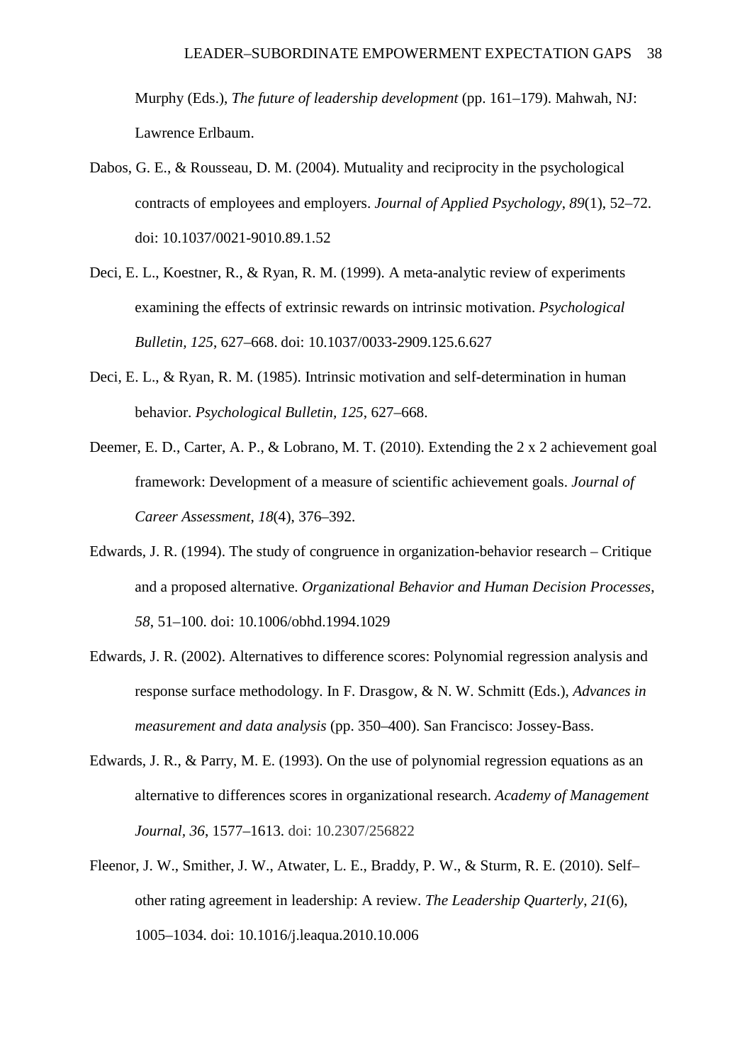Murphy (Eds.), *The future of leadership development* (pp. 161–179). Mahwah, NJ: Lawrence Erlbaum.

Dabos, G. E., & Rousseau, D. M. (2004). Mutuality and reciprocity in the psychological contracts of employees and employers. *Journal of Applied Psychology*, *89*(1), 52–72. doi: 10.1037/0021-9010.89.1.52

Deci, E. L., Koestner, R., & Ryan, R. M. (1999). A meta-analytic review of experiments examining the effects of extrinsic rewards on intrinsic motivation. *Psychological Bulletin, 125*, 627–668. doi: 10.1037/0033-2909.125.6.627

Deci, E. L., & Ryan, R. M. (1985). Intrinsic motivation and self-determination in human behavior. *Psychological Bulletin*, *125*, 627–668.

Deemer, E. D., Carter, A. P., & Lobrano, M. T. (2010). Extending the 2 x 2 achievement goal framework: Development of a measure of scientific achievement goals. *Journal of Career Assessment*, *18*(4), 376–392.

Edwards, J. R. (1994). The study of congruence in organization-behavior research – Critique and a proposed alternative. *Organizational Behavior and Human Decision Processes*, *58*, 51–100. doi: 10.1006/obhd.1994.1029

Edwards, J. R. (2002). Alternatives to difference scores: Polynomial regression analysis and response surface methodology. In F. Drasgow, & N. W. Schmitt (Eds.), *Advances in measurement and data analysis* (pp. 350–400). San Francisco: Jossey-Bass.

Edwards, J. R., & Parry, M. E. (1993). On the use of polynomial regression equations as an alternative to differences scores in organizational research. *Academy of Management Journal*, *36*, 1577–1613. doi: 10.2307/256822

Fleenor, J. W., Smither, J. W., Atwater, L. E., Braddy, P. W., & Sturm, R. E. (2010). Self–other rating agreement in leadership: A review. *The Leadership Quarterly*, *21*(6), 1005–1034. doi: 10.1016/j.leaqua.2010.10.006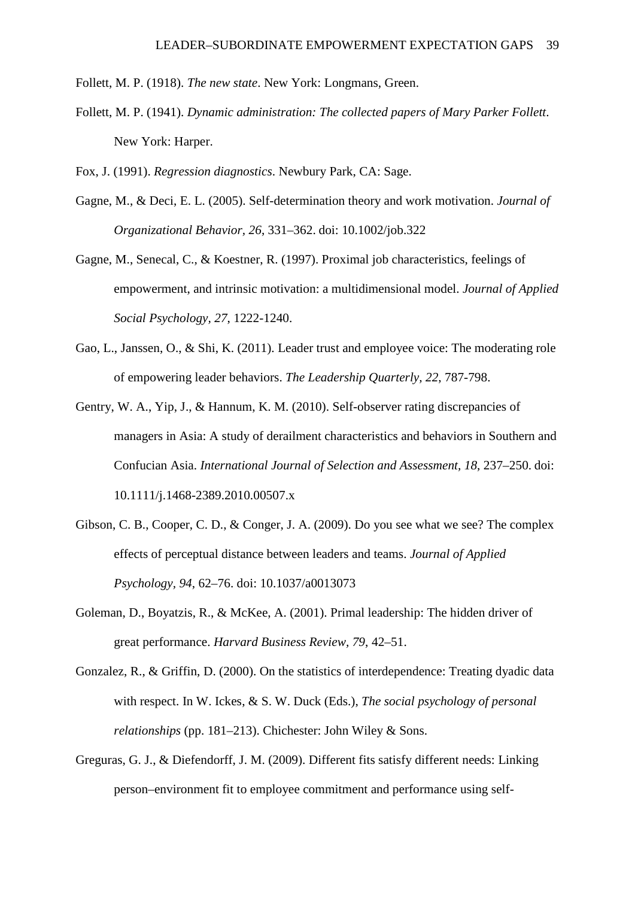Follett, M. P. (1918). *The new state*. New York: Longmans, Green.

Follett, M. P. (1941). *Dynamic administration: The collected papers of Mary Parker Follett*. New York: Harper.

Fox, J. (1991). *Regression diagnostics*. Newbury Park, CA: Sage.

Gagne, M., & Deci, E. L. (2005). Self-determination theory and work motivation. *Journal of Organizational Behavior, 26*, 331–362. doi: 10.1002/job.322

Gagne, M., Senecal, C., & Koestner, R. (1997). Proximal job characteristics, feelings of empowerment, and intrinsic motivation: a multidimensional model. *Journal of Applied Social Psychology, 27*, 1222-1240.

Gao, L., Janssen, O., & Shi, K. (2011). Leader trust and employee voice: The moderating role of empowering leader behaviors. *The Leadership Quarterly, 22*, 787-798.

Gentry, W. A., Yip, J., & Hannum, K. M. (2010). Self-observer rating discrepancies of managers in Asia: A study of derailment characteristics and behaviors in Southern and Confucian Asia. *International Journal of Selection and Assessment, 18*, 237–250. doi: 10.1111/j.1468-2389.2010.00507.x

Gibson, C. B., Cooper, C. D., & Conger, J. A. (2009). Do you see what we see? The complex effects of perceptual distance between leaders and teams. *Journal of Applied Psychology, 94*, 62–76. doi: 10.1037/a0013073

Goleman, D., Boyatzis, R., & McKee, A. (2001). Primal leadership: The hidden driver of great performance. *Harvard Business Review, 79*, 42–51.

Gonzalez, R., & Griffin, D. (2000). On the statistics of interdependence: Treating dyadic data with respect. In W. Ickes, & S. W. Duck (Eds.), *The social psychology of personal relationships* (pp. 181–213). Chichester: John Wiley & Sons.

Greguras, G. J., & Diefendorff, J. M. (2009). Different fits satisfy different needs: Linking person–environment fit to employee commitment and performance using self-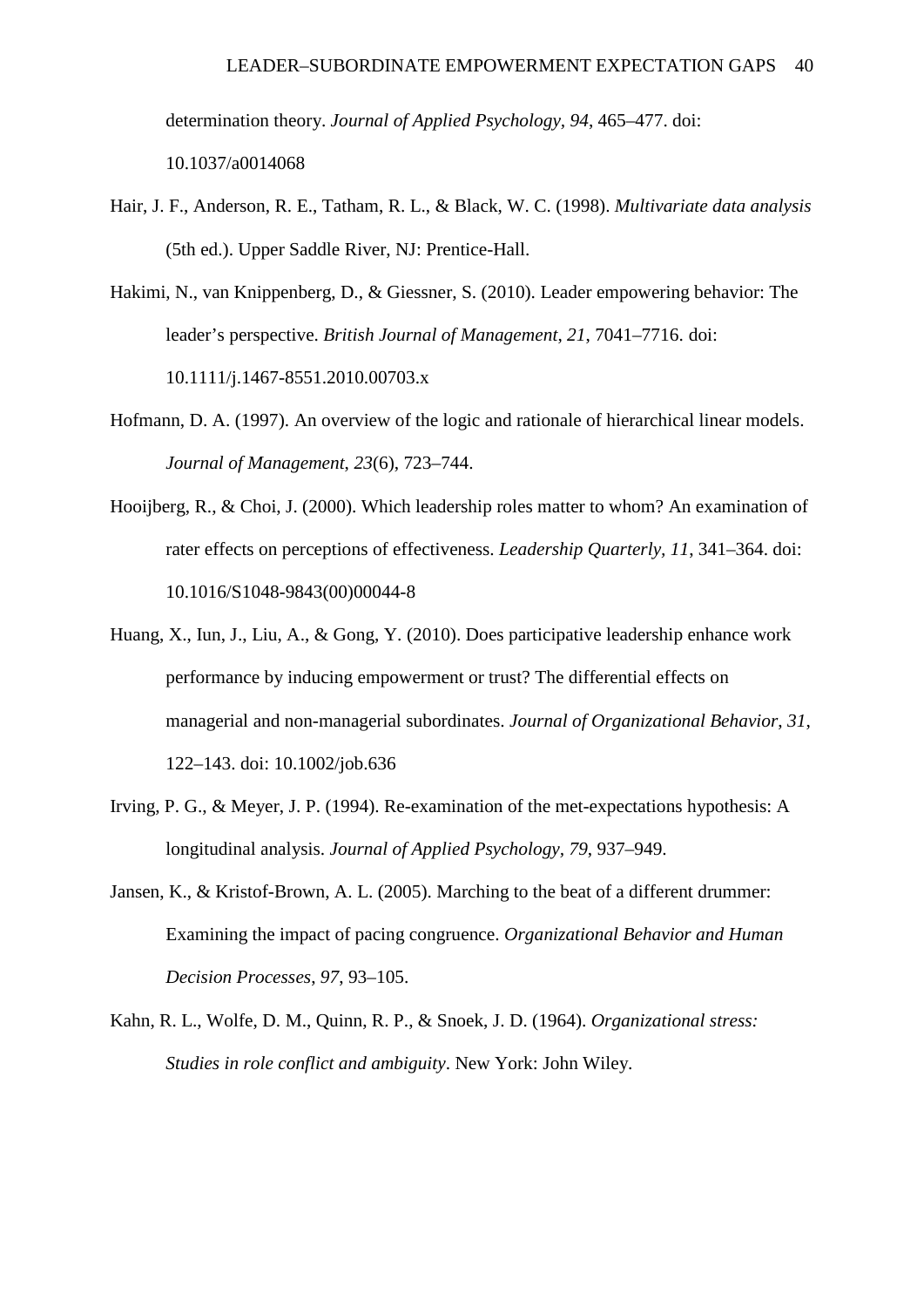determination theory. *Journal of Applied Psychology, 94*, 465–477. doi: 10.1037/a0014068

Hair, J. F., Anderson, R. E., Tatham, R. L., & Black, W. C. (1998). *Multivariate data analysis* (5th ed.). Upper Saddle River, NJ: Prentice-Hall.

Hakimi, N., van Knippenberg, D., & Giessner, S. (2010). Leader empowering behavior: The leader's perspective. *British Journal of Management*, *21*, 7041–7716. doi: 10.1111/j.1467-8551.2010.00703.x

Hofmann, D. A. (1997). An overview of the logic and rationale of hierarchical linear models. *Journal of Management*, *23*(6), 723–744.

Hooijberg, R., & Choi, J. (2000). Which leadership roles matter to whom? An examination of rater effects on perceptions of effectiveness. *Leadership Quarterly, 11*, 341–364. doi: 10.1016/S1048-9843(00)00044-8

Huang, X., Iun, J., Liu, A., & Gong, Y. (2010). Does participative leadership enhance work performance by inducing empowerment or trust? The differential effects on managerial and non-managerial subordinates. *Journal of Organizational Behavior*, *31*, 122–143. doi: 10.1002/job.636

Irving, P. G., & Meyer, J. P. (1994). Re-examination of the met-expectations hypothesis: A longitudinal analysis. *Journal of Applied Psychology*, *79*, 937–949.

Jansen, K., & Kristof-Brown, A. L. (2005). Marching to the beat of a different drummer: Examining the impact of pacing congruence. *Organizational Behavior and Human Decision Processes*, *97*, 93–105.

Kahn, R. L., Wolfe, D. M., Quinn, R. P., & Snoek, J. D. (1964). *Organizational stress: Studies in role conflict and ambiguity*. New York: John Wiley.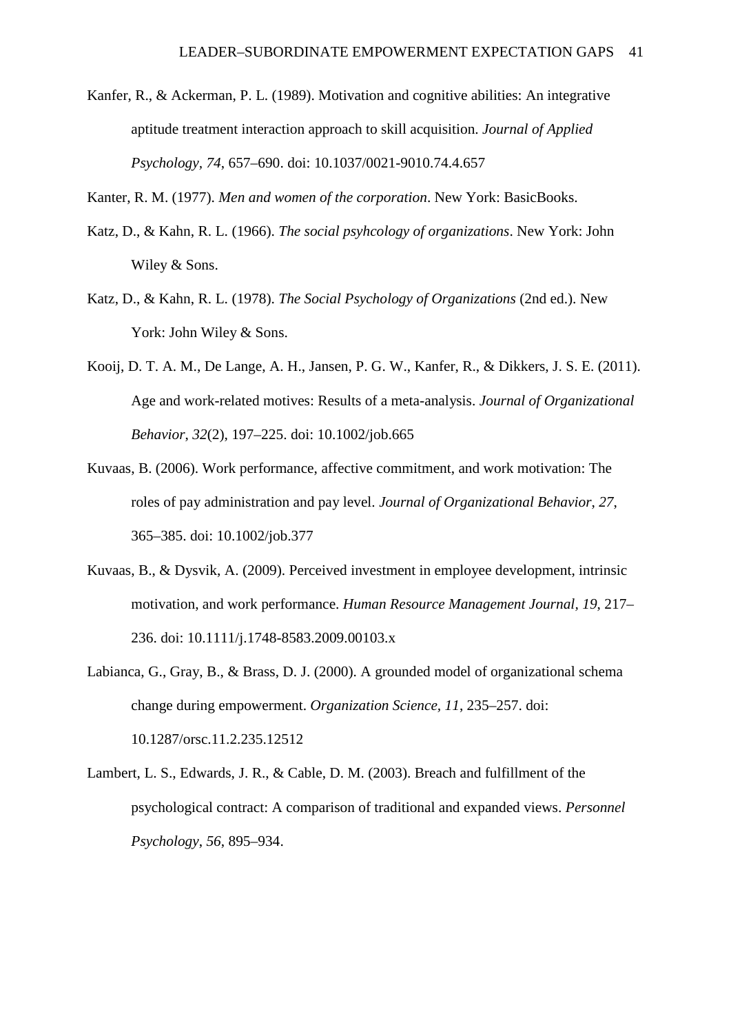Kanfer, R., & Ackerman, P. L. (1989). Motivation and cognitive abilities: An integrative aptitude treatment interaction approach to skill acquisition. *Journal of Applied Psychology, 74*, 657–690. doi: 10.1037/0021-9010.74.4.657

Kanter, R. M. (1977). *Men and women of the corporation*. New York: BasicBooks.

Katz, D., & Kahn, R. L. (1966). *The social psyhcology of organizations*. New York: John Wiley & Sons.

Katz, D., & Kahn, R. L. (1978). *The Social Psychology of Organizations* (2nd ed.). New York: John Wiley & Sons.

Kooij, D. T. A. M., De Lange, A. H., Jansen, P. G. W., Kanfer, R., & Dikkers, J. S. E. (2011). Age and work-related motives: Results of a meta-analysis. *Journal of Organizational Behavior*, *32*(2), 197–225. doi: 10.1002/job.665

Kuvaas, B. (2006). Work performance, affective commitment, and work motivation: The roles of pay administration and pay level. *Journal of Organizational Behavior*, *27*, 365–385. doi: 10.1002/job.377

Kuvaas, B., & Dysvik, A. (2009). Perceived investment in employee development, intrinsic motivation, and work performance. *Human Resource Management Journal*, *19*, 217–236. doi: 10.1111/j.1748-8583.2009.00103.x

Labianca, G., Gray, B., & Brass, D. J. (2000). A grounded model of organizational schema change during empowerment. *Organization Science*, *11*, 235–257. doi: 10.1287/orsc.11.2.235.12512

Lambert, L. S., Edwards, J. R., & Cable, D. M. (2003). Breach and fulfillment of the psychological contract: A comparison of traditional and expanded views. *Personnel Psychology*, *56*, 895–934.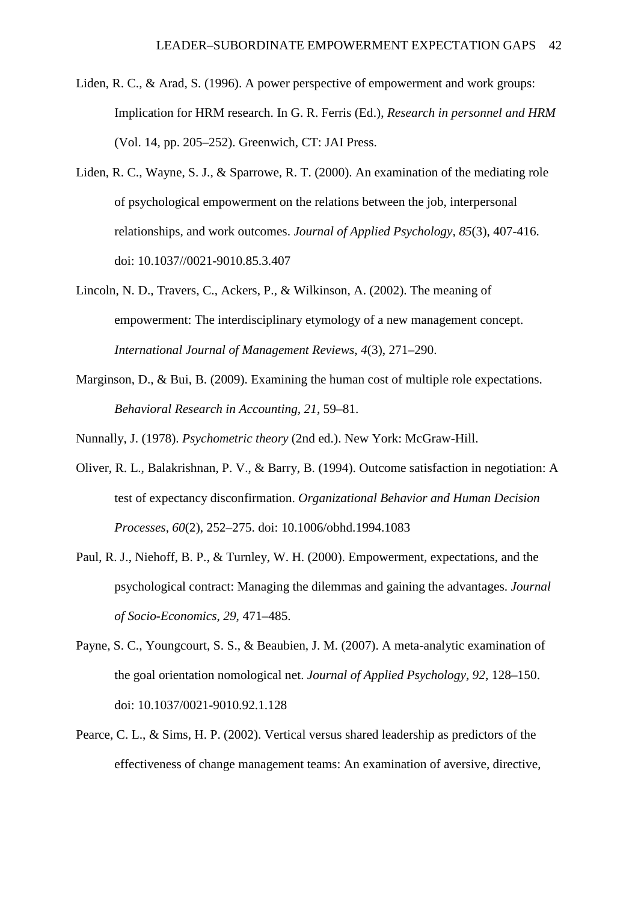Liden, R. C., & Arad, S. (1996). A power perspective of empowerment and work groups: Implication for HRM research. In G. R. Ferris (Ed.), *Research in personnel and HRM* (Vol. 14, pp. 205–252). Greenwich, CT: JAI Press.

Liden, R. C., Wayne, S. J., & Sparrowe, R. T. (2000). An examination of the mediating role of psychological empowerment on the relations between the job, interpersonal relationships, and work outcomes. *Journal of Applied Psychology, 85*(3), 407-416. doi: 10.1037//0021-9010.85.3.407

Lincoln, N. D., Travers, C., Ackers, P., & Wilkinson, A. (2002). The meaning of empowerment: The interdisciplinary etymology of a new management concept. *International Journal of Management Reviews*, *4*(3), 271–290.

Marginson, D., & Bui, B. (2009). Examining the human cost of multiple role expectations. *Behavioral Research in Accounting, 21*, 59–81.

Nunnally, J. (1978). *Psychometric theory* (2nd ed.). New York: McGraw-Hill.

Oliver, R. L., Balakrishnan, P. V., & Barry, B. (1994). Outcome satisfaction in negotiation: A test of expectancy disconfirmation. *Organizational Behavior and Human Decision Processes*, *60*(2), 252–275. doi: 10.1006/obhd.1994.1083

Paul, R. J., Niehoff, B. P., & Turnley, W. H. (2000). Empowerment, expectations, and the psychological contract: Managing the dilemmas and gaining the advantages. *Journal of Socio-Economics*, *29*, 471–485.

Payne, S. C., Youngcourt, S. S., & Beaubien, J. M. (2007). A meta-analytic examination of the goal orientation nomological net. *Journal of Applied Psychology*, *92*, 128–150. doi: 10.1037/0021-9010.92.1.128

Pearce, C. L., & Sims, H. P. (2002). Vertical versus shared leadership as predictors of the effectiveness of change management teams: An examination of aversive, directive,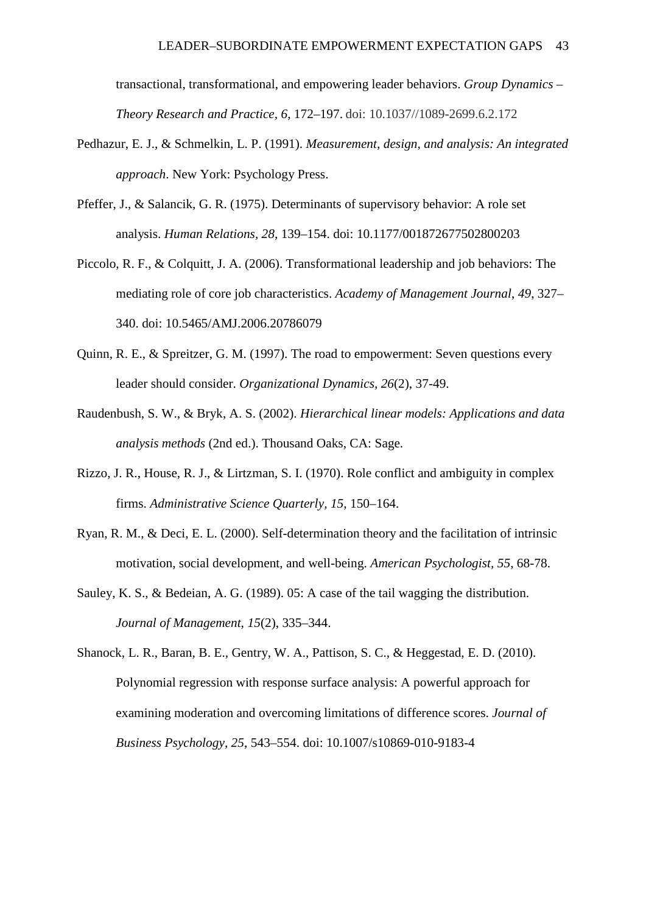transactional, transformational, and empowering leader behaviors. *Group Dynamics – Theory Research and Practice*, *6*, 172–197. doi: 10.1037//1089-2699.6.2.172

Pedhazur, E. J., & Schmelkin, L. P. (1991). *Measurement, design, and analysis: An integrated approach*. New York: Psychology Press.

Pfeffer, J., & Salancik, G. R. (1975). Determinants of supervisory behavior: A role set analysis. *Human Relations, 28*, 139–154. doi: 10.1177/001872677502800203

Piccolo, R. F., & Colquitt, J. A. (2006). Transformational leadership and job behaviors: The mediating role of core job characteristics. *Academy of Management Journal*, *49*, 327–340. doi: 10.5465/AMJ.2006.20786079

Quinn, R. E., & Spreitzer, G. M. (1997). The road to empowerment: Seven questions every leader should consider. *Organizational Dynamics, 26*(2), 37-49.

Raudenbush, S. W., & Bryk, A. S. (2002). *Hierarchical linear models: Applications and data analysis methods* (2nd ed.). Thousand Oaks, CA: Sage.

Rizzo, J. R., House, R. J., & Lirtzman, S. I. (1970). Role conflict and ambiguity in complex firms. *Administrative Science Quarterly, 15*, 150–164.

Ryan, R. M., & Deci, E. L. (2000). Self-determination theory and the facilitation of intrinsic motivation, social development, and well-being. *American Psychologist*, *55*, 68-78.

Sauley, K. S., & Bedeian, A. G. (1989). 05: A case of the tail wagging the distribution. *Journal of Management*, *15*(2), 335–344.

Shanock, L. R., Baran, B. E., Gentry, W. A., Pattison, S. C., & Heggestad, E. D. (2010). Polynomial regression with response surface analysis: A powerful approach for examining moderation and overcoming limitations of difference scores. *Journal of Business Psychology*, *25*, 543–554. doi: 10.1007/s10869-010-9183-4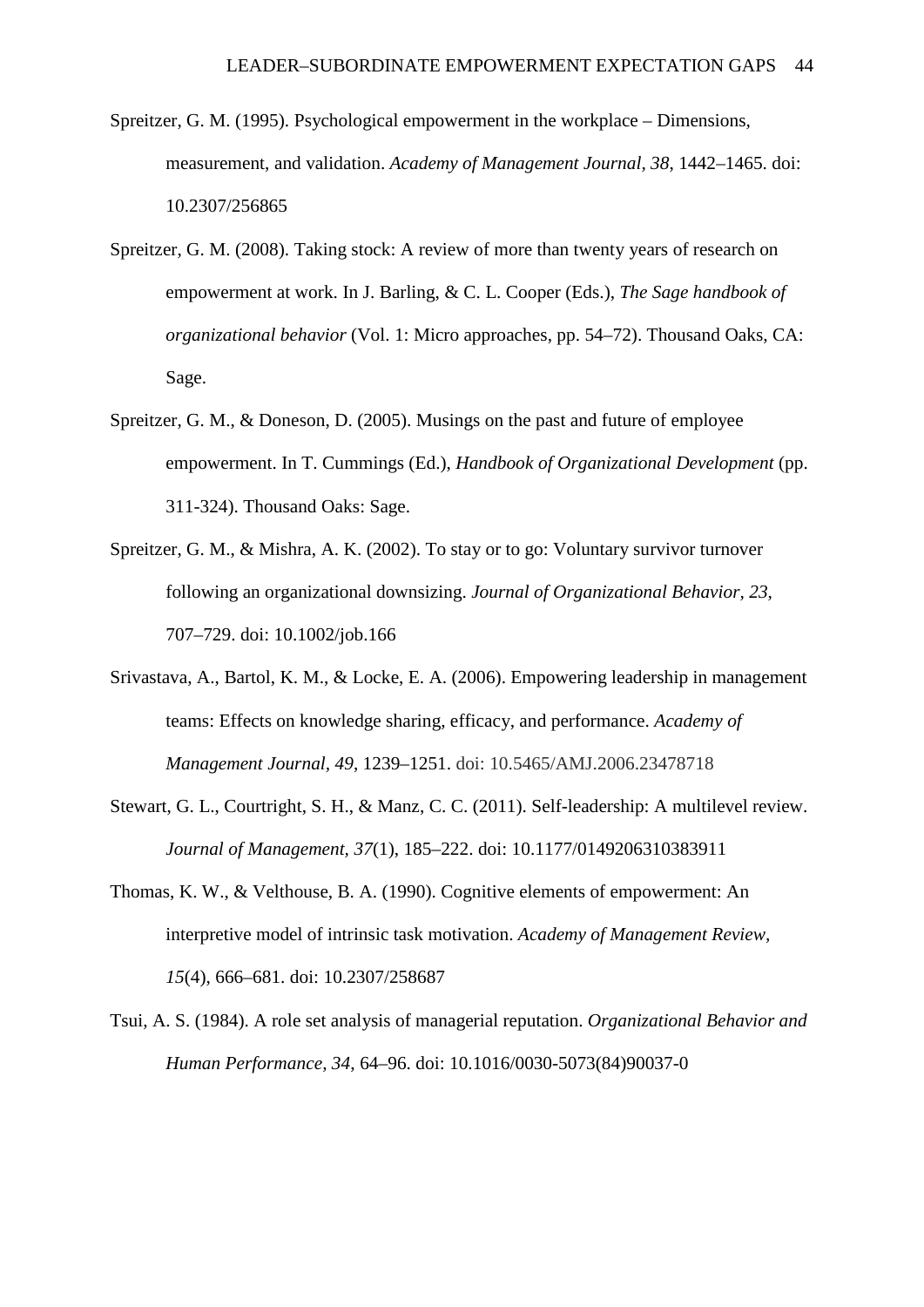Spreitzer, G. M. (1995). Psychological empowerment in the workplace – Dimensions, measurement, and validation. *Academy of Management Journal, 38*, 1442–1465. doi: 10.2307/256865

Spreitzer, G. M. (2008). Taking stock: A review of more than twenty years of research on empowerment at work. In J. Barling, & C. L. Cooper (Eds.), *The Sage handbook of organizational behavior* (Vol. 1: Micro approaches, pp. 54–72). Thousand Oaks, CA: Sage.

Spreitzer, G. M., & Doneson, D. (2005). Musings on the past and future of employee empowerment. In T. Cummings (Ed.), *Handbook of Organizational Development* (pp. 311-324). Thousand Oaks: Sage.

Spreitzer, G. M., & Mishra, A. K. (2002). To stay or to go: Voluntary survivor turnover following an organizational downsizing. *Journal of Organizational Behavior, 23*, 707–729. doi: 10.1002/job.166

Srivastava, A., Bartol, K. M., & Locke, E. A. (2006). Empowering leadership in management teams: Effects on knowledge sharing, efficacy, and performance. *Academy of Management Journal*, *49*, 1239–1251. doi: 10.5465/AMJ.2006.23478718

Stewart, G. L., Courtright, S. H., & Manz, C. C. (2011). Self-leadership: A multilevel review. *Journal of Management, 37*(1), 185–222. doi: 10.1177/0149206310383911

Thomas, K. W., & Velthouse, B. A. (1990). Cognitive elements of empowerment: An interpretive model of intrinsic task motivation. *Academy of Management Review, 15*(4), 666–681. doi: 10.2307/258687

Tsui, A. S. (1984). A role set analysis of managerial reputation. *Organizational Behavior and Human Performance, 34*, 64–96. doi: 10.1016/0030-5073(84)90037-0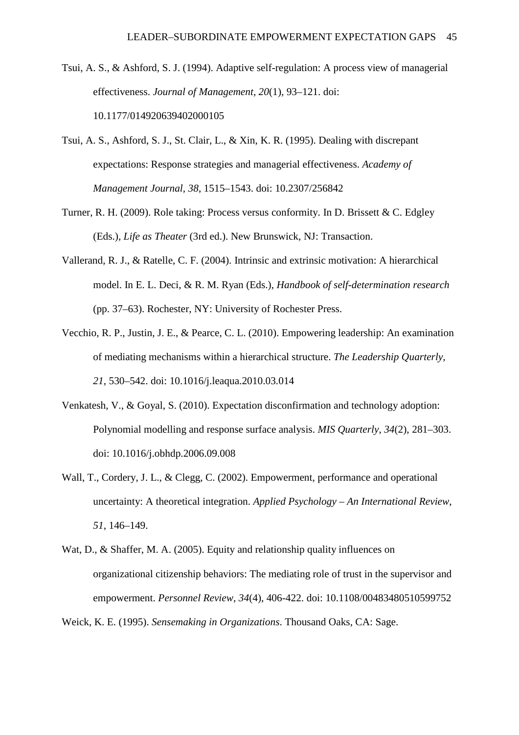Tsui, A. S., & Ashford, S. J. (1994). Adaptive self-regulation: A process view of managerial effectiveness. *Journal of Management*, *20*(1), 93–121. doi: 10.1177/014920639402000105

Tsui, A. S., Ashford, S. J., St. Clair, L., & Xin, K. R. (1995). Dealing with discrepant expectations: Response strategies and managerial effectiveness. *Academy of Management Journal*, *38*, 1515–1543. doi: 10.2307/256842

Turner, R. H. (2009). Role taking: Process versus conformity. In D. Brissett & C. Edgley (Eds.), *Life as Theater* (3rd ed.). New Brunswick, NJ: Transaction.

Vallerand, R. J., & Ratelle, C. F. (2004). Intrinsic and extrinsic motivation: A hierarchical model. In E. L. Deci, & R. M. Ryan (Eds.), *Handbook of self-determination research* (pp. 37–63). Rochester, NY: University of Rochester Press.

Vecchio, R. P., Justin, J. E., & Pearce, C. L. (2010). Empowering leadership: An examination of mediating mechanisms within a hierarchical structure. *The Leadership Quarterly*, *21*, 530–542. doi: 10.1016/j.leaqua.2010.03.014

Venkatesh, V., & Goyal, S. (2010). Expectation disconfirmation and technology adoption: Polynomial modelling and response surface analysis. *MIS Quarterly*, *34*(2), 281–303. doi: 10.1016/j.obhdp.2006.09.008

Wall, T., Cordery, J. L., & Clegg, C. (2002). Empowerment, performance and operational uncertainty: A theoretical integration. *Applied Psychology – An International Review*, *51*, 146–149.

Wat, D., & Shaffer, M. A. (2005). Equity and relationship quality influences on organizational citizenship behaviors: The mediating role of trust in the supervisor and empowerment. *Personnel Review*, *34*(4), 406-422. doi: 10.1108/00483480510599752

Weick, K. E. (1995). *Sensemaking in Organizations*. Thousand Oaks, CA: Sage.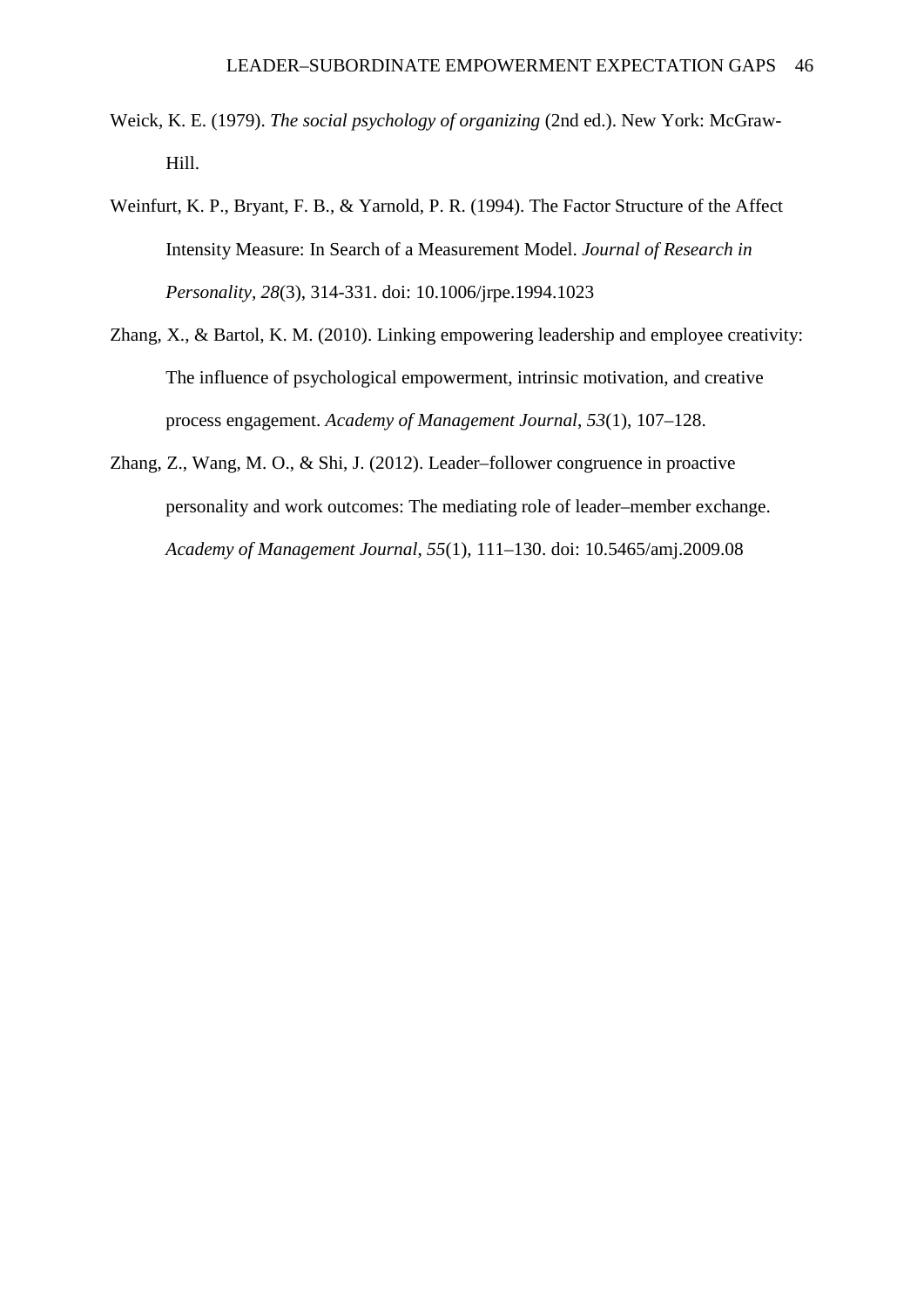Weick, K. E. (1979). *The social psychology of organizing* (2nd ed.). New York: McGraw-Hill.

Weinfurt, K. P., Bryant, F. B., & Yarnold, P. R. (1994). The Factor Structure of the Affect Intensity Measure: In Search of a Measurement Model. *Journal of Research in Personality, 28*(3), 314-331. doi: 10.1006/jrpe.1994.1023

Zhang, X., & Bartol, K. M. (2010). Linking empowering leadership and employee creativity: The influence of psychological empowerment, intrinsic motivation, and creative process engagement. *Academy of Management Journal*, *53*(1), 107–128.

Zhang, Z., Wang, M. O., & Shi, J. (2012). Leader–follower congruence in proactive personality and work outcomes: The mediating role of leader–member exchange. *Academy of Management Journal*, *55*(1), 111–130. doi: 10.5465/amj.2009.08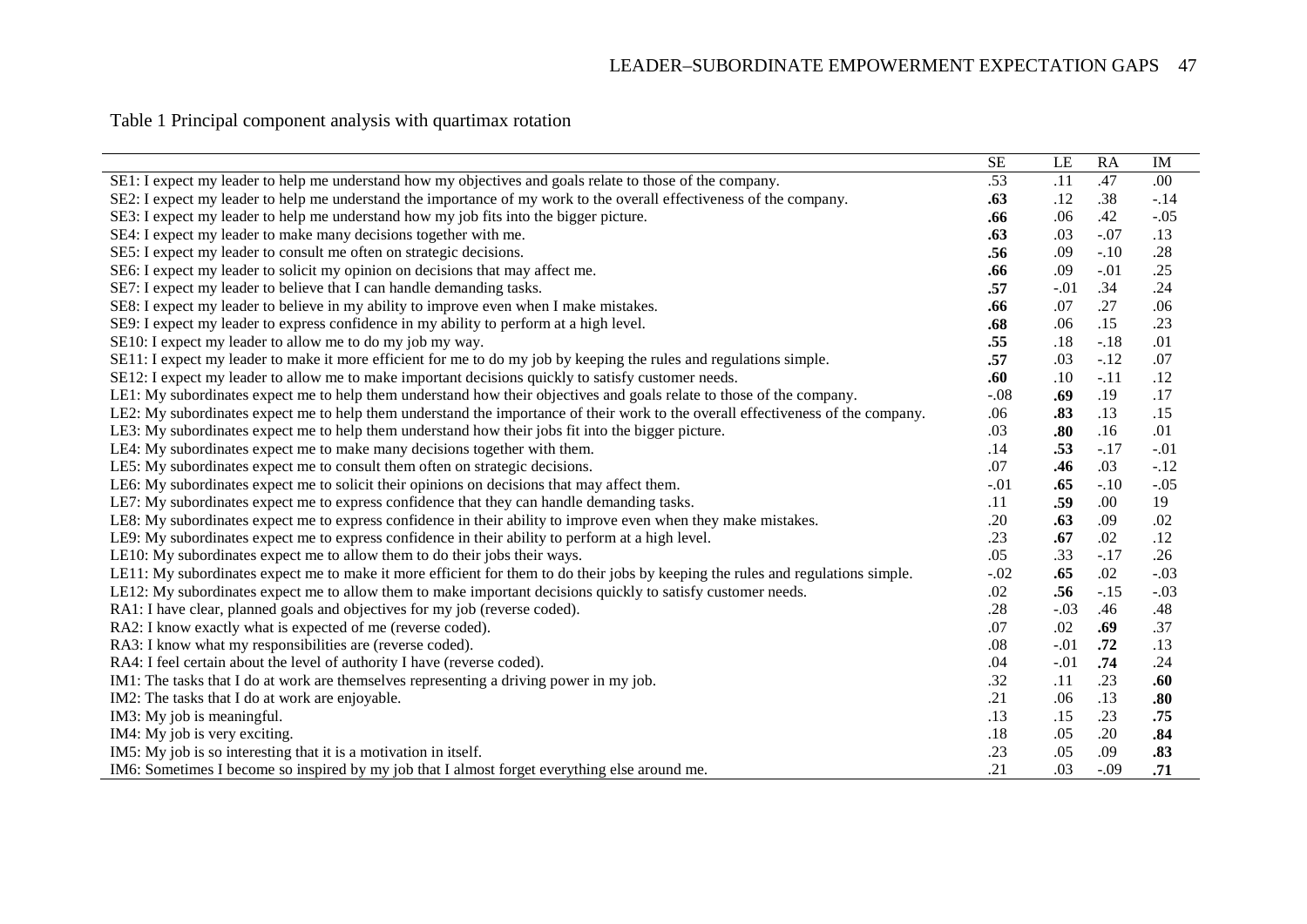Table 1 Principal component analysis with quartimax rotation

| | SE | LE | RA | IM |
|---|---|---|---|---|
| SE1: I expect my leader to help me understand how my objectives and goals relate to those of the company. | .53 | .11 | .47 | .00 |
| SE2: I expect my leader to help me understand the importance of my work to the overall effectiveness of the company. | **.63** | .12 | .38 | -.14 |
| SE3: I expect my leader to help me understand how my job fits into the bigger picture. | **.66** | .06 | .42 | -.05 |
| SE4: I expect my leader to make many decisions together with me. | **.63** | .03 | -.07 | .13 |
| SE5: I expect my leader to consult me often on strategic decisions. | **.56** | .09 | -.10 | .28 |
| SE6: I expect my leader to solicit my opinion on decisions that may affect me. | **.66** | .09 | -.01 | .25 |
| SE7: I expect my leader to believe that I can handle demanding tasks. | **.57** | -.01 | .34 | .24 |
| SE8: I expect my leader to believe in my ability to improve even when I make mistakes. | **.66** | .07 | .27 | .06 |
| SE9: I expect my leader to express confidence in my ability to perform at a high level. | **.68** | .06 | .15 | .23 |
| SE10: I expect my leader to allow me to do my job my way. | **.55** | .18 | -.18 | .01 |
| SE11: I expect my leader to make it more efficient for me to do my job by keeping the rules and regulations simple. | **.57** | .03 | -.12 | .07 |
| SE12: I expect my leader to allow me to make important decisions quickly to satisfy customer needs. | **.60** | .10 | -.11 | .12 |
| LE1: My subordinates expect me to help them understand how their objectives and goals relate to those of the company. | -.08 | **.69** | .19 | .17 |
| LE2: My subordinates expect me to help them understand the importance of their work to the overall effectiveness of the company. | .06 | **.83** | .13 | .15 |
| LE3: My subordinates expect me to help them understand how their jobs fit into the bigger picture. | .03 | **.80** | .16 | .01 |
| LE4: My subordinates expect me to make many decisions together with them. | .14 | **.53** | -.17 | -.01 |
| LE5: My subordinates expect me to consult them often on strategic decisions. | .07 | **.46** | .03 | -.12 |
| LE6: My subordinates expect me to solicit their opinions on decisions that may affect them. | -.01 | **.65** | -.10 | -.05 |
| LE7: My subordinates expect me to express confidence that they can handle demanding tasks. | .11 | **.59** | .00 | 19 |
| LE8: My subordinates expect me to express confidence in their ability to improve even when they make mistakes. | .20 | **.63** | .09 | .02 |
| LE9: My subordinates expect me to express confidence in their ability to perform at a high level. | .23 | **.67** | .02 | .12 |
| LE10: My subordinates expect me to allow them to do their jobs their ways. | .05 | .33 | -.17 | .26 |
| LE11: My subordinates expect me to make it more efficient for them to do their jobs by keeping the rules and regulations simple. | -.02 | **.65** | .02 | -.03 |
| LE12: My subordinates expect me to allow them to make important decisions quickly to satisfy customer needs. | .02 | **.56** | -.15 | -.03 |
| RA1: I have clear, planned goals and objectives for my job (reverse coded). | .28 | -.03 | .46 | .48 |
| RA2: I know exactly what is expected of me (reverse coded). | .07 | .02 | **.69** | .37 |
| RA3: I know what my responsibilities are (reverse coded). | .08 | -.01 | **.72** | .13 |
| RA4: I feel certain about the level of authority I have (reverse coded). | .04 | -.01 | **.74** | .24 |
| IM1: The tasks that I do at work are themselves representing a driving power in my job. | .32 | .11 | .23 | **.60** |
| IM2: The tasks that I do at work are enjoyable. | .21 | .06 | .13 | **.80** |
| IM3: My job is meaningful. | .13 | .15 | .23 | **.75** |
| IM4: My job is very exciting. | .18 | .05 | .20 | **.84** |
| IM5: My job is so interesting that it is a motivation in itself. | .23 | .05 | .09 | **.83** |
| IM6: Sometimes I become so inspired by my job that I almost forget everything else around me. | .21 | .03 | -.09 | **.71** |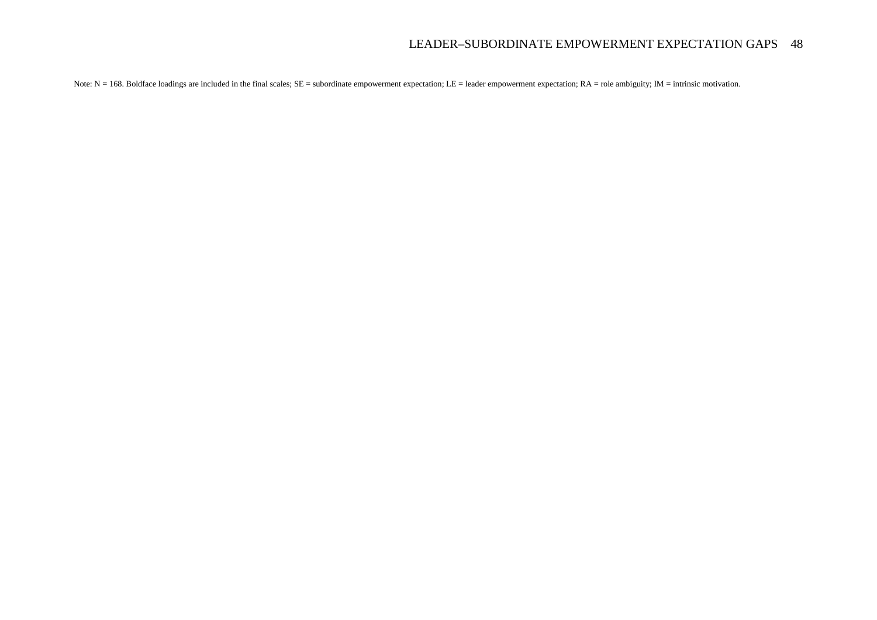Note: N = 168. Boldface loadings are included in the final scales; SE = subordinate empowerment expectation; LE = leader empowerment expectation; RA = role ambiguity; IM = intrinsic motivation.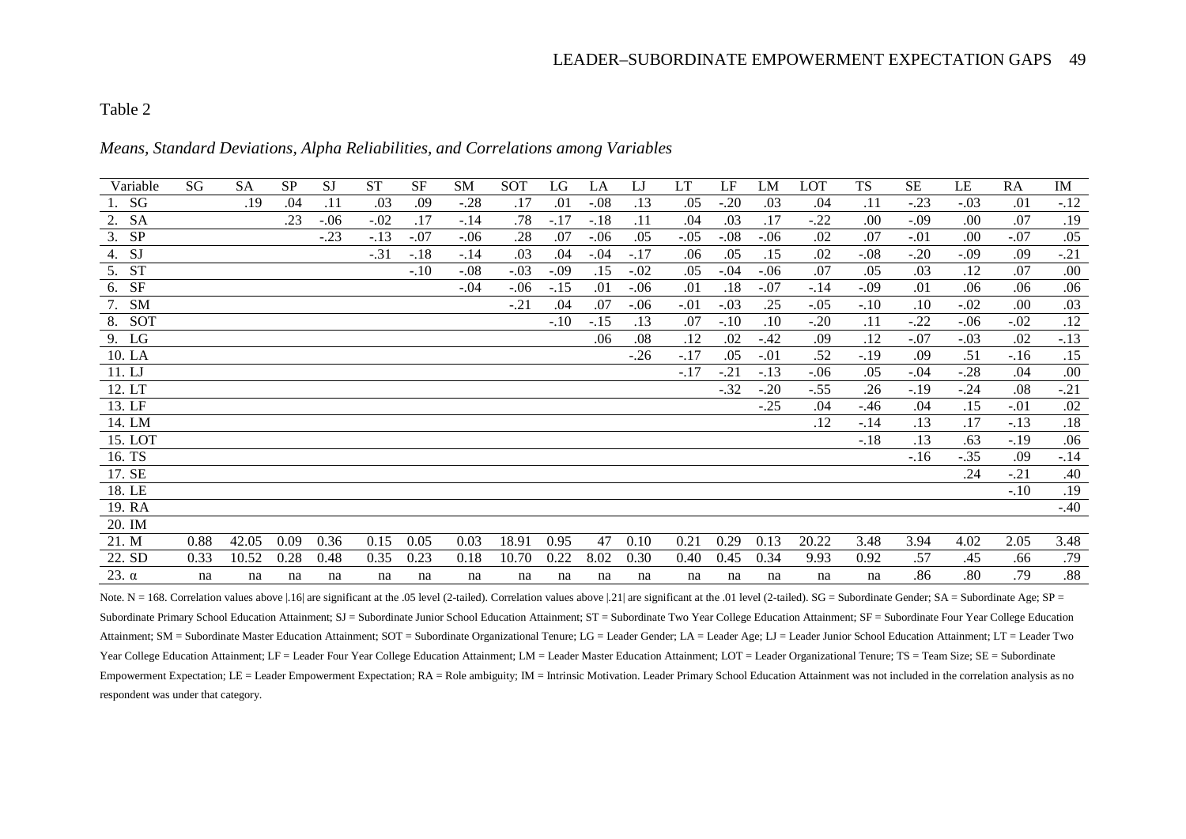Table 2

*Means, Standard Deviations, Alpha Reliabilities, and Correlations among Variables*

| Variable | SG | SA | SP | SJ | ST | SF | SM | SOT | LG | LA | LJ | LT | LF | LM | LOT | TS | SE | LE | RA | IM |
|---|---|---|---|---|---|---|---|---|---|---|---|---|---|---|---|---|---|---|---|---|
| 1. SG | | .19 | .04 | .11 | .03 | .09 | -.28 | .17 | .01 | -.08 | .13 | .05 | -.20 | .03 | .04 | .11 | -.23 | -.03 | .01 | -.12 |
| 2. SA | | | .23 | -.06 | -.02 | .17 | -.14 | .78 | -.17 | -.18 | .11 | .04 | .03 | .17 | -.22 | .00 | -.09 | .00 | .07 | .19 |
| 3. SP | | | | -.23 | -.13 | -.07 | -.06 | .28 | .07 | -.06 | .05 | -.05 | -.08 | -.06 | .02 | .07 | -.01 | .00 | -.07 | .05 |
| 4. SJ | | | | | -.31 | -.18 | -.14 | .03 | .04 | -.04 | -.17 | .06 | .05 | .15 | .02 | -.08 | -.20 | -.09 | .09 | -.21 |
| 5. ST | | | | | | -.10 | -.08 | -.03 | -.09 | .15 | -.02 | .05 | -.04 | -.06 | .07 | .05 | .03 | .12 | .07 | .00 |
| 6. SF | | | | | | | -.04 | -.06 | -.15 | .01 | -.06 | .01 | .18 | -.07 | -.14 | -.09 | .01 | .06 | .06 | .06 |
| 7. SM | | | | | | | | -.21 | .04 | .07 | -.06 | -.01 | -.03 | .25 | -.05 | -.10 | .10 | -.02 | .00 | .03 |
| 8. SOT | | | | | | | | | -.10 | -.15 | .13 | .07 | -.10 | .10 | -.20 | .11 | -.22 | -.06 | -.02 | .12 |
| 9. LG | | | | | | | | | | .06 | .08 | .12 | .02 | -.42 | .09 | .12 | -.07 | -.03 | .02 | -.13 |
| 10. LA | | | | | | | | | | | -.26 | -.17 | .05 | -.01 | .52 | -.19 | .09 | .51 | -.16 | .15 |
| 11. LJ | | | | | | | | | | | | -.17 | -.21 | -.13 | -.06 | .05 | -.04 | -.28 | .04 | .00 |
| 12. LT | | | | | | | | | | | | | -.32 | -.20 | -.55 | .26 | -.19 | -.24 | .08 | -.21 |
| 13. LF | | | | | | | | | | | | | | -.25 | .04 | -.46 | .04 | .15 | -.01 | .02 |
| 14. LM | | | | | | | | | | | | | | | .12 | -.14 | .13 | .17 | -.13 | .18 |
| 15. LOT | | | | | | | | | | | | | | | | -.18 | .13 | .63 | -.19 | .06 |
| 16. TS | | | | | | | | | | | | | | | | | -.16 | -.35 | .09 | -.14 |
| 17. SE | | | | | | | | | | | | | | | | | | .24 | -.21 | .40 |
| 18. LE | | | | | | | | | | | | | | | | | | | -.10 | .19 |
| 19. RA | | | | | | | | | | | | | | | | | | | | -.40 |
| 20. IM | | | | | | | | | | | | | | | | | | | | |
| 21. M | 0.88 | 42.05 | 0.09 | 0.36 | 0.15 | 0.05 | 0.03 | 18.91 | 0.95 | 47 | 0.10 | 0.21 | 0.29 | 0.13 | 20.22 | 3.48 | 3.94 | 4.02 | 2.05 | 3.48 |
| 22. SD | 0.33 | 10.52 | 0.28 | 0.48 | 0.35 | 0.23 | 0.18 | 10.70 | 0.22 | 8.02 | 0.30 | 0.40 | 0.45 | 0.34 | 9.93 | 0.92 | .57 | .45 | .66 | .79 |
| 23. α | na | na | na | na | na | na | na | na | na | na | na | na | na | na | na | na | .86 | .80 | .79 | .88 |

Note. N = 168. Correlation values above |.16| are significant at the .05 level (2-tailed). Correlation values above |.21| are significant at the .01 level (2-tailed). SG = Subordinate Gender; SA = Subordinate Age; SP = Subordinate Primary School Education Attainment; SJ = Subordinate Junior School Education Attainment; ST = Subordinate Two Year College Education Attainment; SF = Subordinate Four Year College Education Attainment; SM = Subordinate Master Education Attainment; SOT = Subordinate Organizational Tenure; LG = Leader Gender; LA = Leader Age; LJ = Leader Junior School Education Attainment; LT = Leader Two Year College Education Attainment; LF = Leader Four Year College Education Attainment; LM = Leader Master Education Attainment; LOT = Leader Organizational Tenure; TS = Team Size; SE = Subordinate Empowerment Expectation; LE = Leader Empowerment Expectation; RA = Role ambiguity; IM = Intrinsic Motivation. Leader Primary School Education Attainment was not included in the correlation analysis as no respondent was under that category.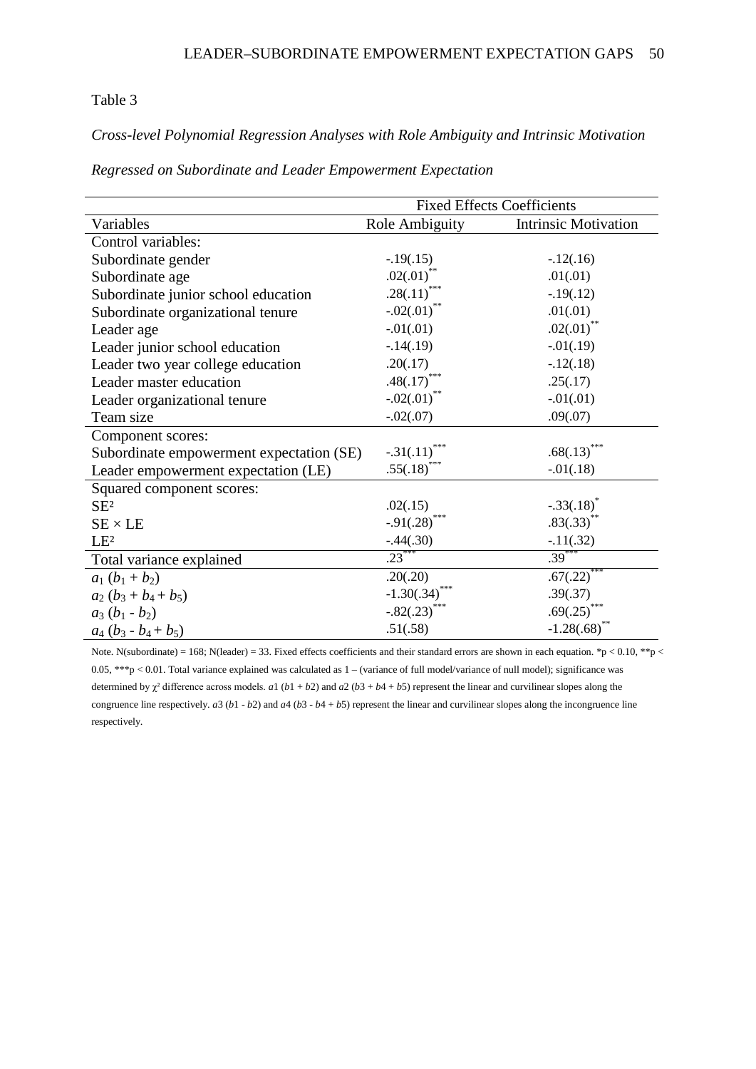Table 3

*Cross-level Polynomial Regression Analyses with Role Ambiguity and Intrinsic Motivation Regressed on Subordinate and Leader Empowerment Expectation*

| | Fixed Effects Coefficients | |
|---|---|---|
| Variables | Role Ambiguity | Intrinsic Motivation |
| Control variables: | | |
| Subordinate gender | -.19(.15) | -.12(.16) |
| Subordinate age | .02(.01)** | .01(.01) |
| Subordinate junior school education | .28(.11)*** | -.19(.12) |
| Subordinate organizational tenure | -.02(.01)** | .01(.01) |
| Leader age | -.01(.01) | .02(.01)** |
| Leader junior school education | -.14(.19) | -.01(.19) |
| Leader two year college education | .20(.17) | -.12(.18) |
| Leader master education | .48(.17)*** | .25(.17) |
| Leader organizational tenure | -.02(.01)** | -.01(.01) |
| Team size | -.02(.07) | .09(.07) |
| Component scores: | | |
| Subordinate empowerment expectation (SE) | -.31(.11)*** | .68(.13)*** |
| Leader empowerment expectation (LE) | .55(.18)*** | -.01(.18) |
| Squared component scores: | | |
| $SE^2$ | .02(.15) | -.33(.18)* |
| SE × LE | -.91(.28)*** | .83(.33)** |
| $LE^2$ | -.44(.30) | -.11(.32) |
| Total variance explained | .23*** | .39*** |
| $a_1$ $(b_1 + b_2)$ | .20(.20) | .67(.22)*** |
| $a_2$ $(b_3 + b_4 + b_5)$ | -1.30(.34)*** | .39(.37) |
| $a_3$ $(b_1 - b_2)$ | -.82(.23)*** | .69(.25)*** |
| $a_4$ $(b_3 - b_4 + b_5)$ | .51(.58) | -1.28(.68)** |

Note. N(subordinate) = 168; N(leader) = 33. Fixed effects coefficients and their standard errors are shown in each equation. *p < 0.10, **p < 0.05, ***p < 0.01. Total variance explained was calculated as 1 – (variance of full model/variance of null model); significance was determined by $\chi^2$ difference across models. $a1$ $(b1 + b2)$ and $a2$ $(b3 + b4 + b5)$ represent the linear and curvilinear slopes along the congruence line respectively. $a3$ $(b1 - b2)$ and $a4$ $(b3 - b4 + b5)$ represent the linear and curvilinear slopes along the incongruence line respectively.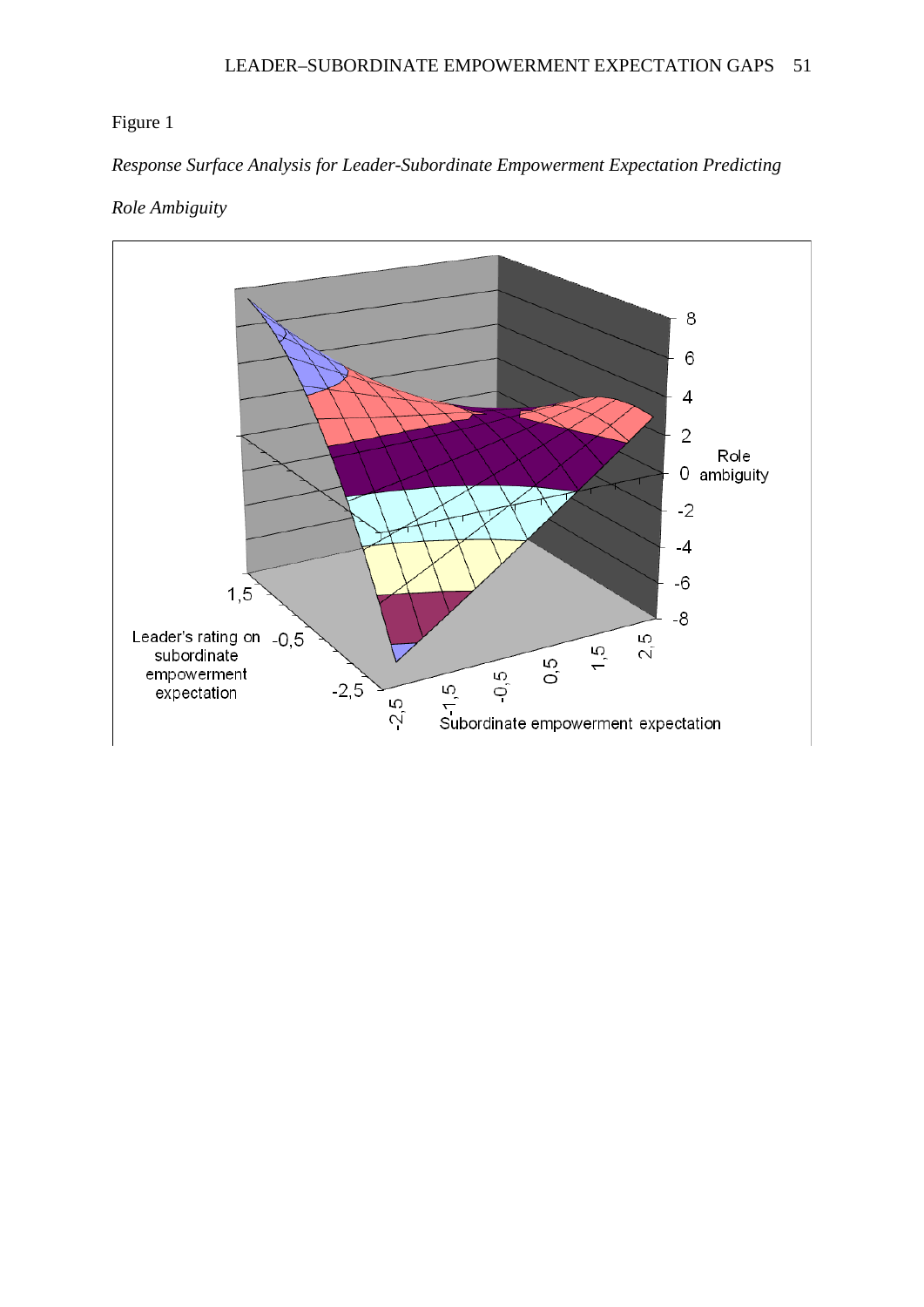Figure 1

*Response Surface Analysis for Leader-Subordinate Empowerment Expectation Predicting Role Ambiguity*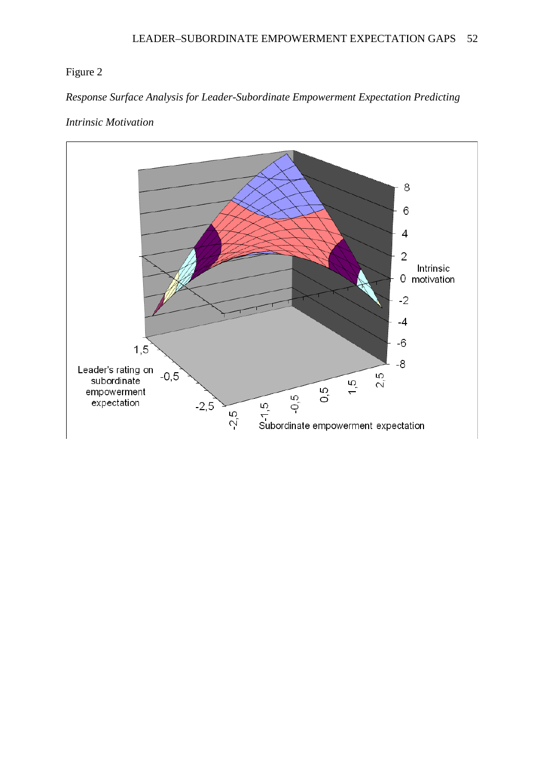Figure 2

*Response Surface Analysis for Leader-Subordinate Empowerment Expectation Predicting Intrinsic Motivation*

8
6
4
2
0
-2
-4
-6
-8

Intrinsic motivation

1,5
-0,5
-2,5

Leader's rating on subordinate empowerment expectation

-2,5
-1,5
-0,5
0,5
1,5
2,5

Subordinate empowerment expectation